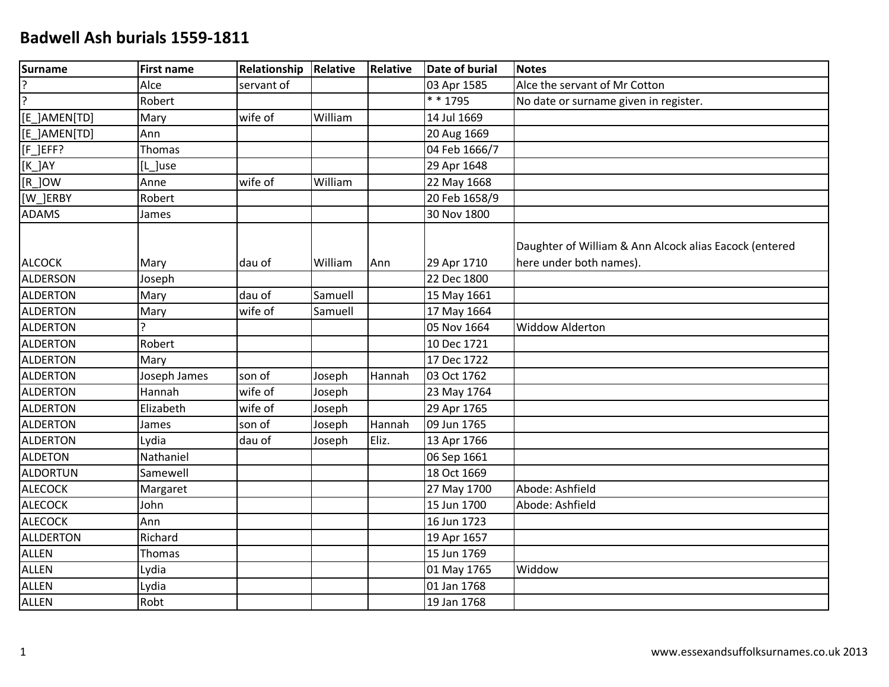# Badwell Ash burials 1559-1811

| Surname | First name | Relationship | Relative | Relative | Date of burial | Notes |
|---|---|---|---|---|---|---|
| ? | Alce | servant of | | | 03 Apr 1585 | Alce the servant of Mr Cotton |
| ? | Robert | | | | * * 1795 | No date or surname given in register. |
| [E_]AMEN[TD] | Mary | wife of | William | | 14 Jul 1669 | |
| [E_]AMEN[TD] | Ann | | | | 20 Aug 1669 | |
| [F_]EFF? | Thomas | | | | 04 Feb 1666/7 | |
| [K_]AY | [L_]use | | | | 29 Apr 1648 | |
| [R_]OW | Anne | wife of | William | | 22 May 1668 | |
| [W_]ERBY | Robert | | | | 20 Feb 1658/9 | |
| ADAMS | James | | | | 30 Nov 1800 | |
| ALCOCK | Mary | dau of | William | Ann | 29 Apr 1710 | Daughter of William & Ann Alcock alias Eacock (entered here under both names). |
| ALDERSON | Joseph | | | | 22 Dec 1800 | |
| ALDERTON | Mary | dau of | Samuell | | 15 May 1661 | |
| ALDERTON | Mary | wife of | Samuell | | 17 May 1664 | |
| ALDERTON | ? | | | | 05 Nov 1664 | Widdow Alderton |
| ALDERTON | Robert | | | | 10 Dec 1721 | |
| ALDERTON | Mary | | | | 17 Dec 1722 | |
| ALDERTON | Joseph James | son of | Joseph | Hannah | 03 Oct 1762 | |
| ALDERTON | Hannah | wife of | Joseph | | 23 May 1764 | |
| ALDERTON | Elizabeth | wife of | Joseph | | 29 Apr 1765 | |
| ALDERTON | James | son of | Joseph | Hannah | 09 Jun 1765 | |
| ALDERTON | Lydia | dau of | Joseph | Eliz. | 13 Apr 1766 | |
| ALDETON | Nathaniel | | | | 06 Sep 1661 | |
| ALDORTUN | Samewell | | | | 18 Oct 1669 | |
| ALECOCK | Margaret | | | | 27 May 1700 | Abode: Ashfield |
| ALECOCK | John | | | | 15 Jun 1700 | Abode: Ashfield |
| ALECOCK | Ann | | | | 16 Jun 1723 | |
| ALLDERTON | Richard | | | | 19 Apr 1657 | |
| ALLEN | Thomas | | | | 15 Jun 1769 | |
| ALLEN | Lydia | | | | 01 May 1765 | Widdow |
| ALLEN | Lydia | | | | 01 Jan 1768 | |
| ALLEN | Robt | | | | 19 Jan 1768 | |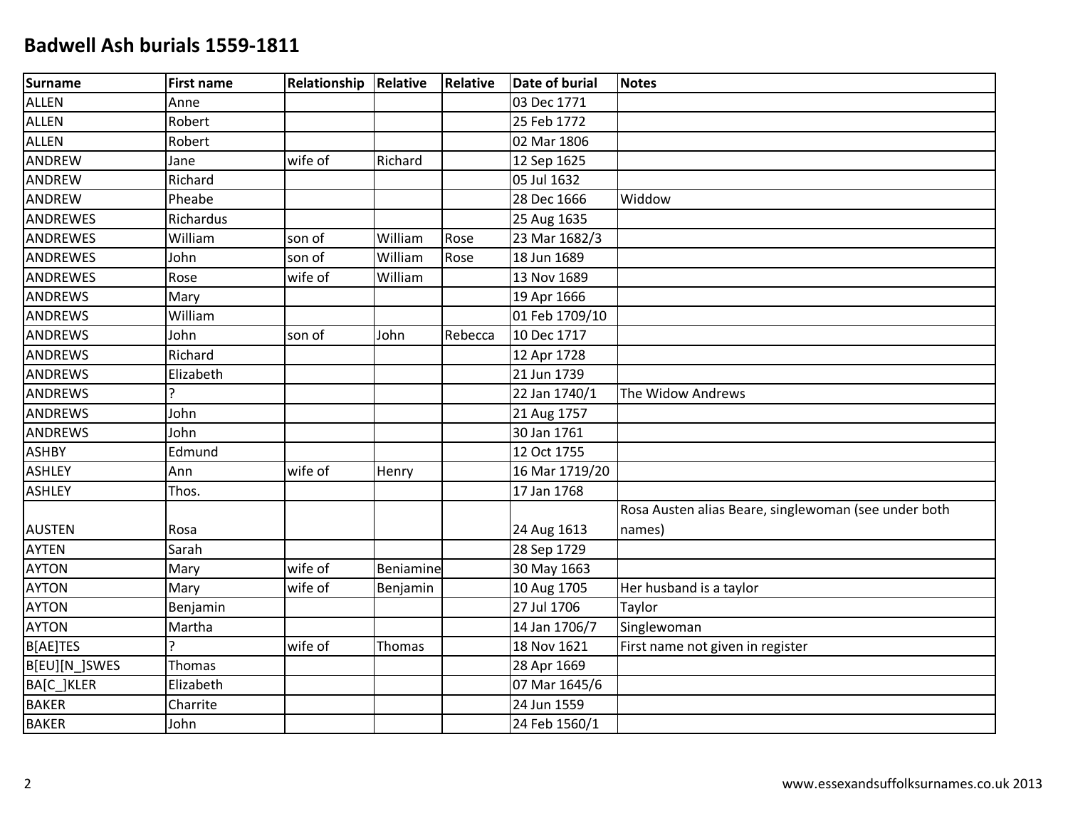# Badwell Ash burials 1559-1811

| Surname | First name | Relationship | Relative | Relative | Date of burial | Notes |
|---|---|---|---|---|---|---|
| ALLEN | Anne | | | | 03 Dec 1771 | |
| ALLEN | Robert | | | | 25 Feb 1772 | |
| ALLEN | Robert | | | | 02 Mar 1806 | |
| ANDREW | Jane | wife of | Richard | | 12 Sep 1625 | |
| ANDREW | Richard | | | | 05 Jul 1632 | |
| ANDREW | Pheabe | | | | 28 Dec 1666 | Widdow |
| ANDREWES | Richardus | | | | 25 Aug 1635 | |
| ANDREWES | William | son of | William | Rose | 23 Mar 1682/3 | |
| ANDREWES | John | son of | William | Rose | 18 Jun 1689 | |
| ANDREWES | Rose | wife of | William | | 13 Nov 1689 | |
| ANDREWS | Mary | | | | 19 Apr 1666 | |
| ANDREWS | William | | | | 01 Feb 1709/10 | |
| ANDREWS | John | son of | John | Rebecca | 10 Dec 1717 | |
| ANDREWS | Richard | | | | 12 Apr 1728 | |
| ANDREWS | Elizabeth | | | | 21 Jun 1739 | |
| ANDREWS | ? | | | | 22 Jan 1740/1 | The Widow Andrews |
| ANDREWS | John | | | | 21 Aug 1757 | |
| ANDREWS | John | | | | 30 Jan 1761 | |
| ASHBY | Edmund | | | | 12 Oct 1755 | |
| ASHLEY | Ann | wife of | Henry | | 16 Mar 1719/20 | |
| ASHLEY | Thos. | | | | 17 Jan 1768 | |
| AUSTEN | Rosa | | | | 24 Aug 1613 | Rosa Austen alias Beare, singlewoman (see under both names) |
| AYTEN | Sarah | | | | 28 Sep 1729 | |
| AYTON | Mary | wife of | Beniamine | | 30 May 1663 | |
| AYTON | Mary | wife of | Benjamin | | 10 Aug 1705 | Her husband is a taylor |
| AYTON | Benjamin | | | | 27 Jul 1706 | Taylor |
| AYTON | Martha | | | | 14 Jan 1706/7 | Singlewoman |
| B[AE]TES | ? | wife of | Thomas | | 18 Nov 1621 | First name not given in register |
| B[EU][N_]SWES | Thomas | | | | 28 Apr 1669 | |
| BA[C_]KLER | Elizabeth | | | | 07 Mar 1645/6 | |
| BAKER | Charrite | | | | 24 Jun 1559 | |
| BAKER | John | | | | 24 Feb 1560/1 | |

www.essexandsuffolksurnames.co.uk 2013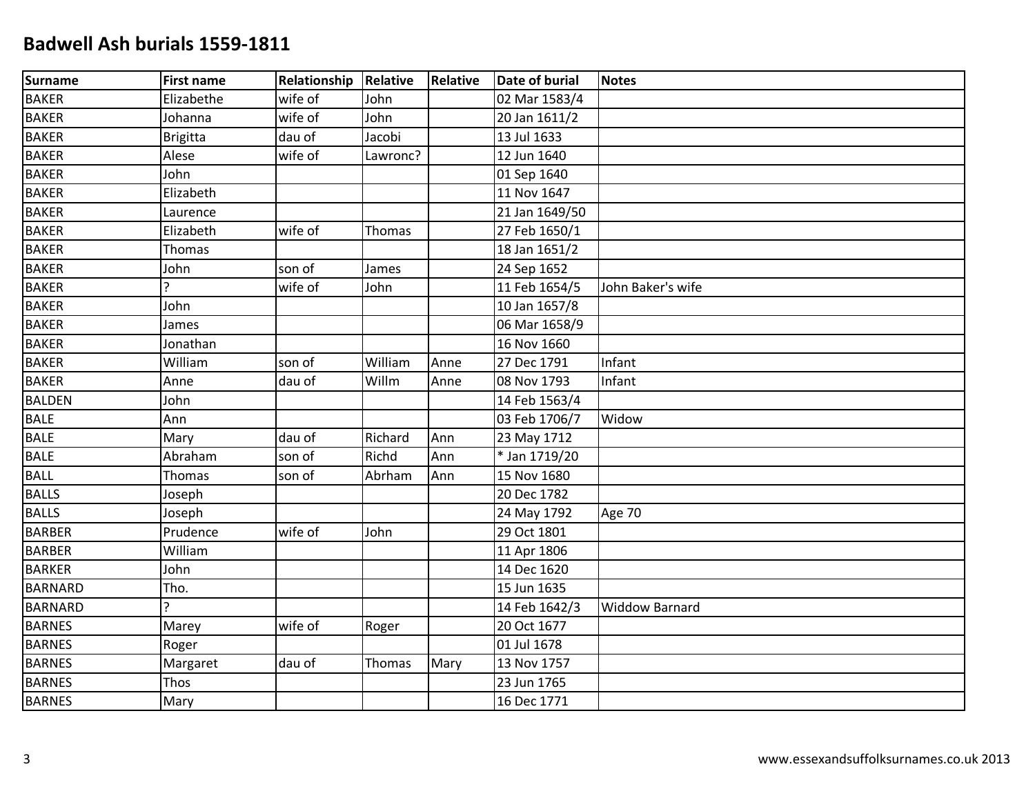# Badwell Ash burials 1559-1811

| Surname | First name | Relationship | Relative | Relative | Date of burial | Notes |
|---|---|---|---|---|---|---|
| BAKER | Elizabethe | wife of | John | | 02 Mar 1583/4 | |
| BAKER | Johanna | wife of | John | | 20 Jan 1611/2 | |
| BAKER | Brigitta | dau of | Jacobi | | 13 Jul 1633 | |
| BAKER | Alese | wife of | Lawronc? | | 12 Jun 1640 | |
| BAKER | John | | | | 01 Sep 1640 | |
| BAKER | Elizabeth | | | | 11 Nov 1647 | |
| BAKER | Laurence | | | | 21 Jan 1649/50 | |
| BAKER | Elizabeth | wife of | Thomas | | 27 Feb 1650/1 | |
| BAKER | Thomas | | | | 18 Jan 1651/2 | |
| BAKER | John | son of | James | | 24 Sep 1652 | |
| BAKER | ? | wife of | John | | 11 Feb 1654/5 | John Baker's wife |
| BAKER | John | | | | 10 Jan 1657/8 | |
| BAKER | James | | | | 06 Mar 1658/9 | |
| BAKER | Jonathan | | | | 16 Nov 1660 | |
| BAKER | William | son of | William | Anne | 27 Dec 1791 | Infant |
| BAKER | Anne | dau of | Willm | Anne | 08 Nov 1793 | Infant |
| BALDEN | John | | | | 14 Feb 1563/4 | |
| BALE | Ann | | | | 03 Feb 1706/7 | Widow |
| BALE | Mary | dau of | Richard | Ann | 23 May 1712 | |
| BALE | Abraham | son of | Richd | Ann | * Jan 1719/20 | |
| BALL | Thomas | son of | Abrham | Ann | 15 Nov 1680 | |
| BALLS | Joseph | | | | 20 Dec 1782 | |
| BALLS | Joseph | | | | 24 May 1792 | Age 70 |
| BARBER | Prudence | wife of | John | | 29 Oct 1801 | |
| BARBER | William | | | | 11 Apr 1806 | |
| BARKER | John | | | | 14 Dec 1620 | |
| BARNARD | Tho. | | | | 15 Jun 1635 | |
| BARNARD | ? | | | | 14 Feb 1642/3 | Widdow Barnard |
| BARNES | Marey | wife of | Roger | | 20 Oct 1677 | |
| BARNES | Roger | | | | 01 Jul 1678 | |
| BARNES | Margaret | dau of | Thomas | Mary | 13 Nov 1757 | |
| BARNES | Thos | | | | 23 Jun 1765 | |
| BARNES | Mary | | | | 16 Dec 1771 | |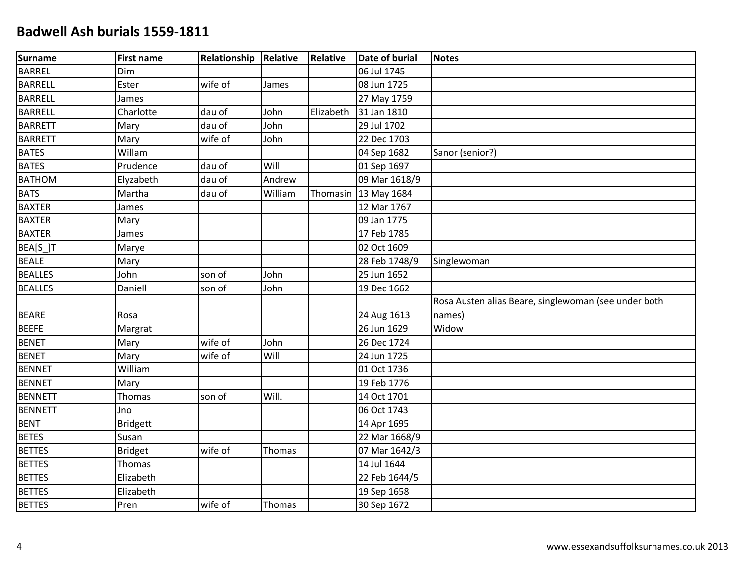# Badwell Ash burials 1559-1811

| Surname | First name | Relationship | Relative | Relative | Date of burial | Notes |
|---|---|---|---|---|---|---|
| BARREL | Dim | | | | 06 Jul 1745 | |
| BARRELL | Ester | wife of | James | | 08 Jun 1725 | |
| BARRELL | James | | | | 27 May 1759 | |
| BARRELL | Charlotte | dau of | John | Elizabeth | 31 Jan 1810 | |
| BARRETT | Mary | dau of | John | | 29 Jul 1702 | |
| BARRETT | Mary | wife of | John | | 22 Dec 1703 | |
| BATES | Willam | | | | 04 Sep 1682 | Sanor (senior?) |
| BATES | Prudence | dau of | Will | | 01 Sep 1697 | |
| BATHOM | Elyzabeth | dau of | Andrew | | 09 Mar 1618/9 | |
| BATS | Martha | dau of | William | Thomasin | 13 May 1684 | |
| BAXTER | James | | | | 12 Mar 1767 | |
| BAXTER | Mary | | | | 09 Jan 1775 | |
| BAXTER | James | | | | 17 Feb 1785 | |
| BEA[S_]T | Marye | | | | 02 Oct 1609 | |
| BEALE | Mary | | | | 28 Feb 1748/9 | Singlewoman |
| BEALLES | John | son of | John | | 25 Jun 1652 | |
| BEALLES | Daniell | son of | John | | 19 Dec 1662 | |
| BEARE | Rosa | | | | 24 Aug 1613 | Rosa Austen alias Beare, singlewoman (see under both names) |
| BEEFE | Margrat | | | | 26 Jun 1629 | Widow |
| BENET | Mary | wife of | John | | 26 Dec 1724 | |
| BENET | Mary | wife of | Will | | 24 Jun 1725 | |
| BENNET | William | | | | 01 Oct 1736 | |
| BENNET | Mary | | | | 19 Feb 1776 | |
| BENNETT | Thomas | son of | Will. | | 14 Oct 1701 | |
| BENNETT | Jno | | | | 06 Oct 1743 | |
| BENT | Bridgett | | | | 14 Apr 1695 | |
| BETES | Susan | | | | 22 Mar 1668/9 | |
| BETTES | Bridget | wife of | Thomas | | 07 Mar 1642/3 | |
| BETTES | Thomas | | | | 14 Jul 1644 | |
| BETTES | Elizabeth | | | | 22 Feb 1644/5 | |
| BETTES | Elizabeth | | | | 19 Sep 1658 | |
| BETTES | Pren | wife of | Thomas | | 30 Sep 1672 | |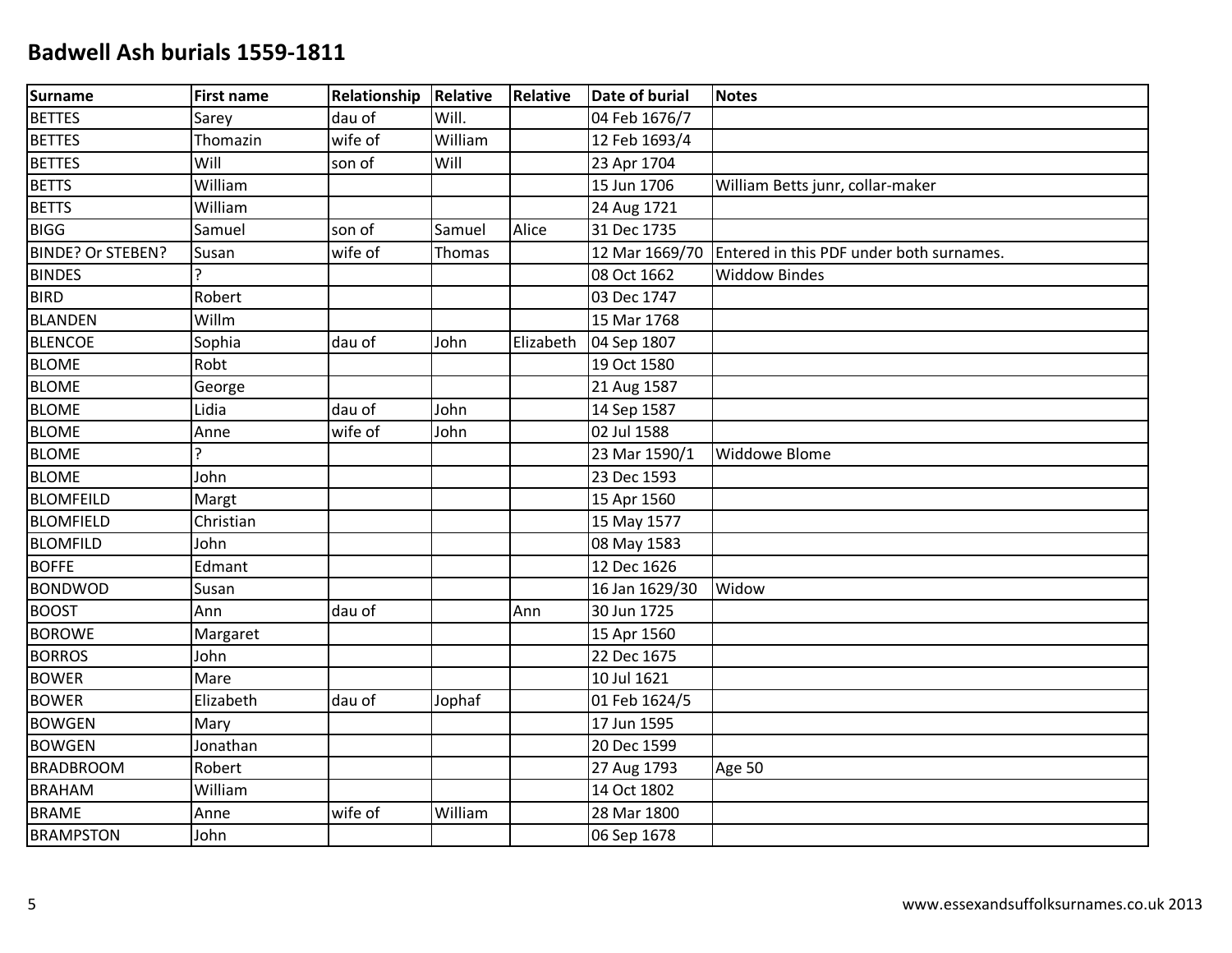## Badwell Ash burials 1559-1811

| Surname | First name | Relationship | Relative | Relative | Date of burial | Notes |
|---|---|---|---|---|---|---|
| BETTES | Sarey | dau of | Will. | | 04 Feb 1676/7 | |
| BETTES | Thomazin | wife of | William | | 12 Feb 1693/4 | |
| BETTES | Will | son of | Will | | 23 Apr 1704 | |
| BETTS | William | | | | 15 Jun 1706 | William Betts junr, collar-maker |
| BETTS | William | | | | 24 Aug 1721 | |
| BIGG | Samuel | son of | Samuel | Alice | 31 Dec 1735 | |
| BINDE? Or STEBEN? | Susan | wife of | Thomas | | 12 Mar 1669/70 | Entered in this PDF under both surnames. |
| BINDES | ? | | | | 08 Oct 1662 | Widdow Bindes |
| BIRD | Robert | | | | 03 Dec 1747 | |
| BLANDEN | Willm | | | | 15 Mar 1768 | |
| BLENCOE | Sophia | dau of | John | Elizabeth | 04 Sep 1807 | |
| BLOME | Robt | | | | 19 Oct 1580 | |
| BLOME | George | | | | 21 Aug 1587 | |
| BLOME | Lidia | dau of | John | | 14 Sep 1587 | |
| BLOME | Anne | wife of | John | | 02 Jul 1588 | |
| BLOME | ? | | | | 23 Mar 1590/1 | Widdowe Blome |
| BLOME | John | | | | 23 Dec 1593 | |
| BLOMFEILD | Margt | | | | 15 Apr 1560 | |
| BLOMFIELD | Christian | | | | 15 May 1577 | |
| BLOMFILD | John | | | | 08 May 1583 | |
| BOFFE | Edmant | | | | 12 Dec 1626 | |
| BONDWOD | Susan | | | | 16 Jan 1629/30 | Widow |
| BOOST | Ann | dau of | | Ann | 30 Jun 1725 | |
| BOROWE | Margaret | | | | 15 Apr 1560 | |
| BORROS | John | | | | 22 Dec 1675 | |
| BOWER | Mare | | | | 10 Jul 1621 | |
| BOWER | Elizabeth | dau of | Jophaf | | 01 Feb 1624/5 | |
| BOWGEN | Mary | | | | 17 Jun 1595 | |
| BOWGEN | Jonathan | | | | 20 Dec 1599 | |
| BRADBROOM | Robert | | | | 27 Aug 1793 | Age 50 |
| BRAHAM | William | | | | 14 Oct 1802 | |
| BRAME | Anne | wife of | William | | 28 Mar 1800 | |
| BRAMPSTON | John | | | | 06 Sep 1678 | |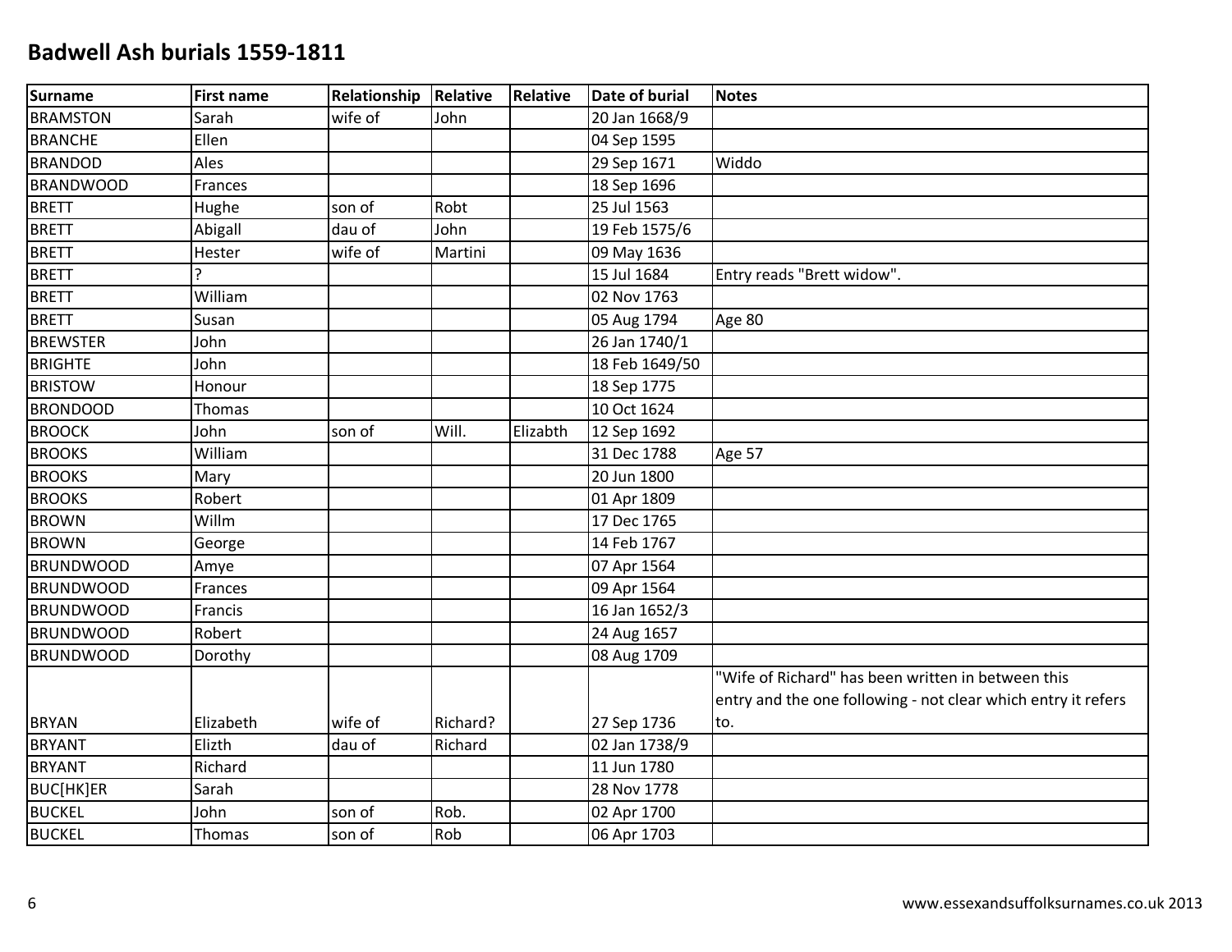# Badwell Ash burials 1559-1811

| Surname | First name | Relationship | Relative | Relative | Date of burial | Notes |
|---|---|---|---|---|---|---|
| BRAMSTON | Sarah | wife of | John | | 20 Jan 1668/9 | |
| BRANCHE | Ellen | | | | 04 Sep 1595 | |
| BRANDOD | Ales | | | | 29 Sep 1671 | Widdo |
| BRANDWOOD | Frances | | | | 18 Sep 1696 | |
| BRETT | Hughe | son of | Robt | | 25 Jul 1563 | |
| BRETT | Abigall | dau of | John | | 19 Feb 1575/6 | |
| BRETT | Hester | wife of | Martini | | 09 May 1636 | |
| BRETT | ? | | | | 15 Jul 1684 | Entry reads "Brett widow". |
| BRETT | William | | | | 02 Nov 1763 | |
| BRETT | Susan | | | | 05 Aug 1794 | Age 80 |
| BREWSTER | John | | | | 26 Jan 1740/1 | |
| BRIGHTE | John | | | | 18 Feb 1649/50 | |
| BRISTOW | Honour | | | | 18 Sep 1775 | |
| BRONDOOD | Thomas | | | | 10 Oct 1624 | |
| BROOCK | John | son of | Will. | Elizabth | 12 Sep 1692 | |
| BROOKS | William | | | | 31 Dec 1788 | Age 57 |
| BROOKS | Mary | | | | 20 Jun 1800 | |
| BROOKS | Robert | | | | 01 Apr 1809 | |
| BROWN | Willm | | | | 17 Dec 1765 | |
| BROWN | George | | | | 14 Feb 1767 | |
| BRUNDWOOD | Amye | | | | 07 Apr 1564 | |
| BRUNDWOOD | Frances | | | | 09 Apr 1564 | |
| BRUNDWOOD | Francis | | | | 16 Jan 1652/3 | |
| BRUNDWOOD | Robert | | | | 24 Aug 1657 | |
| BRUNDWOOD | Dorothy | | | | 08 Aug 1709 | |
| BRYAN | Elizabeth | wife of | Richard? | | 27 Sep 1736 | "Wife of Richard" has been written in between this entry and the one following - not clear which entry it refers to. |
| BRYANT | Elizth | dau of | Richard | | 02 Jan 1738/9 | |
| BRYANT | Richard | | | | 11 Jun 1780 | |
| BUC[HK]ER | Sarah | | | | 28 Nov 1778 | |
| BUCKEL | John | son of | Rob. | | 02 Apr 1700 | |
| BUCKEL | Thomas | son of | Rob | | 06 Apr 1703 | |

www.essexandsuffolksurnames.co.uk 2013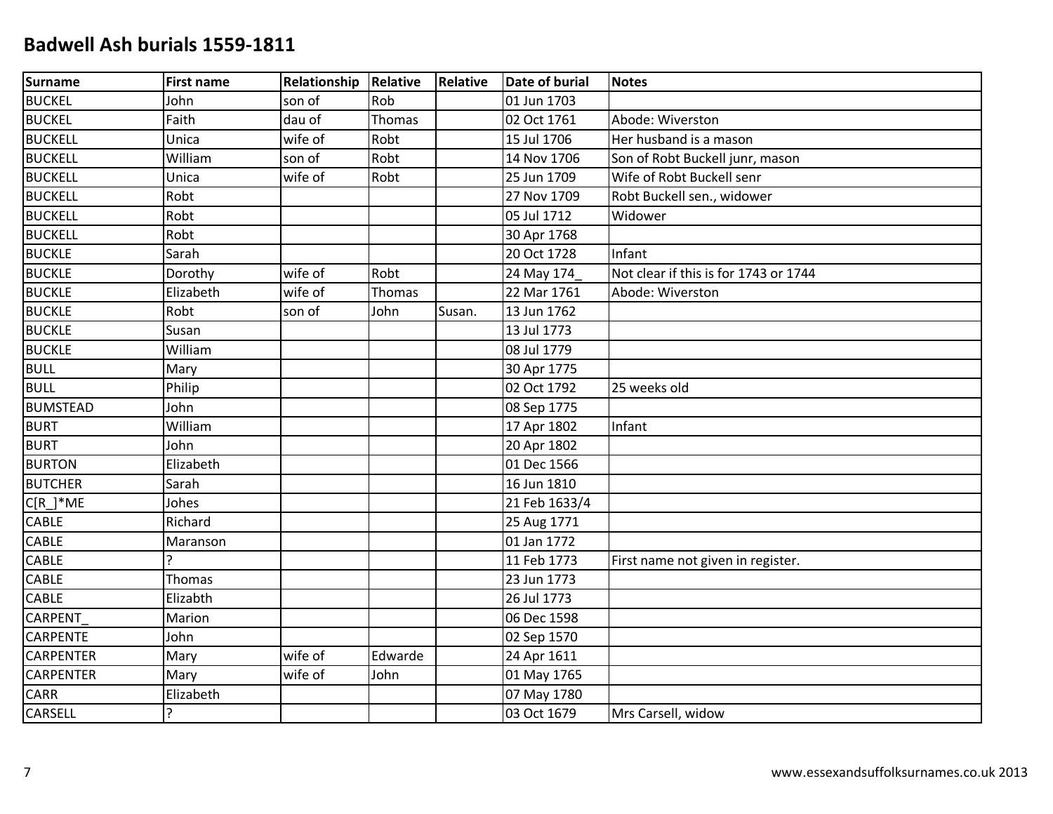# Badwell Ash burials 1559-1811

| Surname | First name | Relationship | Relative | Relative | Date of burial | Notes |
|---|---|---|---|---|---|---|
| BUCKEL | John | son of | Rob | | 01 Jun 1703 | |
| BUCKEL | Faith | dau of | Thomas | | 02 Oct 1761 | Abode: Wiverston |
| BUCKELL | Unica | wife of | Robt | | 15 Jul 1706 | Her husband is a mason |
| BUCKELL | William | son of | Robt | | 14 Nov 1706 | Son of Robt Buckell junr, mason |
| BUCKELL | Unica | wife of | Robt | | 25 Jun 1709 | Wife of Robt Buckell senr |
| BUCKELL | Robt | | | | 27 Nov 1709 | Robt Buckell sen., widower |
| BUCKELL | Robt | | | | 05 Jul 1712 | Widower |
| BUCKELL | Robt | | | | 30 Apr 1768 | |
| BUCKLE | Sarah | | | | 20 Oct 1728 | Infant |
| BUCKLE | Dorothy | wife of | Robt | | 24 May 174_ | Not clear if this is for 1743 or 1744 |
| BUCKLE | Elizabeth | wife of | Thomas | | 22 Mar 1761 | Abode: Wiverston |
| BUCKLE | Robt | son of | John | Susan. | 13 Jun 1762 | |
| BUCKLE | Susan | | | | 13 Jul 1773 | |
| BUCKLE | William | | | | 08 Jul 1779 | |
| BULL | Mary | | | | 30 Apr 1775 | |
| BULL | Philip | | | | 02 Oct 1792 | 25 weeks old |
| BUMSTEAD | John | | | | 08 Sep 1775 | |
| BURT | William | | | | 17 Apr 1802 | Infant |
| BURT | John | | | | 20 Apr 1802 | |
| BURTON | Elizabeth | | | | 01 Dec 1566 | |
| BUTCHER | Sarah | | | | 16 Jun 1810 | |
| C[R_]*ME | Johes | | | | 21 Feb 1633/4 | |
| CABLE | Richard | | | | 25 Aug 1771 | |
| CABLE | Maranson | | | | 01 Jan 1772 | |
| CABLE | ? | | | | 11 Feb 1773 | First name not given in register. |
| CABLE | Thomas | | | | 23 Jun 1773 | |
| CABLE | Elizabth | | | | 26 Jul 1773 | |
| CARPENT_ | Marion | | | | 06 Dec 1598 | |
| CARPENTE | John | | | | 02 Sep 1570 | |
| CARPENTER | Mary | wife of | Edwarde | | 24 Apr 1611 | |
| CARPENTER | Mary | wife of | John | | 01 May 1765 | |
| CARR | Elizabeth | | | | 07 May 1780 | |
| CARSELL | ? | | | | 03 Oct 1679 | Mrs Carsell, widow |

www.essexandsuffolksurnames.co.uk 2013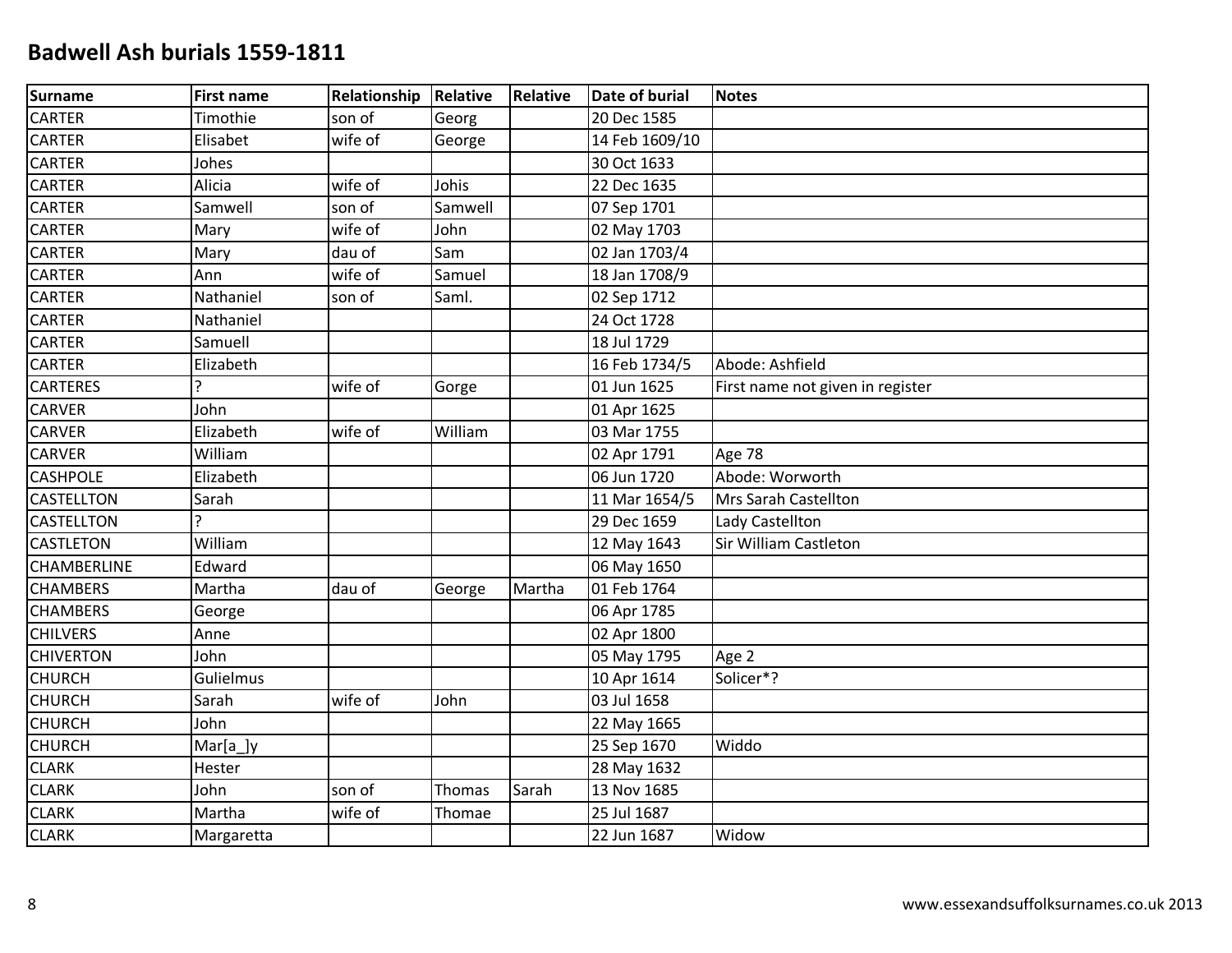# Badwell Ash burials 1559-1811

| Surname | First name | Relationship | Relative | Relative | Date of burial | Notes |
|---|---|---|---|---|---|---|
| CARTER | Timothie | son of | Georg | | 20 Dec 1585 | |
| CARTER | Elisabet | wife of | George | | 14 Feb 1609/10 | |
| CARTER | Johes | | | | 30 Oct 1633 | |
| CARTER | Alicia | wife of | Johis | | 22 Dec 1635 | |
| CARTER | Samwell | son of | Samwell | | 07 Sep 1701 | |
| CARTER | Mary | wife of | John | | 02 May 1703 | |
| CARTER | Mary | dau of | Sam | | 02 Jan 1703/4 | |
| CARTER | Ann | wife of | Samuel | | 18 Jan 1708/9 | |
| CARTER | Nathaniel | son of | Saml. | | 02 Sep 1712 | |
| CARTER | Nathaniel | | | | 24 Oct 1728 | |
| CARTER | Samuell | | | | 18 Jul 1729 | |
| CARTER | Elizabeth | | | | 16 Feb 1734/5 | Abode: Ashfield |
| CARTERES | ? | wife of | Gorge | | 01 Jun 1625 | First name not given in register |
| CARVER | John | | | | 01 Apr 1625 | |
| CARVER | Elizabeth | wife of | William | | 03 Mar 1755 | |
| CARVER | William | | | | 02 Apr 1791 | Age 78 |
| CASHPOLE | Elizabeth | | | | 06 Jun 1720 | Abode: Worworth |
| CASTELLTON | Sarah | | | | 11 Mar 1654/5 | Mrs Sarah Castellton |
| CASTELLTON | ? | | | | 29 Dec 1659 | Lady Castellton |
| CASTLETON | William | | | | 12 May 1643 | Sir William Castleton |
| CHAMBERLINE | Edward | | | | 06 May 1650 | |
| CHAMBERS | Martha | dau of | George | Martha | 01 Feb 1764 | |
| CHAMBERS | George | | | | 06 Apr 1785 | |
| CHILVERS | Anne | | | | 02 Apr 1800 | |
| CHIVERTON | John | | | | 05 May 1795 | Age 2 |
| CHURCH | Gulielmus | | | | 10 Apr 1614 | Solicer*? |
| CHURCH | Sarah | wife of | John | | 03 Jul 1658 | |
| CHURCH | John | | | | 22 May 1665 | |
| CHURCH | Mar[a_]y | | | | 25 Sep 1670 | Widdo |
| CLARK | Hester | | | | 28 May 1632 | |
| CLARK | John | son of | Thomas | Sarah | 13 Nov 1685 | |
| CLARK | Martha | wife of | Thomae | | 25 Jul 1687 | |
| CLARK | Margaretta | | | | 22 Jun 1687 | Widow |

www.essexandsuffolksurnames.co.uk 2013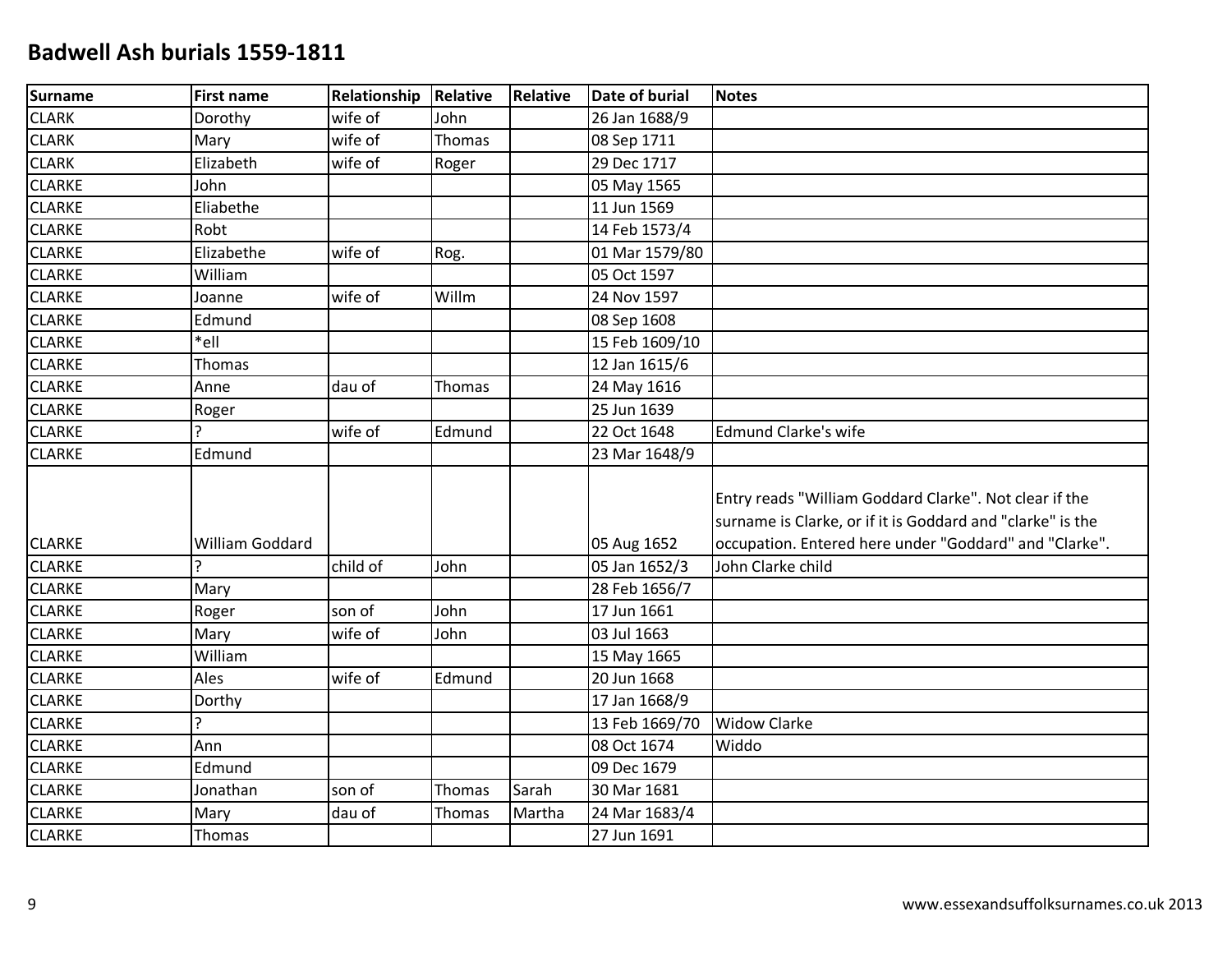# Badwell Ash burials 1559-1811

| Surname | First name | Relationship | Relative | Relative | Date of burial | Notes |
|---|---|---|---|---|---|---|
| CLARK | Dorothy | wife of | John | | 26 Jan 1688/9 | |
| CLARK | Mary | wife of | Thomas | | 08 Sep 1711 | |
| CLARK | Elizabeth | wife of | Roger | | 29 Dec 1717 | |
| CLARKE | John | | | | 05 May 1565 | |
| CLARKE | Eliabethe | | | | 11 Jun 1569 | |
| CLARKE | Robt | | | | 14 Feb 1573/4 | |
| CLARKE | Elizabethe | wife of | Rog. | | 01 Mar 1579/80 | |
| CLARKE | William | | | | 05 Oct 1597 | |
| CLARKE | Joanne | wife of | Willm | | 24 Nov 1597 | |
| CLARKE | Edmund | | | | 08 Sep 1608 | |
| CLARKE | *ell | | | | 15 Feb 1609/10 | |
| CLARKE | Thomas | | | | 12 Jan 1615/6 | |
| CLARKE | Anne | dau of | Thomas | | 24 May 1616 | |
| CLARKE | Roger | | | | 25 Jun 1639 | |
| CLARKE | ? | wife of | Edmund | | 22 Oct 1648 | Edmund Clarke's wife |
| CLARKE | Edmund | | | | 23 Mar 1648/9 | |
| CLARKE | William Goddard | | | | 05 Aug 1652 | Entry reads "William Goddard Clarke". Not clear if the surname is Clarke, or if it is Goddard and "clarke" is the occupation. Entered here under "Goddard" and "Clarke". |
| CLARKE | ? | child of | John | | 05 Jan 1652/3 | John Clarke child |
| CLARKE | Mary | | | | 28 Feb 1656/7 | |
| CLARKE | Roger | son of | John | | 17 Jun 1661 | |
| CLARKE | Mary | wife of | John | | 03 Jul 1663 | |
| CLARKE | William | | | | 15 May 1665 | |
| CLARKE | Ales | wife of | Edmund | | 20 Jun 1668 | |
| CLARKE | Dorthy | | | | 17 Jan 1668/9 | |
| CLARKE | ? | | | | 13 Feb 1669/70 | Widow Clarke |
| CLARKE | Ann | | | | 08 Oct 1674 | Widdo |
| CLARKE | Edmund | | | | 09 Dec 1679 | |
| CLARKE | Jonathan | son of | Thomas | Sarah | 30 Mar 1681 | |
| CLARKE | Mary | dau of | Thomas | Martha | 24 Mar 1683/4 | |
| CLARKE | Thomas | | | | 27 Jun 1691 | |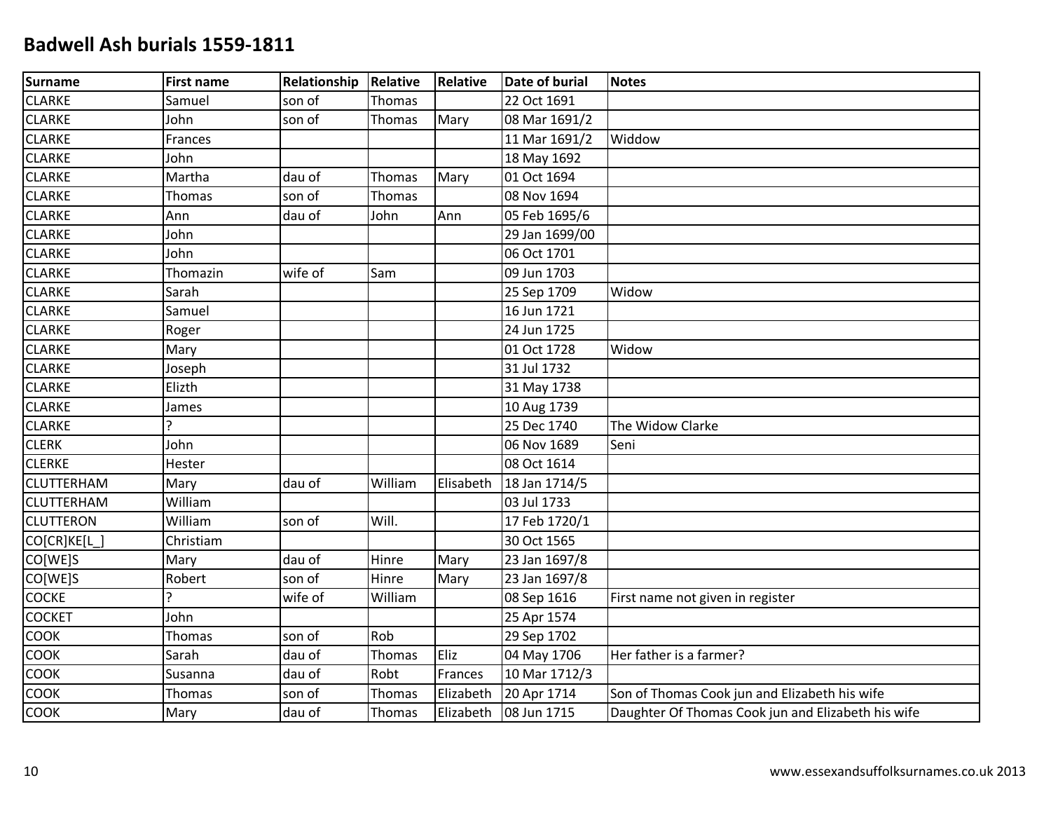# Badwell Ash burials 1559-1811

| Surname | First name | Relationship | Relative | Relative | Date of burial | Notes |
|---|---|---|---|---|---|---|
| CLARKE | Samuel | son of | Thomas | | 22 Oct 1691 | |
| CLARKE | John | son of | Thomas | Mary | 08 Mar 1691/2 | |
| CLARKE | Frances | | | | 11 Mar 1691/2 | Widdow |
| CLARKE | John | | | | 18 May 1692 | |
| CLARKE | Martha | dau of | Thomas | Mary | 01 Oct 1694 | |
| CLARKE | Thomas | son of | Thomas | | 08 Nov 1694 | |
| CLARKE | Ann | dau of | John | Ann | 05 Feb 1695/6 | |
| CLARKE | John | | | | 29 Jan 1699/00 | |
| CLARKE | John | | | | 06 Oct 1701 | |
| CLARKE | Thomazin | wife of | Sam | | 09 Jun 1703 | |
| CLARKE | Sarah | | | | 25 Sep 1709 | Widow |
| CLARKE | Samuel | | | | 16 Jun 1721 | |
| CLARKE | Roger | | | | 24 Jun 1725 | |
| CLARKE | Mary | | | | 01 Oct 1728 | Widow |
| CLARKE | Joseph | | | | 31 Jul 1732 | |
| CLARKE | Elizth | | | | 31 May 1738 | |
| CLARKE | James | | | | 10 Aug 1739 | |
| CLARKE | ? | | | | 25 Dec 1740 | The Widow Clarke |
| CLERK | John | | | | 06 Nov 1689 | Seni |
| CLERKE | Hester | | | | 08 Oct 1614 | |
| CLUTTERHAM | Mary | dau of | William | Elisabeth | 18 Jan 1714/5 | |
| CLUTTERHAM | William | | | | 03 Jul 1733 | |
| CLUTTERON | William | son of | Will. | | 17 Feb 1720/1 | |
| CO[CR]KE[L_] | Christiam | | | | 30 Oct 1565 | |
| CO[WE]S | Mary | dau of | Hinre | Mary | 23 Jan 1697/8 | |
| CO[WE]S | Robert | son of | Hinre | Mary | 23 Jan 1697/8 | |
| COCKE | ? | wife of | William | | 08 Sep 1616 | First name not given in register |
| COCKET | John | | | | 25 Apr 1574 | |
| COOK | Thomas | son of | Rob | | 29 Sep 1702 | |
| COOK | Sarah | dau of | Thomas | Eliz | 04 May 1706 | Her father is a farmer? |
| COOK | Susanna | dau of | Robt | Frances | 10 Mar 1712/3 | |
| COOK | Thomas | son of | Thomas | Elizabeth | 20 Apr 1714 | Son of Thomas Cook jun and Elizabeth his wife |
| COOK | Mary | dau of | Thomas | Elizabeth | 08 Jun 1715 | Daughter Of Thomas Cook jun and Elizabeth his wife |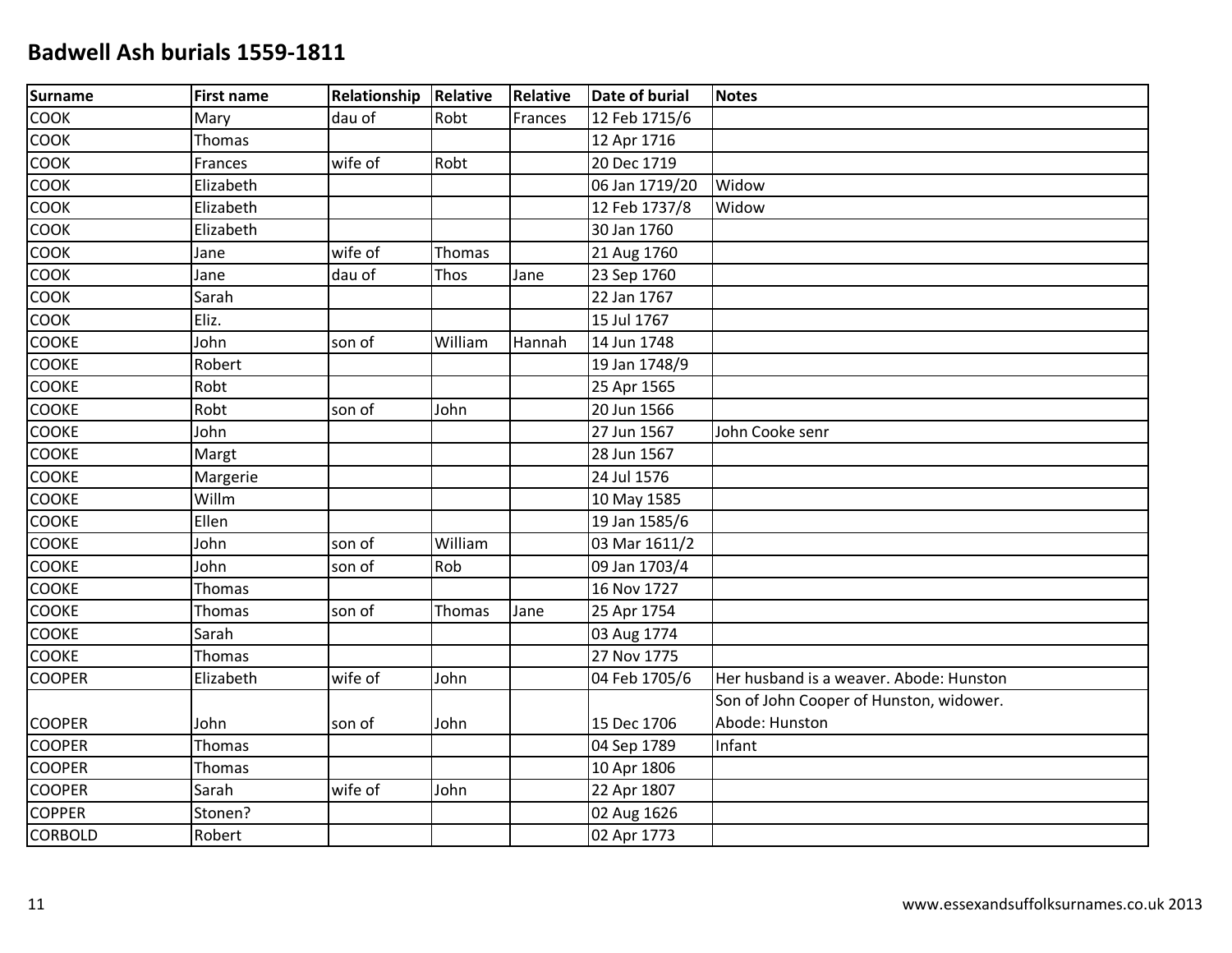# Badwell Ash burials 1559-1811

| Surname | First name | Relationship | Relative | Relative | Date of burial | Notes |
|---|---|---|---|---|---|---|
| COOK | Mary | dau of | Robt | Frances | 12 Feb 1715/6 | |
| COOK | Thomas | | | | 12 Apr 1716 | |
| COOK | Frances | wife of | Robt | | 20 Dec 1719 | |
| COOK | Elizabeth | | | | 06 Jan 1719/20 | Widow |
| COOK | Elizabeth | | | | 12 Feb 1737/8 | Widow |
| COOK | Elizabeth | | | | 30 Jan 1760 | |
| COOK | Jane | wife of | Thomas | | 21 Aug 1760 | |
| COOK | Jane | dau of | Thos | Jane | 23 Sep 1760 | |
| COOK | Sarah | | | | 22 Jan 1767 | |
| COOK | Eliz. | | | | 15 Jul 1767 | |
| COOKE | John | son of | William | Hannah | 14 Jun 1748 | |
| COOKE | Robert | | | | 19 Jan 1748/9 | |
| COOKE | Robt | | | | 25 Apr 1565 | |
| COOKE | Robt | son of | John | | 20 Jun 1566 | |
| COOKE | John | | | | 27 Jun 1567 | John Cooke senr |
| COOKE | Margt | | | | 28 Jun 1567 | |
| COOKE | Margerie | | | | 24 Jul 1576 | |
| COOKE | Willm | | | | 10 May 1585 | |
| COOKE | Ellen | | | | 19 Jan 1585/6 | |
| COOKE | John | son of | William | | 03 Mar 1611/2 | |
| COOKE | John | son of | Rob | | 09 Jan 1703/4 | |
| COOKE | Thomas | | | | 16 Nov 1727 | |
| COOKE | Thomas | son of | Thomas | Jane | 25 Apr 1754 | |
| COOKE | Sarah | | | | 03 Aug 1774 | |
| COOKE | Thomas | | | | 27 Nov 1775 | |
| COOPER | Elizabeth | wife of | John | | 04 Feb 1705/6 | Her husband is a weaver. Abode: Hunston |
| COOPER | John | son of | John | | 15 Dec 1706 | Son of John Cooper of Hunston, widower. Abode: Hunston |
| COOPER | Thomas | | | | 04 Sep 1789 | Infant |
| COOPER | Thomas | | | | 10 Apr 1806 | |
| COOPER | Sarah | wife of | John | | 22 Apr 1807 | |
| COPPER | Stonen? | | | | 02 Aug 1626 | |
| CORBOLD | Robert | | | | 02 Apr 1773 | |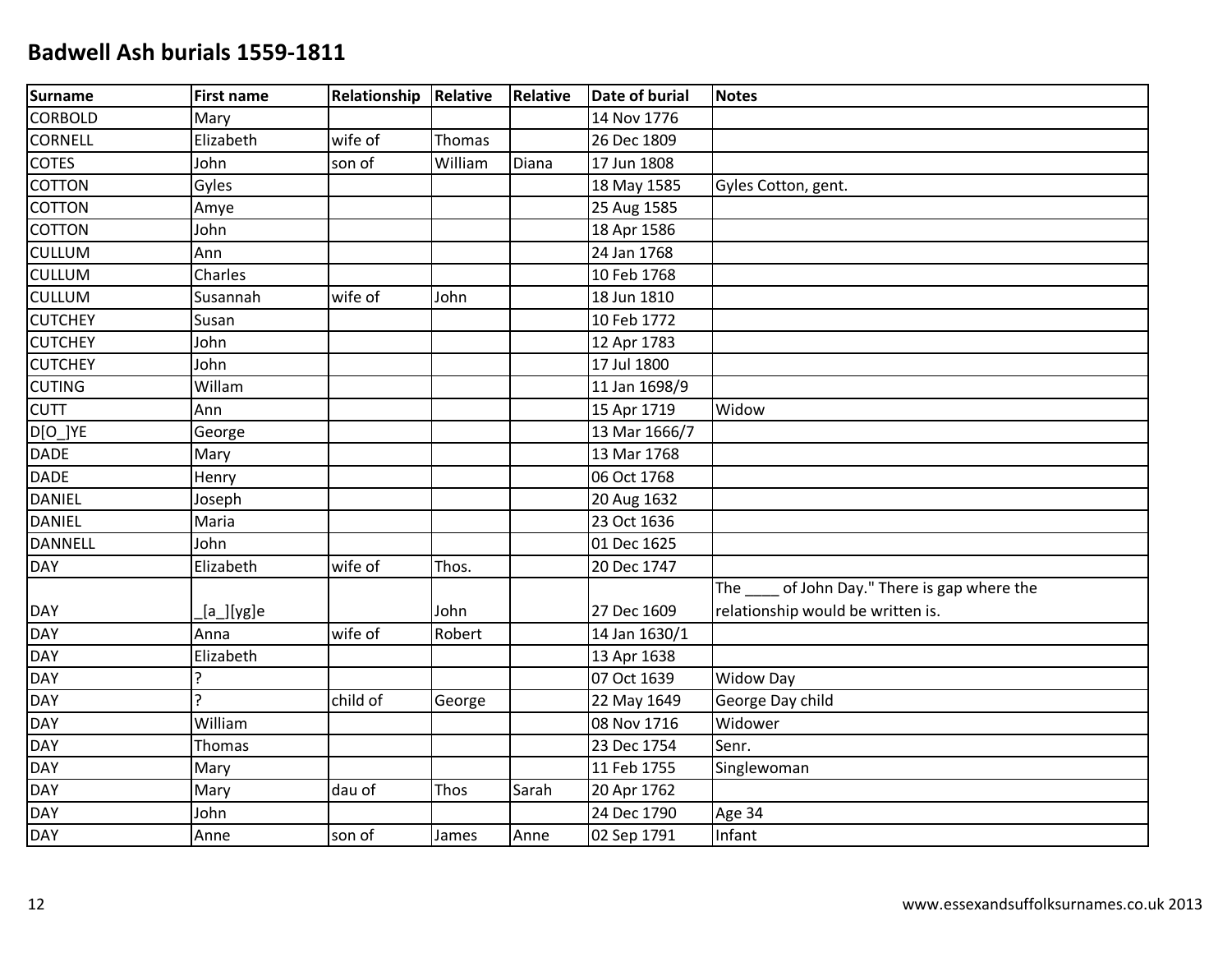# Badwell Ash burials 1559-1811

| Surname | First name | Relationship | Relative | Relative | Date of burial | Notes |
|---|---|---|---|---|---|---|
| CORBOLD | Mary | | | | 14 Nov 1776 | |
| CORNELL | Elizabeth | wife of | Thomas | | 26 Dec 1809 | |
| COTES | John | son of | William | Diana | 17 Jun 1808 | |
| COTTON | Gyles | | | | 18 May 1585 | Gyles Cotton, gent. |
| COTTON | Amye | | | | 25 Aug 1585 | |
| COTTON | John | | | | 18 Apr 1586 | |
| CULLUM | Ann | | | | 24 Jan 1768 | |
| CULLUM | Charles | | | | 10 Feb 1768 | |
| CULLUM | Susannah | wife of | John | | 18 Jun 1810 | |
| CUTCHEY | Susan | | | | 10 Feb 1772 | |
| CUTCHEY | John | | | | 12 Apr 1783 | |
| CUTCHEY | John | | | | 17 Jul 1800 | |
| CUTING | Willam | | | | 11 Jan 1698/9 | |
| CUTT | Ann | | | | 15 Apr 1719 | Widow |
| D[O_]YE | George | | | | 13 Mar 1666/7 | |
| DADE | Mary | | | | 13 Mar 1768 | |
| DADE | Henry | | | | 06 Oct 1768 | |
| DANIEL | Joseph | | | | 20 Aug 1632 | |
| DANIEL | Maria | | | | 23 Oct 1636 | |
| DANNELL | John | | | | 01 Dec 1625 | |
| DAY | Elizabeth | wife of | Thos. | | 20 Dec 1747 | |
| DAY | _[a_][yg]e | | John | | 27 Dec 1609 | The ____ of John Day." There is gap where the relationship would be written is. |
| DAY | Anna | wife of | Robert | | 14 Jan 1630/1 | |
| DAY | Elizabeth | | | | 13 Apr 1638 | |
| DAY | ? | | | | 07 Oct 1639 | Widow Day |
| DAY | ? | child of | George | | 22 May 1649 | George Day child |
| DAY | William | | | | 08 Nov 1716 | Widower |
| DAY | Thomas | | | | 23 Dec 1754 | Senr. |
| DAY | Mary | | | | 11 Feb 1755 | Singlewoman |
| DAY | Mary | dau of | Thos | Sarah | 20 Apr 1762 | |
| DAY | John | | | | 24 Dec 1790 | Age 34 |
| DAY | Anne | son of | James | Anne | 02 Sep 1791 | Infant |

www.essexandsuffolksurnames.co.uk 2013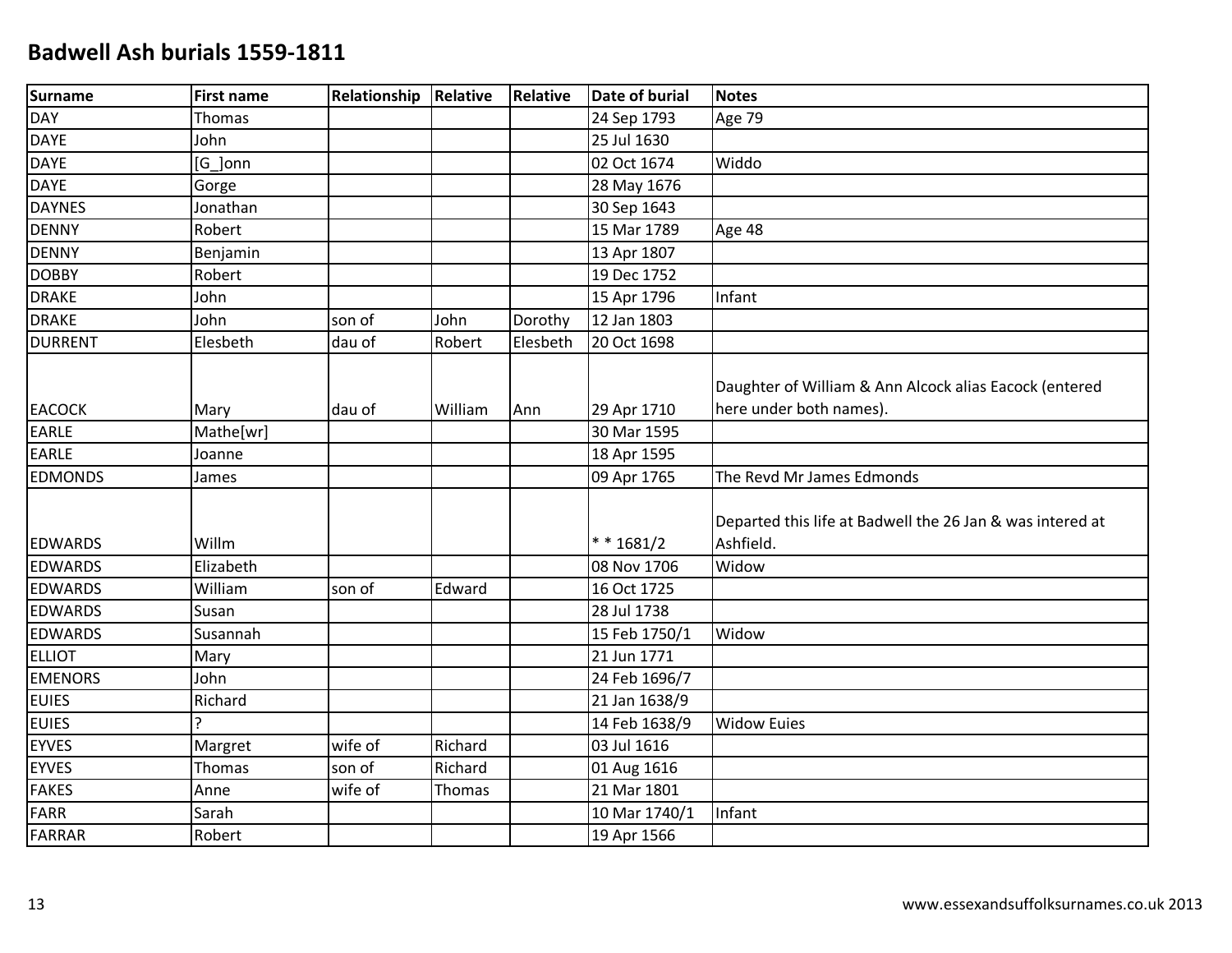# Badwell Ash burials 1559-1811

| Surname | First name | Relationship | Relative | Relative | Date of burial | Notes |
|---|---|---|---|---|---|---|
| DAY | Thomas | | | | 24 Sep 1793 | Age 79 |
| DAYE | John | | | | 25 Jul 1630 | |
| DAYE | [G_]onn | | | | 02 Oct 1674 | Widdo |
| DAYE | Gorge | | | | 28 May 1676 | |
| DAYNES | Jonathan | | | | 30 Sep 1643 | |
| DENNY | Robert | | | | 15 Mar 1789 | Age 48 |
| DENNY | Benjamin | | | | 13 Apr 1807 | |
| DOBBY | Robert | | | | 19 Dec 1752 | |
| DRAKE | John | | | | 15 Apr 1796 | Infant |
| DRAKE | John | son of | John | Dorothy | 12 Jan 1803 | |
| DURRENT | Elesbeth | dau of | Robert | Elesbeth | 20 Oct 1698 | |
| EACOCK | Mary | dau of | William | Ann | 29 Apr 1710 | Daughter of William & Ann Alcock alias Eacock (entered here under both names). |
| EARLE | Mathe[wr] | | | | 30 Mar 1595 | |
| EARLE | Joanne | | | | 18 Apr 1595 | |
| EDMONDS | James | | | | 09 Apr 1765 | The Revd Mr James Edmonds |
| EDWARDS | Willm | | | | * * 1681/2 | Departed this life at Badwell the 26 Jan & was intered at Ashfield. |
| EDWARDS | Elizabeth | | | | 08 Nov 1706 | Widow |
| EDWARDS | William | son of | Edward | | 16 Oct 1725 | |
| EDWARDS | Susan | | | | 28 Jul 1738 | |
| EDWARDS | Susannah | | | | 15 Feb 1750/1 | Widow |
| ELLIOT | Mary | | | | 21 Jun 1771 | |
| EMENORS | John | | | | 24 Feb 1696/7 | |
| EUIES | Richard | | | | 21 Jan 1638/9 | |
| EUIES | ? | | | | 14 Feb 1638/9 | Widow Euies |
| EYVES | Margret | wife of | Richard | | 03 Jul 1616 | |
| EYVES | Thomas | son of | Richard | | 01 Aug 1616 | |
| FAKES | Anne | wife of | Thomas | | 21 Mar 1801 | |
| FARR | Sarah | | | | 10 Mar 1740/1 | Infant |
| FARRAR | Robert | | | | 19 Apr 1566 | |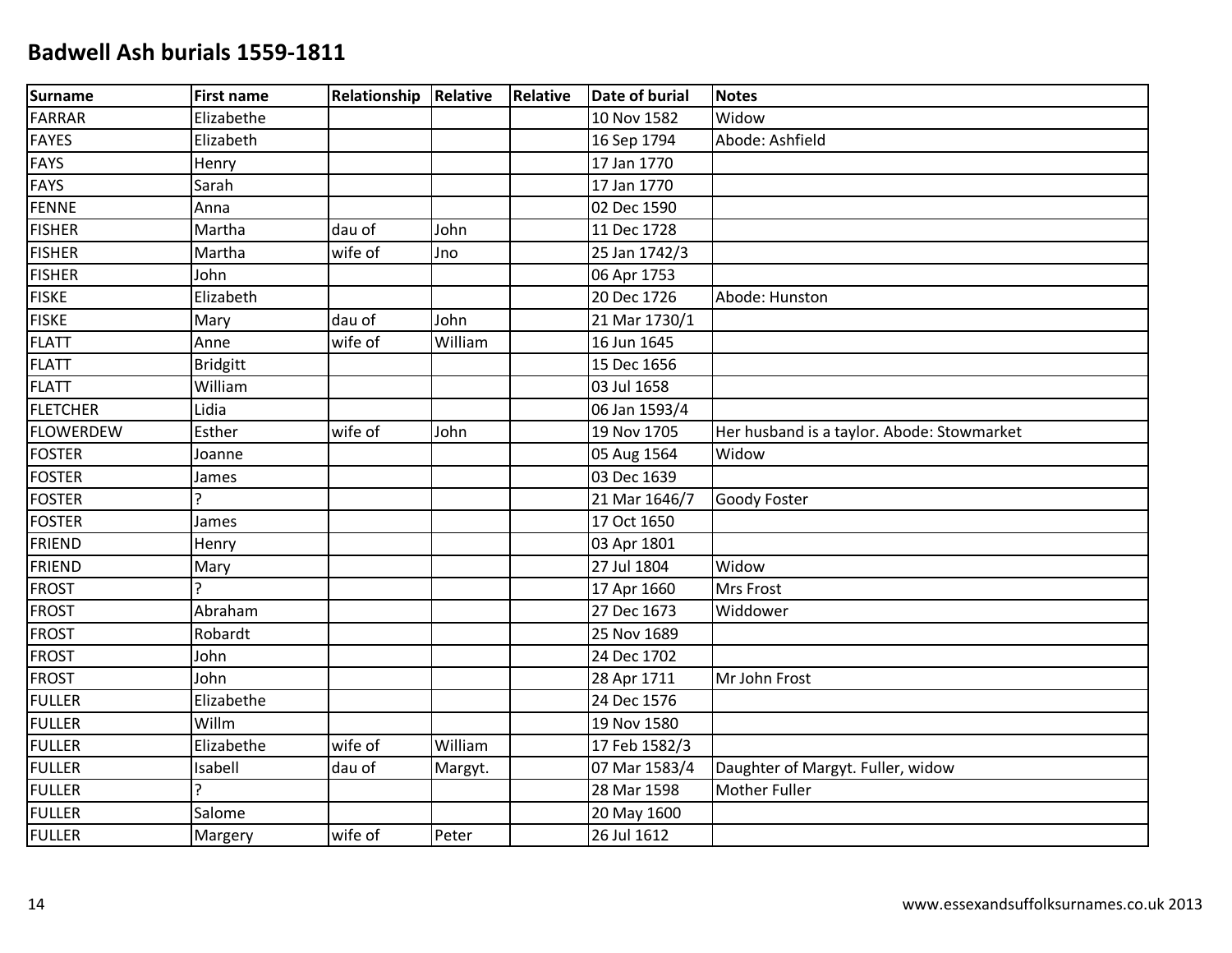# Badwell Ash burials 1559-1811

| Surname | First name | Relationship | Relative | Relative | Date of burial | Notes |
|---|---|---|---|---|---|---|
| FARRAR | Elizabethe | | | | 10 Nov 1582 | Widow |
| FAYES | Elizabeth | | | | 16 Sep 1794 | Abode: Ashfield |
| FAYS | Henry | | | | 17 Jan 1770 | |
| FAYS | Sarah | | | | 17 Jan 1770 | |
| FENNE | Anna | | | | 02 Dec 1590 | |
| FISHER | Martha | dau of | John | | 11 Dec 1728 | |
| FISHER | Martha | wife of | Jno | | 25 Jan 1742/3 | |
| FISHER | John | | | | 06 Apr 1753 | |
| FISKE | Elizabeth | | | | 20 Dec 1726 | Abode: Hunston |
| FISKE | Mary | dau of | John | | 21 Mar 1730/1 | |
| FLATT | Anne | wife of | William | | 16 Jun 1645 | |
| FLATT | Bridgitt | | | | 15 Dec 1656 | |
| FLATT | William | | | | 03 Jul 1658 | |
| FLETCHER | Lidia | | | | 06 Jan 1593/4 | |
| FLOWERDEW | Esther | wife of | John | | 19 Nov 1705 | Her husband is a taylor. Abode: Stowmarket |
| FOSTER | Joanne | | | | 05 Aug 1564 | Widow |
| FOSTER | James | | | | 03 Dec 1639 | |
| FOSTER | ? | | | | 21 Mar 1646/7 | Goody Foster |
| FOSTER | James | | | | 17 Oct 1650 | |
| FRIEND | Henry | | | | 03 Apr 1801 | |
| FRIEND | Mary | | | | 27 Jul 1804 | Widow |
| FROST | ? | | | | 17 Apr 1660 | Mrs Frost |
| FROST | Abraham | | | | 27 Dec 1673 | Widdower |
| FROST | Robardt | | | | 25 Nov 1689 | |
| FROST | John | | | | 24 Dec 1702 | |
| FROST | John | | | | 28 Apr 1711 | Mr John Frost |
| FULLER | Elizabethe | | | | 24 Dec 1576 | |
| FULLER | Willm | | | | 19 Nov 1580 | |
| FULLER | Elizabethe | wife of | William | | 17 Feb 1582/3 | |
| FULLER | Isabell | dau of | Margyt. | | 07 Mar 1583/4 | Daughter of Margyt. Fuller, widow |
| FULLER | ? | | | | 28 Mar 1598 | Mother Fuller |
| FULLER | Salome | | | | 20 May 1600 | |
| FULLER | Margery | wife of | Peter | | 26 Jul 1612 | |

www.essexandsuffolksurnames.co.uk 2013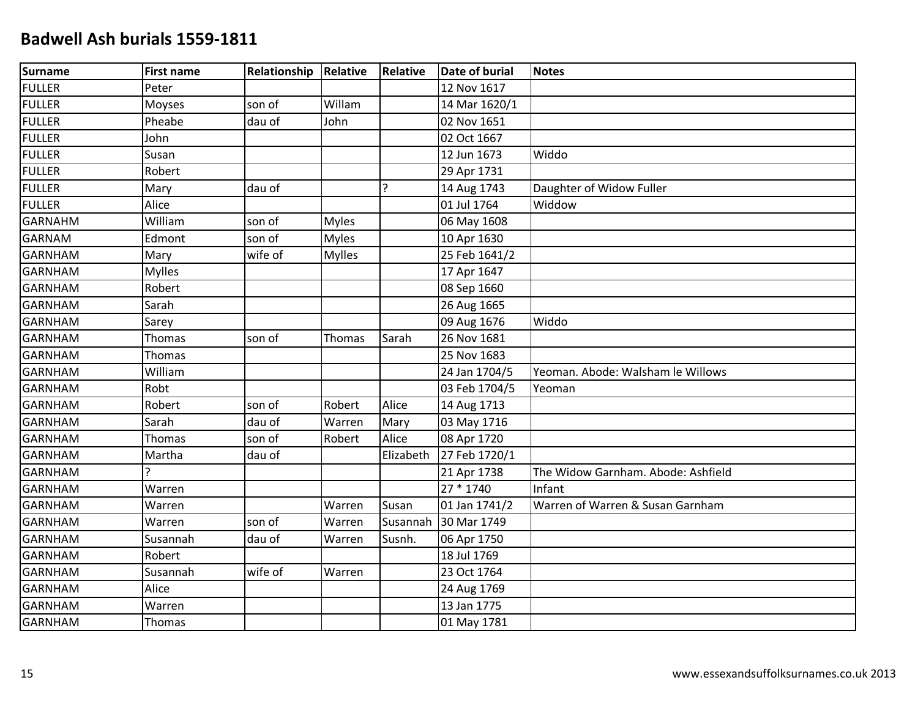# Badwell Ash burials 1559-1811

| Surname | First name | Relationship | Relative | Relative | Date of burial | Notes |
|---|---|---|---|---|---|---|
| FULLER | Peter | | | | 12 Nov 1617 | |
| FULLER | Moyses | son of | Willam | | 14 Mar 1620/1 | |
| FULLER | Pheabe | dau of | John | | 02 Nov 1651 | |
| FULLER | John | | | | 02 Oct 1667 | |
| FULLER | Susan | | | | 12 Jun 1673 | Widdo |
| FULLER | Robert | | | | 29 Apr 1731 | |
| FULLER | Mary | dau of | | ? | 14 Aug 1743 | Daughter of Widow Fuller |
| FULLER | Alice | | | | 01 Jul 1764 | Widdow |
| GARNAHM | William | son of | Myles | | 06 May 1608 | |
| GARNAM | Edmont | son of | Myles | | 10 Apr 1630 | |
| GARNHAM | Mary | wife of | Mylles | | 25 Feb 1641/2 | |
| GARNHAM | Mylles | | | | 17 Apr 1647 | |
| GARNHAM | Robert | | | | 08 Sep 1660 | |
| GARNHAM | Sarah | | | | 26 Aug 1665 | |
| GARNHAM | Sarey | | | | 09 Aug 1676 | Widdo |
| GARNHAM | Thomas | son of | Thomas | Sarah | 26 Nov 1681 | |
| GARNHAM | Thomas | | | | 25 Nov 1683 | |
| GARNHAM | William | | | | 24 Jan 1704/5 | Yeoman. Abode: Walsham le Willows |
| GARNHAM | Robt | | | | 03 Feb 1704/5 | Yeoman |
| GARNHAM | Robert | son of | Robert | Alice | 14 Aug 1713 | |
| GARNHAM | Sarah | dau of | Warren | Mary | 03 May 1716 | |
| GARNHAM | Thomas | son of | Robert | Alice | 08 Apr 1720 | |
| GARNHAM | Martha | dau of | | Elizabeth | 27 Feb 1720/1 | |
| GARNHAM | ? | | | | 21 Apr 1738 | The Widow Garnham. Abode: Ashfield |
| GARNHAM | Warren | | | | 27 * 1740 | Infant |
| GARNHAM | Warren | | Warren | Susan | 01 Jan 1741/2 | Warren of Warren & Susan Garnham |
| GARNHAM | Warren | son of | Warren | Susannah | 30 Mar 1749 | |
| GARNHAM | Susannah | dau of | Warren | Susnh. | 06 Apr 1750 | |
| GARNHAM | Robert | | | | 18 Jul 1769 | |
| GARNHAM | Susannah | wife of | Warren | | 23 Oct 1764 | |
| GARNHAM | Alice | | | | 24 Aug 1769 | |
| GARNHAM | Warren | | | | 13 Jan 1775 | |
| GARNHAM | Thomas | | | | 01 May 1781 | |

www.essexandsuffolksurnames.co.uk 2013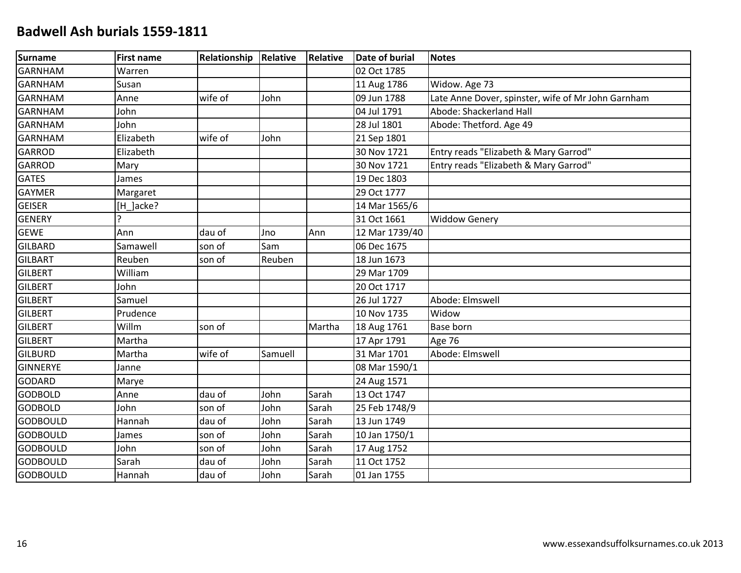# Badwell Ash burials 1559-1811

| Surname | First name | Relationship | Relative | Relative | Date of burial | Notes |
|---|---|---|---|---|---|---|
| GARNHAM | Warren | | | | 02 Oct 1785 | |
| GARNHAM | Susan | | | | 11 Aug 1786 | Widow. Age 73 |
| GARNHAM | Anne | wife of | John | | 09 Jun 1788 | Late Anne Dover, spinster, wife of Mr John Garnham |
| GARNHAM | John | | | | 04 Jul 1791 | Abode: Shackerland Hall |
| GARNHAM | John | | | | 28 Jul 1801 | Abode: Thetford. Age 49 |
| GARNHAM | Elizabeth | wife of | John | | 21 Sep 1801 | |
| GARROD | Elizabeth | | | | 30 Nov 1721 | Entry reads "Elizabeth & Mary Garrod" |
| GARROD | Mary | | | | 30 Nov 1721 | Entry reads "Elizabeth & Mary Garrod" |
| GATES | James | | | | 19 Dec 1803 | |
| GAYMER | Margaret | | | | 29 Oct 1777 | |
| GEISER | [H_]acke? | | | | 14 Mar 1565/6 | |
| GENERY | ? | | | | 31 Oct 1661 | Widdow Genery |
| GEWE | Ann | dau of | Jno | Ann | 12 Mar 1739/40 | |
| GILBARD | Samawell | son of | Sam | | 06 Dec 1675 | |
| GILBART | Reuben | son of | Reuben | | 18 Jun 1673 | |
| GILBERT | William | | | | 29 Mar 1709 | |
| GILBERT | John | | | | 20 Oct 1717 | |
| GILBERT | Samuel | | | | 26 Jul 1727 | Abode: Elmswell |
| GILBERT | Prudence | | | | 10 Nov 1735 | Widow |
| GILBERT | Willm | son of | | Martha | 18 Aug 1761 | Base born |
| GILBERT | Martha | | | | 17 Apr 1791 | Age 76 |
| GILBURD | Martha | wife of | Samuell | | 31 Mar 1701 | Abode: Elmswell |
| GINNERYE | Janne | | | | 08 Mar 1590/1 | |
| GODARD | Marye | | | | 24 Aug 1571 | |
| GODBOLD | Anne | dau of | John | Sarah | 13 Oct 1747 | |
| GODBOLD | John | son of | John | Sarah | 25 Feb 1748/9 | |
| GODBOULD | Hannah | dau of | John | Sarah | 13 Jun 1749 | |
| GODBOULD | James | son of | John | Sarah | 10 Jan 1750/1 | |
| GODBOULD | John | son of | John | Sarah | 17 Aug 1752 | |
| GODBOULD | Sarah | dau of | John | Sarah | 11 Oct 1752 | |
| GODBOULD | Hannah | dau of | John | Sarah | 01 Jan 1755 | |

www.essexandsuffolksurnames.co.uk 2013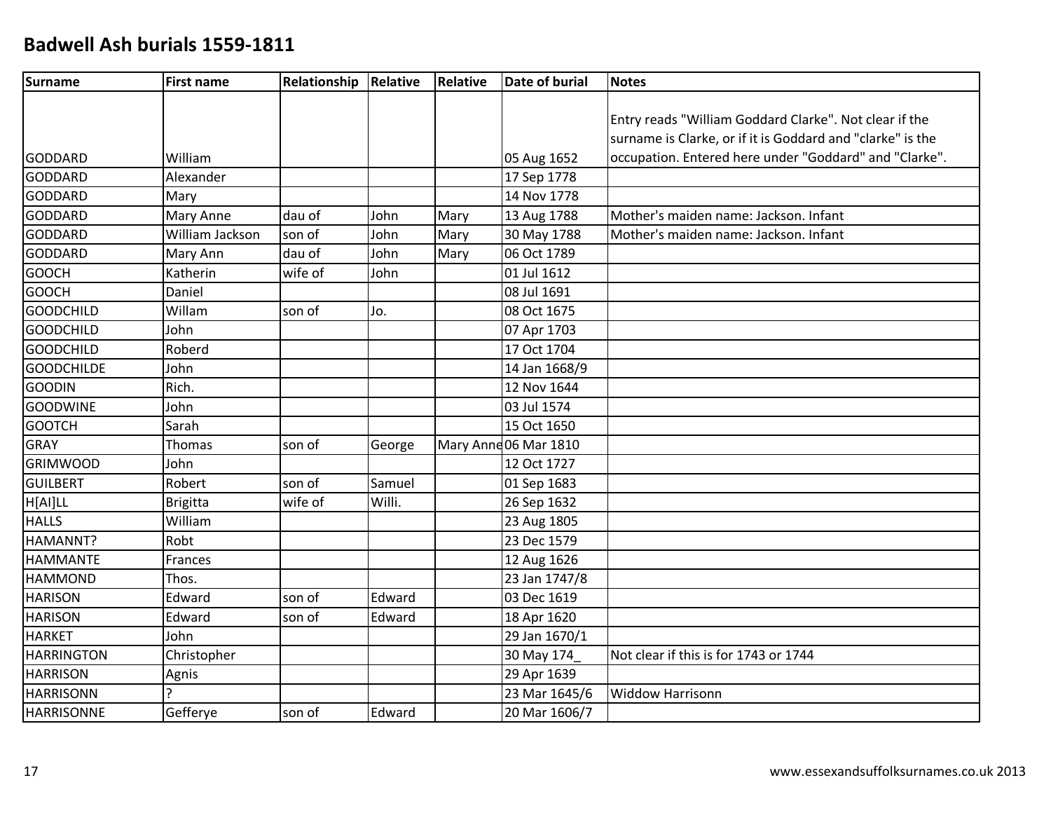# Badwell Ash burials 1559-1811

| Surname | First name | Relationship | Relative | Relative | Date of burial | Notes |
|---|---|---|---|---|---|---|
| GODDARD | William | | | | 05 Aug 1652 | Entry reads "William Goddard Clarke". Not clear if the surname is Clarke, or if it is Goddard and "clarke" is the occupation. Entered here under "Goddard" and "Clarke". |
| GODDARD | Alexander | | | | 17 Sep 1778 | |
| GODDARD | Mary | | | | 14 Nov 1778 | |
| GODDARD | Mary Anne | dau of | John | Mary | 13 Aug 1788 | Mother's maiden name: Jackson. Infant |
| GODDARD | William Jackson | son of | John | Mary | 30 May 1788 | Mother's maiden name: Jackson. Infant |
| GODDARD | Mary Ann | dau of | John | Mary | 06 Oct 1789 | |
| GOOCH | Katherin | wife of | John | | 01 Jul 1612 | |
| GOOCH | Daniel | | | | 08 Jul 1691 | |
| GOODCHILD | Willam | son of | Jo. | | 08 Oct 1675 | |
| GOODCHILD | John | | | | 07 Apr 1703 | |
| GOODCHILD | Roberd | | | | 17 Oct 1704 | |
| GOODCHILDE | John | | | | 14 Jan 1668/9 | |
| GOODIN | Rich. | | | | 12 Nov 1644 | |
| GOODWINE | John | | | | 03 Jul 1574 | |
| GOOTCH | Sarah | | | | 15 Oct 1650 | |
| GRAY | Thomas | son of | George | Mary Anne | 06 Mar 1810 | |
| GRIMWOOD | John | | | | 12 Oct 1727 | |
| GUILBERT | Robert | son of | Samuel | | 01 Sep 1683 | |
| H[AI]LL | Brigitta | wife of | Willi. | | 26 Sep 1632 | |
| HALLS | William | | | | 23 Aug 1805 | |
| HAMANNT? | Robt | | | | 23 Dec 1579 | |
| HAMMANTE | Frances | | | | 12 Aug 1626 | |
| HAMMOND | Thos. | | | | 23 Jan 1747/8 | |
| HARISON | Edward | son of | Edward | | 03 Dec 1619 | |
| HARISON | Edward | son of | Edward | | 18 Apr 1620 | |
| HARKET | John | | | | 29 Jan 1670/1 | |
| HARRINGTON | Christopher | | | | 30 May 174_ | Not clear if this is for 1743 or 1744 |
| HARRISON | Agnis | | | | 29 Apr 1639 | |
| HARRISONN | ? | | | | 23 Mar 1645/6 | Widdow Harrisonn |
| HARRISONNE | Gefferye | son of | Edward | | 20 Mar 1606/7 | |

www.essexandsuffolksurnames.co.uk 2013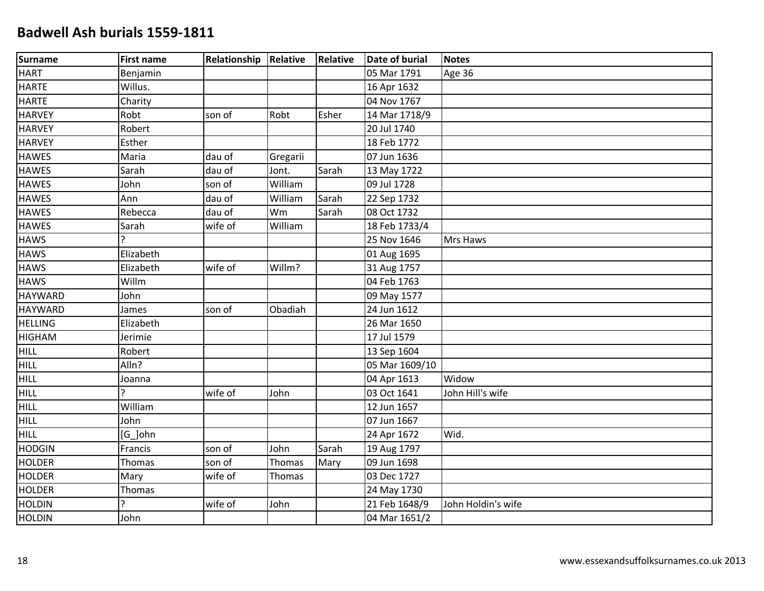# Badwell Ash burials 1559-1811

| Surname | First name | Relationship | Relative | Relative | Date of burial | Notes |
|---|---|---|---|---|---|---|
| HART | Benjamin | | | | 05 Mar 1791 | Age 36 |
| HARTE | Willus. | | | | 16 Apr 1632 | |
| HARTE | Charity | | | | 04 Nov 1767 | |
| HARVEY | Robt | son of | Robt | Esher | 14 Mar 1718/9 | |
| HARVEY | Robert | | | | 20 Jul 1740 | |
| HARVEY | Esther | | | | 18 Feb 1772 | |
| HAWES | Maria | dau of | Gregarii | | 07 Jun 1636 | |
| HAWES | Sarah | dau of | Jont. | Sarah | 13 May 1722 | |
| HAWES | John | son of | William | | 09 Jul 1728 | |
| HAWES | Ann | dau of | William | Sarah | 22 Sep 1732 | |
| HAWES | Rebecca | dau of | Wm | Sarah | 08 Oct 1732 | |
| HAWES | Sarah | wife of | William | | 18 Feb 1733/4 | |
| HAWS | ? | | | | 25 Nov 1646 | Mrs Haws |
| HAWS | Elizabeth | | | | 01 Aug 1695 | |
| HAWS | Elizabeth | wife of | Willm? | | 31 Aug 1757 | |
| HAWS | Willm | | | | 04 Feb 1763 | |
| HAYWARD | John | | | | 09 May 1577 | |
| HAYWARD | James | son of | Obadiah | | 24 Jun 1612 | |
| HELLING | Elizabeth | | | | 26 Mar 1650 | |
| HIGHAM | Jerimie | | | | 17 Jul 1579 | |
| HILL | Robert | | | | 13 Sep 1604 | |
| HILL | Alln? | | | | 05 Mar 1609/10 | |
| HILL | Joanna | | | | 04 Apr 1613 | Widow |
| HILL | ? | wife of | John | | 03 Oct 1641 | John Hill's wife |
| HILL | William | | | | 12 Jun 1657 | |
| HILL | John | | | | 07 Jun 1667 | |
| HILL | [G_]ohn | | | | 24 Apr 1672 | Wid. |
| HODGIN | Francis | son of | John | Sarah | 19 Aug 1797 | |
| HOLDER | Thomas | son of | Thomas | Mary | 09 Jun 1698 | |
| HOLDER | Mary | wife of | Thomas | | 03 Dec 1727 | |
| HOLDER | Thomas | | | | 24 May 1730 | |
| HOLDIN | ? | wife of | John | | 21 Feb 1648/9 | John Holdin's wife |
| HOLDIN | John | | | | 04 Mar 1651/2 | |

www.essexandsuffolksurnames.co.uk 2013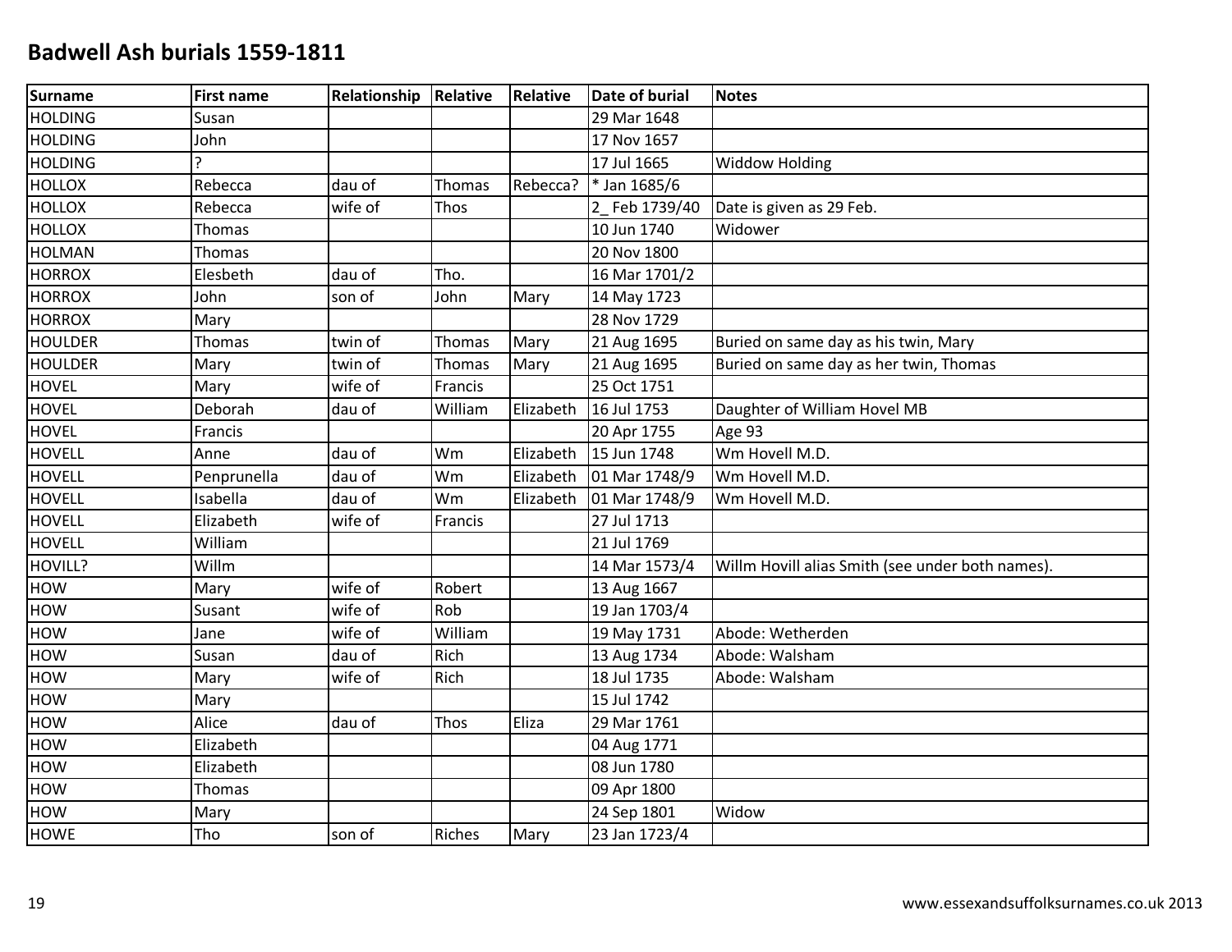# Badwell Ash burials 1559-1811

| Surname | First name | Relationship | Relative | Relative | Date of burial | Notes |
|---|---|---|---|---|---|---|
| HOLDING | Susan | | | | 29 Mar 1648 | |
| HOLDING | John | | | | 17 Nov 1657 | |
| HOLDING | ? | | | | 17 Jul 1665 | Widdow Holding |
| HOLLOX | Rebecca | dau of | Thomas | Rebecca? | * Jan 1685/6 | |
| HOLLOX | Rebecca | wife of | Thos | | 2_ Feb 1739/40 | Date is given as 29 Feb. |
| HOLLOX | Thomas | | | | 10 Jun 1740 | Widower |
| HOLMAN | Thomas | | | | 20 Nov 1800 | |
| HORROX | Elesbeth | dau of | Tho. | | 16 Mar 1701/2 | |
| HORROX | John | son of | John | Mary | 14 May 1723 | |
| HORROX | Mary | | | | 28 Nov 1729 | |
| HOULDER | Thomas | twin of | Thomas | Mary | 21 Aug 1695 | Buried on same day as his twin, Mary |
| HOULDER | Mary | twin of | Thomas | Mary | 21 Aug 1695 | Buried on same day as her twin, Thomas |
| HOVEL | Mary | wife of | Francis | | 25 Oct 1751 | |
| HOVEL | Deborah | dau of | William | Elizabeth | 16 Jul 1753 | Daughter of William Hovel MB |
| HOVEL | Francis | | | | 20 Apr 1755 | Age 93 |
| HOVELL | Anne | dau of | Wm | Elizabeth | 15 Jun 1748 | Wm Hovell M.D. |
| HOVELL | Penprunella | dau of | Wm | Elizabeth | 01 Mar 1748/9 | Wm Hovell M.D. |
| HOVELL | Isabella | dau of | Wm | Elizabeth | 01 Mar 1748/9 | Wm Hovell M.D. |
| HOVELL | Elizabeth | wife of | Francis | | 27 Jul 1713 | |
| HOVELL | William | | | | 21 Jul 1769 | |
| HOVILL? | Willm | | | | 14 Mar 1573/4 | Willm Hovill alias Smith (see under both names). |
| HOW | Mary | wife of | Robert | | 13 Aug 1667 | |
| HOW | Susant | wife of | Rob | | 19 Jan 1703/4 | |
| HOW | Jane | wife of | William | | 19 May 1731 | Abode: Wetherden |
| HOW | Susan | dau of | Rich | | 13 Aug 1734 | Abode: Walsham |
| HOW | Mary | wife of | Rich | | 18 Jul 1735 | Abode: Walsham |
| HOW | Mary | | | | 15 Jul 1742 | |
| HOW | Alice | dau of | Thos | Eliza | 29 Mar 1761 | |
| HOW | Elizabeth | | | | 04 Aug 1771 | |
| HOW | Elizabeth | | | | 08 Jun 1780 | |
| HOW | Thomas | | | | 09 Apr 1800 | |
| HOW | Mary | | | | 24 Sep 1801 | Widow |
| HOWE | Tho | son of | Riches | Mary | 23 Jan 1723/4 | |

www.essexandsuffolksurnames.co.uk 2013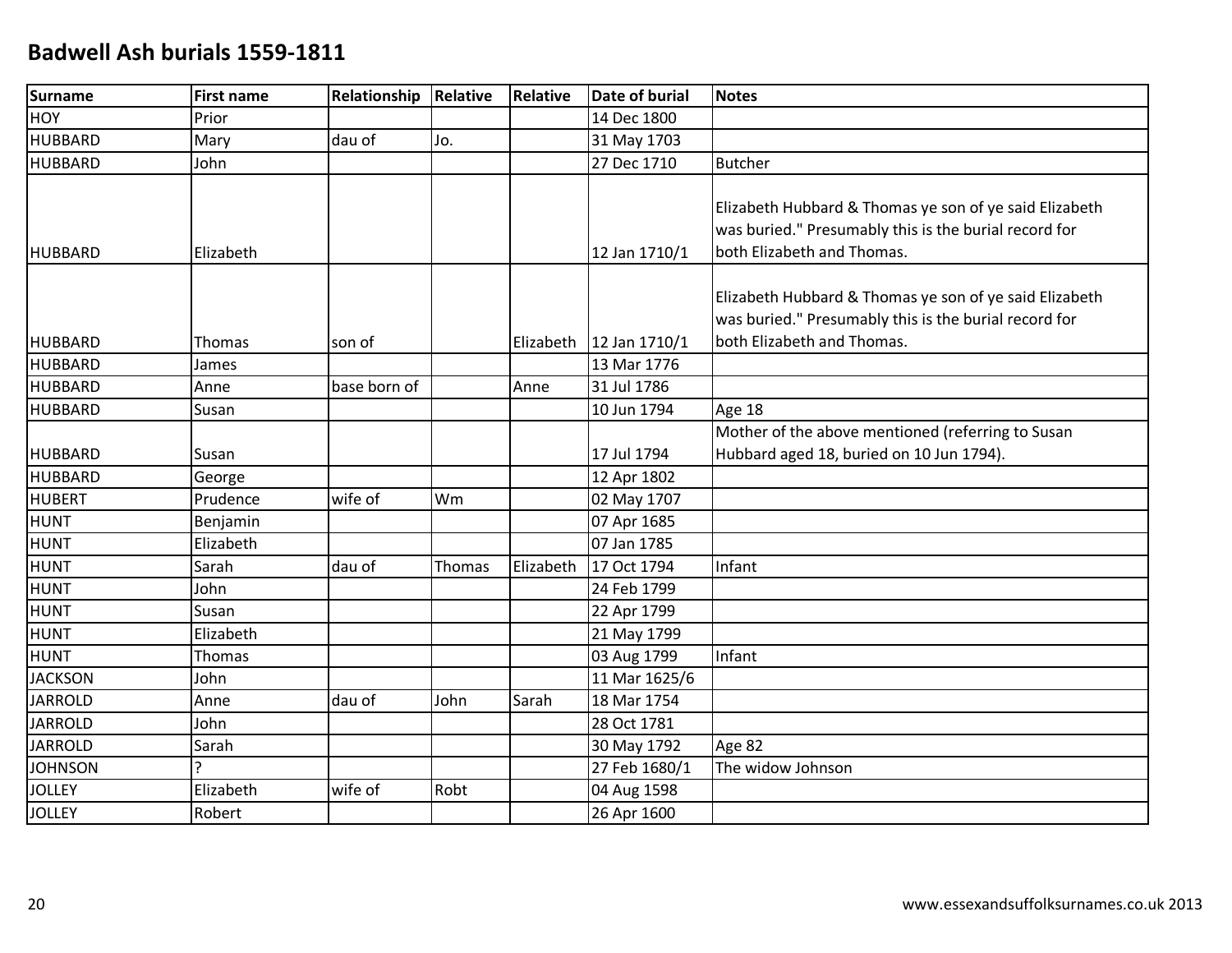# Badwell Ash burials 1559-1811

| Surname | First name | Relationship | Relative | Relative | Date of burial | Notes |
|---|---|---|---|---|---|---|
| HOY | Prior | | | | 14 Dec 1800 | |
| HUBBARD | Mary | dau of | Jo. | | 31 May 1703 | |
| HUBBARD | John | | | | 27 Dec 1710 | Butcher |
| HUBBARD | Elizabeth | | | | 12 Jan 1710/1 | Elizabeth Hubbard & Thomas ye son of ye said Elizabeth was buried." Presumably this is the burial record for both Elizabeth and Thomas. |
| HUBBARD | Thomas | son of | | Elizabeth | 12 Jan 1710/1 | Elizabeth Hubbard & Thomas ye son of ye said Elizabeth was buried." Presumably this is the burial record for both Elizabeth and Thomas. |
| HUBBARD | James | | | | 13 Mar 1776 | |
| HUBBARD | Anne | base born of | | Anne | 31 Jul 1786 | |
| HUBBARD | Susan | | | | 10 Jun 1794 | Age 18 |
| HUBBARD | Susan | | | | 17 Jul 1794 | Mother of the above mentioned (referring to Susan Hubbard aged 18, buried on 10 Jun 1794). |
| HUBBARD | George | | | | 12 Apr 1802 | |
| HUBERT | Prudence | wife of | Wm | | 02 May 1707 | |
| HUNT | Benjamin | | | | 07 Apr 1685 | |
| HUNT | Elizabeth | | | | 07 Jan 1785 | |
| HUNT | Sarah | dau of | Thomas | Elizabeth | 17 Oct 1794 | Infant |
| HUNT | John | | | | 24 Feb 1799 | |
| HUNT | Susan | | | | 22 Apr 1799 | |
| HUNT | Elizabeth | | | | 21 May 1799 | |
| HUNT | Thomas | | | | 03 Aug 1799 | Infant |
| JACKSON | John | | | | 11 Mar 1625/6 | |
| JARROLD | Anne | dau of | John | Sarah | 18 Mar 1754 | |
| JARROLD | John | | | | 28 Oct 1781 | |
| JARROLD | Sarah | | | | 30 May 1792 | Age 82 |
| JOHNSON | ? | | | | 27 Feb 1680/1 | The widow Johnson |
| JOLLEY | Elizabeth | wife of | Robt | | 04 Aug 1598 | |
| JOLLEY | Robert | | | | 26 Apr 1600 | |

www.essexandsuffolksurnames.co.uk 2013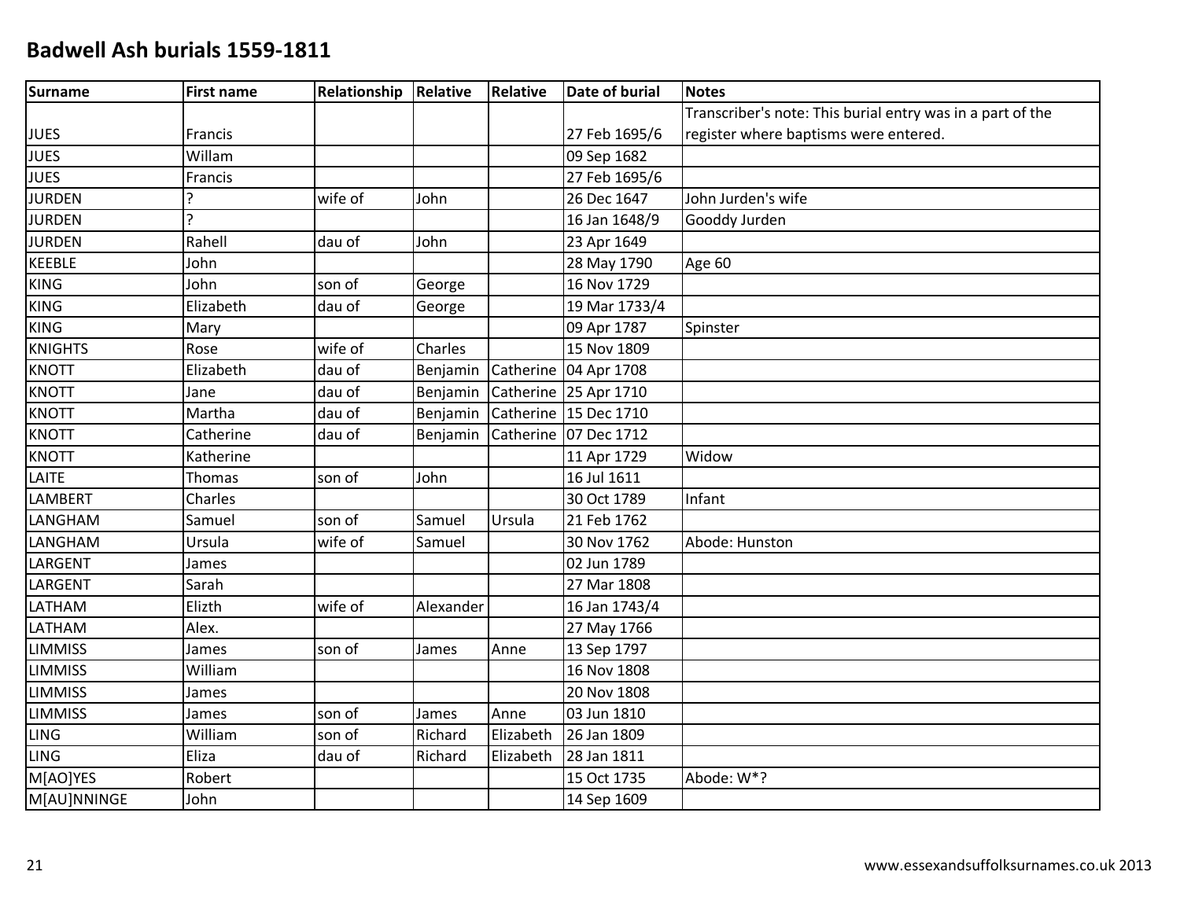# Badwell Ash burials 1559-1811

| Surname | First name | Relationship | Relative | Relative | Date of burial | Notes |
|---|---|---|---|---|---|---|
| JUES | Francis | | | | 27 Feb 1695/6 | Transcriber's note: This burial entry was in a part of the register where baptisms were entered. |
| JUES | Willam | | | | 09 Sep 1682 | |
| JUES | Francis | | | | 27 Feb 1695/6 | |
| JURDEN | ? | wife of | John | | 26 Dec 1647 | John Jurden's wife |
| JURDEN | ? | | | | 16 Jan 1648/9 | Gooddy Jurden |
| JURDEN | Rahell | dau of | John | | 23 Apr 1649 | |
| KEEBLE | John | | | | 28 May 1790 | Age 60 |
| KING | John | son of | George | | 16 Nov 1729 | |
| KING | Elizabeth | dau of | George | | 19 Mar 1733/4 | |
| KING | Mary | | | | 09 Apr 1787 | Spinster |
| KNIGHTS | Rose | wife of | Charles | | 15 Nov 1809 | |
| KNOTT | Elizabeth | dau of | Benjamin | Catherine | 04 Apr 1708 | |
| KNOTT | Jane | dau of | Benjamin | Catherine | 25 Apr 1710 | |
| KNOTT | Martha | dau of | Benjamin | Catherine | 15 Dec 1710 | |
| KNOTT | Catherine | dau of | Benjamin | Catherine | 07 Dec 1712 | |
| KNOTT | Katherine | | | | 11 Apr 1729 | Widow |
| LAITE | Thomas | son of | John | | 16 Jul 1611 | |
| LAMBERT | Charles | | | | 30 Oct 1789 | Infant |
| LANGHAM | Samuel | son of | Samuel | Ursula | 21 Feb 1762 | |
| LANGHAM | Ursula | wife of | Samuel | | 30 Nov 1762 | Abode: Hunston |
| LARGENT | James | | | | 02 Jun 1789 | |
| LARGENT | Sarah | | | | 27 Mar 1808 | |
| LATHAM | Elizth | wife of | Alexander | | 16 Jan 1743/4 | |
| LATHAM | Alex. | | | | 27 May 1766 | |
| LIMMISS | James | son of | James | Anne | 13 Sep 1797 | |
| LIMMISS | William | | | | 16 Nov 1808 | |
| LIMMISS | James | | | | 20 Nov 1808 | |
| LIMMISS | James | son of | James | Anne | 03 Jun 1810 | |
| LING | William | son of | Richard | Elizabeth | 26 Jan 1809 | |
| LING | Eliza | dau of | Richard | Elizabeth | 28 Jan 1811 | |
| M[AO]YES | Robert | | | | 15 Oct 1735 | Abode: W*? |
| M[AU]NNINGE | John | | | | 14 Sep 1609 | |

www.essexandsuffolksurnames.co.uk 2013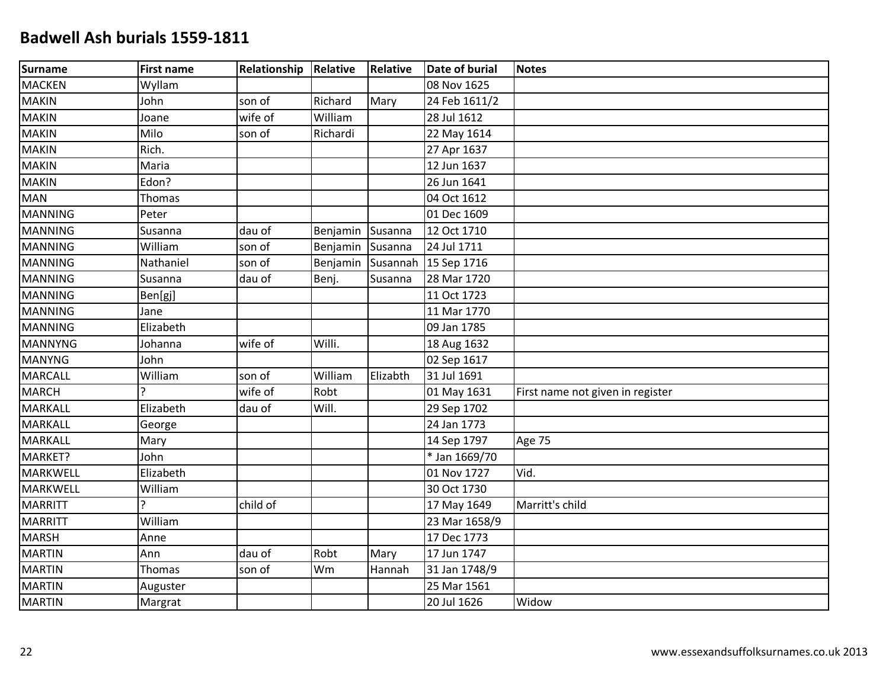## Badwell Ash burials 1559-1811

| Surname | First name | Relationship | Relative | Relative | Date of burial | Notes |
|---|---|---|---|---|---|---|
| MACKEN | Wyllam | | | | 08 Nov 1625 | |
| MAKIN | John | son of | Richard | Mary | 24 Feb 1611/2 | |
| MAKIN | Joane | wife of | William | | 28 Jul 1612 | |
| MAKIN | Milo | son of | Richardi | | 22 May 1614 | |
| MAKIN | Rich. | | | | 27 Apr 1637 | |
| MAKIN | Maria | | | | 12 Jun 1637 | |
| MAKIN | Edon? | | | | 26 Jun 1641 | |
| MAN | Thomas | | | | 04 Oct 1612 | |
| MANNING | Peter | | | | 01 Dec 1609 | |
| MANNING | Susanna | dau of | Benjamin | Susanna | 12 Oct 1710 | |
| MANNING | William | son of | Benjamin | Susanna | 24 Jul 1711 | |
| MANNING | Nathaniel | son of | Benjamin | Susannah | 15 Sep 1716 | |
| MANNING | Susanna | dau of | Benj. | Susanna | 28 Mar 1720 | |
| MANNING | Ben[gj] | | | | 11 Oct 1723 | |
| MANNING | Jane | | | | 11 Mar 1770 | |
| MANNING | Elizabeth | | | | 09 Jan 1785 | |
| MANNYNG | Johanna | wife of | Willi. | | 18 Aug 1632 | |
| MANYNG | John | | | | 02 Sep 1617 | |
| MARCALL | William | son of | William | Elizabth | 31 Jul 1691 | |
| MARCH | ? | wife of | Robt | | 01 May 1631 | First name not given in register |
| MARKALL | Elizabeth | dau of | Will. | | 29 Sep 1702 | |
| MARKALL | George | | | | 24 Jan 1773 | |
| MARKALL | Mary | | | | 14 Sep 1797 | Age 75 |
| MARKET? | John | | | | * Jan 1669/70 | |
| MARKWELL | Elizabeth | | | | 01 Nov 1727 | Vid. |
| MARKWELL | William | | | | 30 Oct 1730 | |
| MARRITT | ? | child of | | | 17 May 1649 | Marritt's child |
| MARRITT | William | | | | 23 Mar 1658/9 | |
| MARSH | Anne | | | | 17 Dec 1773 | |
| MARTIN | Ann | dau of | Robt | Mary | 17 Jun 1747 | |
| MARTIN | Thomas | son of | Wm | Hannah | 31 Jan 1748/9 | |
| MARTIN | Auguster | | | | 25 Mar 1561 | |
| MARTIN | Margrat | | | | 20 Jul 1626 | Widow |

www.essexandsuffolksurnames.co.uk 2013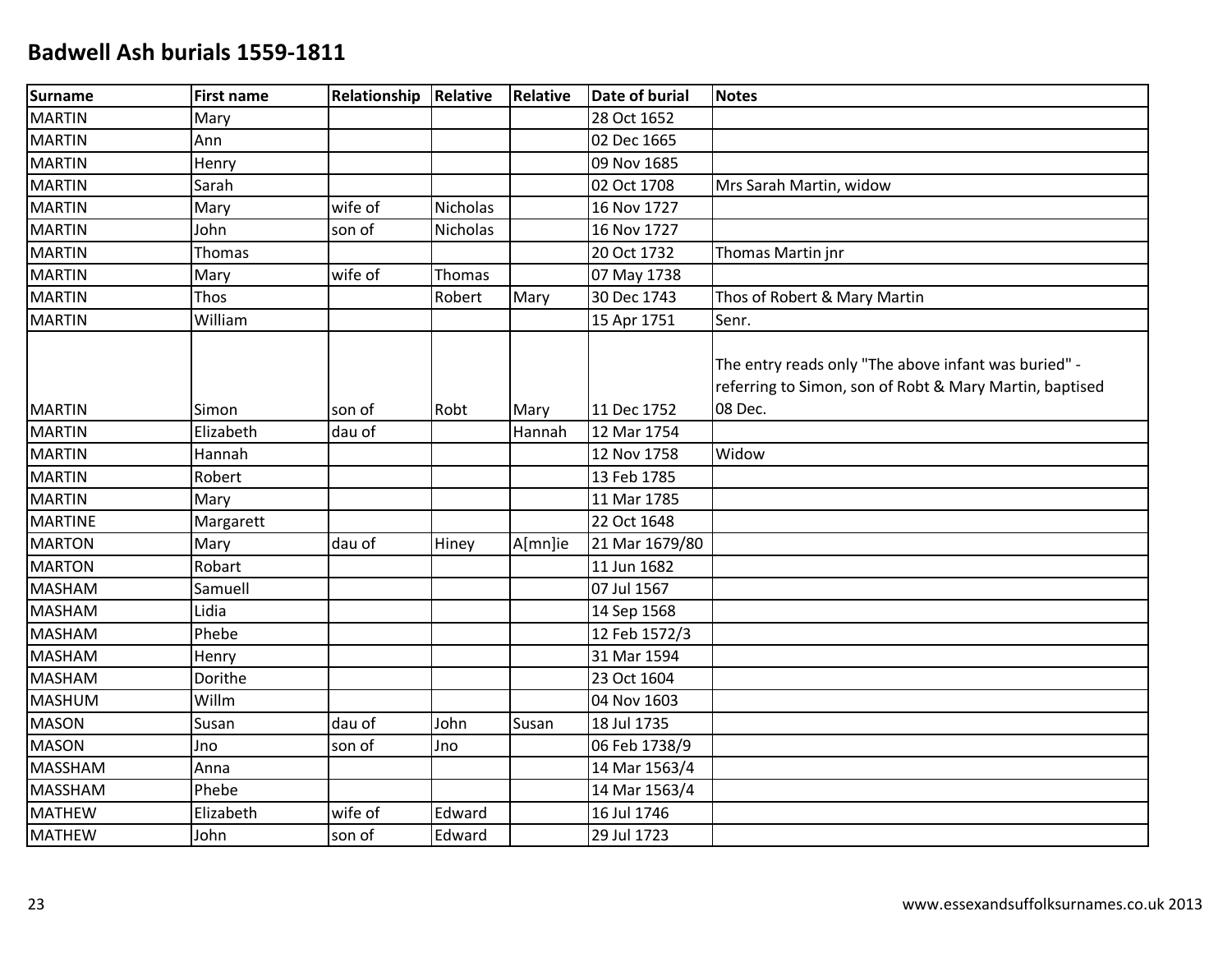# Badwell Ash burials 1559-1811

| Surname | First name | Relationship | Relative | Relative | Date of burial | Notes |
|---|---|---|---|---|---|---|
| MARTIN | Mary | | | | 28 Oct 1652 | |
| MARTIN | Ann | | | | 02 Dec 1665 | |
| MARTIN | Henry | | | | 09 Nov 1685 | |
| MARTIN | Sarah | | | | 02 Oct 1708 | Mrs Sarah Martin, widow |
| MARTIN | Mary | wife of | Nicholas | | 16 Nov 1727 | |
| MARTIN | John | son of | Nicholas | | 16 Nov 1727 | |
| MARTIN | Thomas | | | | 20 Oct 1732 | Thomas Martin jnr |
| MARTIN | Mary | wife of | Thomas | | 07 May 1738 | |
| MARTIN | Thos | | Robert | Mary | 30 Dec 1743 | Thos of Robert & Mary Martin |
| MARTIN | William | | | | 15 Apr 1751 | Senr. |
| MARTIN | Simon | son of | Robt | Mary | 11 Dec 1752 | The entry reads only "The above infant was buried" - referring to Simon, son of Robt & Mary Martin, baptised 08 Dec. |
| MARTIN | Elizabeth | dau of | | Hannah | 12 Mar 1754 | |
| MARTIN | Hannah | | | | 12 Nov 1758 | Widow |
| MARTIN | Robert | | | | 13 Feb 1785 | |
| MARTIN | Mary | | | | 11 Mar 1785 | |
| MARTINE | Margarett | | | | 22 Oct 1648 | |
| MARTON | Mary | dau of | Hiney | A[mn]ie | 21 Mar 1679/80 | |
| MARTON | Robart | | | | 11 Jun 1682 | |
| MASHAM | Samuell | | | | 07 Jul 1567 | |
| MASHAM | Lidia | | | | 14 Sep 1568 | |
| MASHAM | Phebe | | | | 12 Feb 1572/3 | |
| MASHAM | Henry | | | | 31 Mar 1594 | |
| MASHAM | Dorithe | | | | 23 Oct 1604 | |
| MASHUM | Willm | | | | 04 Nov 1603 | |
| MASON | Susan | dau of | John | Susan | 18 Jul 1735 | |
| MASON | Jno | son of | Jno | | 06 Feb 1738/9 | |
| MASSHAM | Anna | | | | 14 Mar 1563/4 | |
| MASSHAM | Phebe | | | | 14 Mar 1563/4 | |
| MATHEW | Elizabeth | wife of | Edward | | 16 Jul 1746 | |
| MATHEW | John | son of | Edward | | 29 Jul 1723 | |

www.essexandsuffolksurnames.co.uk 2013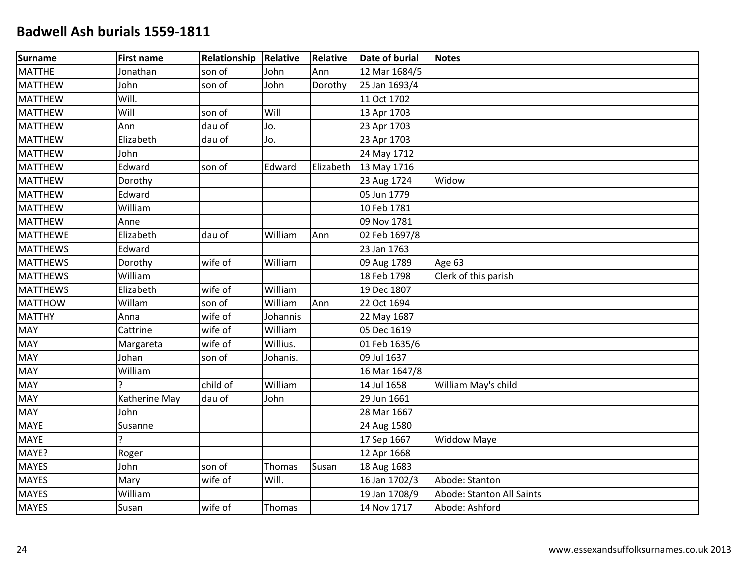# Badwell Ash burials 1559-1811

| Surname | First name | Relationship | Relative | Relative | Date of burial | Notes |
|---|---|---|---|---|---|---|
| MATTHE | Jonathan | son of | John | Ann | 12 Mar 1684/5 | |
| MATTHEW | John | son of | John | Dorothy | 25 Jan 1693/4 | |
| MATTHEW | Will. | | | | 11 Oct 1702 | |
| MATTHEW | Will | son of | Will | | 13 Apr 1703 | |
| MATTHEW | Ann | dau of | Jo. | | 23 Apr 1703 | |
| MATTHEW | Elizabeth | dau of | Jo. | | 23 Apr 1703 | |
| MATTHEW | John | | | | 24 May 1712 | |
| MATTHEW | Edward | son of | Edward | Elizabeth | 13 May 1716 | |
| MATTHEW | Dorothy | | | | 23 Aug 1724 | Widow |
| MATTHEW | Edward | | | | 05 Jun 1779 | |
| MATTHEW | William | | | | 10 Feb 1781 | |
| MATTHEW | Anne | | | | 09 Nov 1781 | |
| MATTHEWE | Elizabeth | dau of | William | Ann | 02 Feb 1697/8 | |
| MATTHEWS | Edward | | | | 23 Jan 1763 | |
| MATTHEWS | Dorothy | wife of | William | | 09 Aug 1789 | Age 63 |
| MATTHEWS | William | | | | 18 Feb 1798 | Clerk of this parish |
| MATTHEWS | Elizabeth | wife of | William | | 19 Dec 1807 | |
| MATTHOW | Willam | son of | William | Ann | 22 Oct 1694 | |
| MATTHY | Anna | wife of | Johannis | | 22 May 1687 | |
| MAY | Cattrine | wife of | William | | 05 Dec 1619 | |
| MAY | Margareta | wife of | Willius. | | 01 Feb 1635/6 | |
| MAY | Johan | son of | Johanis. | | 09 Jul 1637 | |
| MAY | William | | | | 16 Mar 1647/8 | |
| MAY | ? | child of | William | | 14 Jul 1658 | William May's child |
| MAY | Katherine May | dau of | John | | 29 Jun 1661 | |
| MAY | John | | | | 28 Mar 1667 | |
| MAYE | Susanne | | | | 24 Aug 1580 | |
| MAYE | ? | | | | 17 Sep 1667 | Widdow Maye |
| MAYE? | Roger | | | | 12 Apr 1668 | |
| MAYES | John | son of | Thomas | Susan | 18 Aug 1683 | |
| MAYES | Mary | wife of | Will. | | 16 Jan 1702/3 | Abode: Stanton |
| MAYES | William | | | | 19 Jan 1708/9 | Abode: Stanton All Saints |
| MAYES | Susan | wife of | Thomas | | 14 Nov 1717 | Abode: Ashford |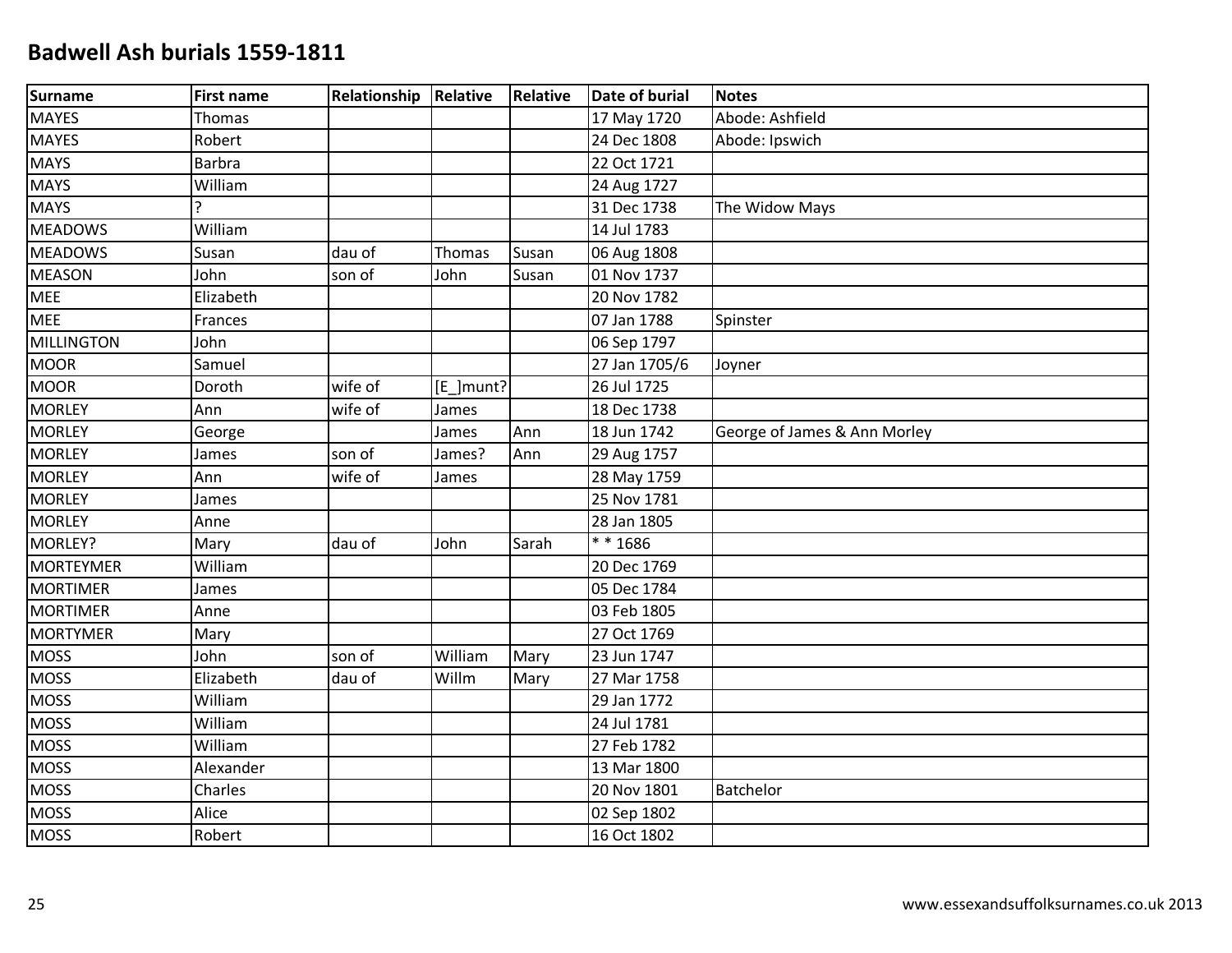# Badwell Ash burials 1559-1811

| Surname | First name | Relationship | Relative | Relative | Date of burial | Notes |
|---|---|---|---|---|---|---|
| MAYES | Thomas | | | | 17 May 1720 | Abode: Ashfield |
| MAYES | Robert | | | | 24 Dec 1808 | Abode: Ipswich |
| MAYS | Barbra | | | | 22 Oct 1721 | |
| MAYS | William | | | | 24 Aug 1727 | |
| MAYS | ? | | | | 31 Dec 1738 | The Widow Mays |
| MEADOWS | William | | | | 14 Jul 1783 | |
| MEADOWS | Susan | dau of | Thomas | Susan | 06 Aug 1808 | |
| MEASON | John | son of | John | Susan | 01 Nov 1737 | |
| MEE | Elizabeth | | | | 20 Nov 1782 | |
| MEE | Frances | | | | 07 Jan 1788 | Spinster |
| MILLINGTON | John | | | | 06 Sep 1797 | |
| MOOR | Samuel | | | | 27 Jan 1705/6 | Joyner |
| MOOR | Doroth | wife of | [E_]munt? | | 26 Jul 1725 | |
| MORLEY | Ann | wife of | James | | 18 Dec 1738 | |
| MORLEY | George | | James | Ann | 18 Jun 1742 | George of James & Ann Morley |
| MORLEY | James | son of | James? | Ann | 29 Aug 1757 | |
| MORLEY | Ann | wife of | James | | 28 May 1759 | |
| MORLEY | James | | | | 25 Nov 1781 | |
| MORLEY | Anne | | | | 28 Jan 1805 | |
| MORLEY? | Mary | dau of | John | Sarah | * * 1686 | |
| MORTEYMER | William | | | | 20 Dec 1769 | |
| MORTIMER | James | | | | 05 Dec 1784 | |
| MORTIMER | Anne | | | | 03 Feb 1805 | |
| MORTYMER | Mary | | | | 27 Oct 1769 | |
| MOSS | John | son of | William | Mary | 23 Jun 1747 | |
| MOSS | Elizabeth | dau of | Willm | Mary | 27 Mar 1758 | |
| MOSS | William | | | | 29 Jan 1772 | |
| MOSS | William | | | | 24 Jul 1781 | |
| MOSS | William | | | | 27 Feb 1782 | |
| MOSS | Alexander | | | | 13 Mar 1800 | |
| MOSS | Charles | | | | 20 Nov 1801 | Batchelor |
| MOSS | Alice | | | | 02 Sep 1802 | |
| MOSS | Robert | | | | 16 Oct 1802 | |

www.essexandsuffolksurnames.co.uk 2013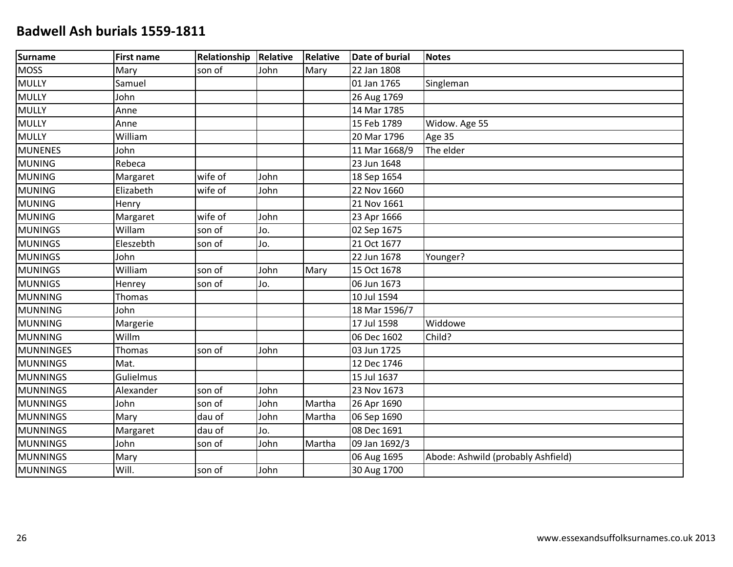# Badwell Ash burials 1559-1811

| Surname | First name | Relationship | Relative | Relative | Date of burial | Notes |
|---|---|---|---|---|---|---|
| MOSS | Mary | son of | John | Mary | 22 Jan 1808 | |
| MULLY | Samuel | | | | 01 Jan 1765 | Singleman |
| MULLY | John | | | | 26 Aug 1769 | |
| MULLY | Anne | | | | 14 Mar 1785 | |
| MULLY | Anne | | | | 15 Feb 1789 | Widow. Age 55 |
| MULLY | William | | | | 20 Mar 1796 | Age 35 |
| MUNENES | John | | | | 11 Mar 1668/9 | The elder |
| MUNING | Rebeca | | | | 23 Jun 1648 | |
| MUNING | Margaret | wife of | John | | 18 Sep 1654 | |
| MUNING | Elizabeth | wife of | John | | 22 Nov 1660 | |
| MUNING | Henry | | | | 21 Nov 1661 | |
| MUNING | Margaret | wife of | John | | 23 Apr 1666 | |
| MUNINGS | Willam | son of | Jo. | | 02 Sep 1675 | |
| MUNINGS | Eleszebth | son of | Jo. | | 21 Oct 1677 | |
| MUNINGS | John | | | | 22 Jun 1678 | Younger? |
| MUNINGS | William | son of | John | Mary | 15 Oct 1678 | |
| MUNNIGS | Henrey | son of | Jo. | | 06 Jun 1673 | |
| MUNNING | Thomas | | | | 10 Jul 1594 | |
| MUNNING | John | | | | 18 Mar 1596/7 | |
| MUNNING | Margerie | | | | 17 Jul 1598 | Widdowe |
| MUNNING | Willm | | | | 06 Dec 1602 | Child? |
| MUNNINGES | Thomas | son of | John | | 03 Jun 1725 | |
| MUNNINGS | Mat. | | | | 12 Dec 1746 | |
| MUNNINGS | Gulielmus | | | | 15 Jul 1637 | |
| MUNNINGS | Alexander | son of | John | | 23 Nov 1673 | |
| MUNNINGS | John | son of | John | Martha | 26 Apr 1690 | |
| MUNNINGS | Mary | dau of | John | Martha | 06 Sep 1690 | |
| MUNNINGS | Margaret | dau of | Jo. | | 08 Dec 1691 | |
| MUNNINGS | John | son of | John | Martha | 09 Jan 1692/3 | |
| MUNNINGS | Mary | | | | 06 Aug 1695 | Abode: Ashwild (probably Ashfield) |
| MUNNINGS | Will. | son of | John | | 30 Aug 1700 | |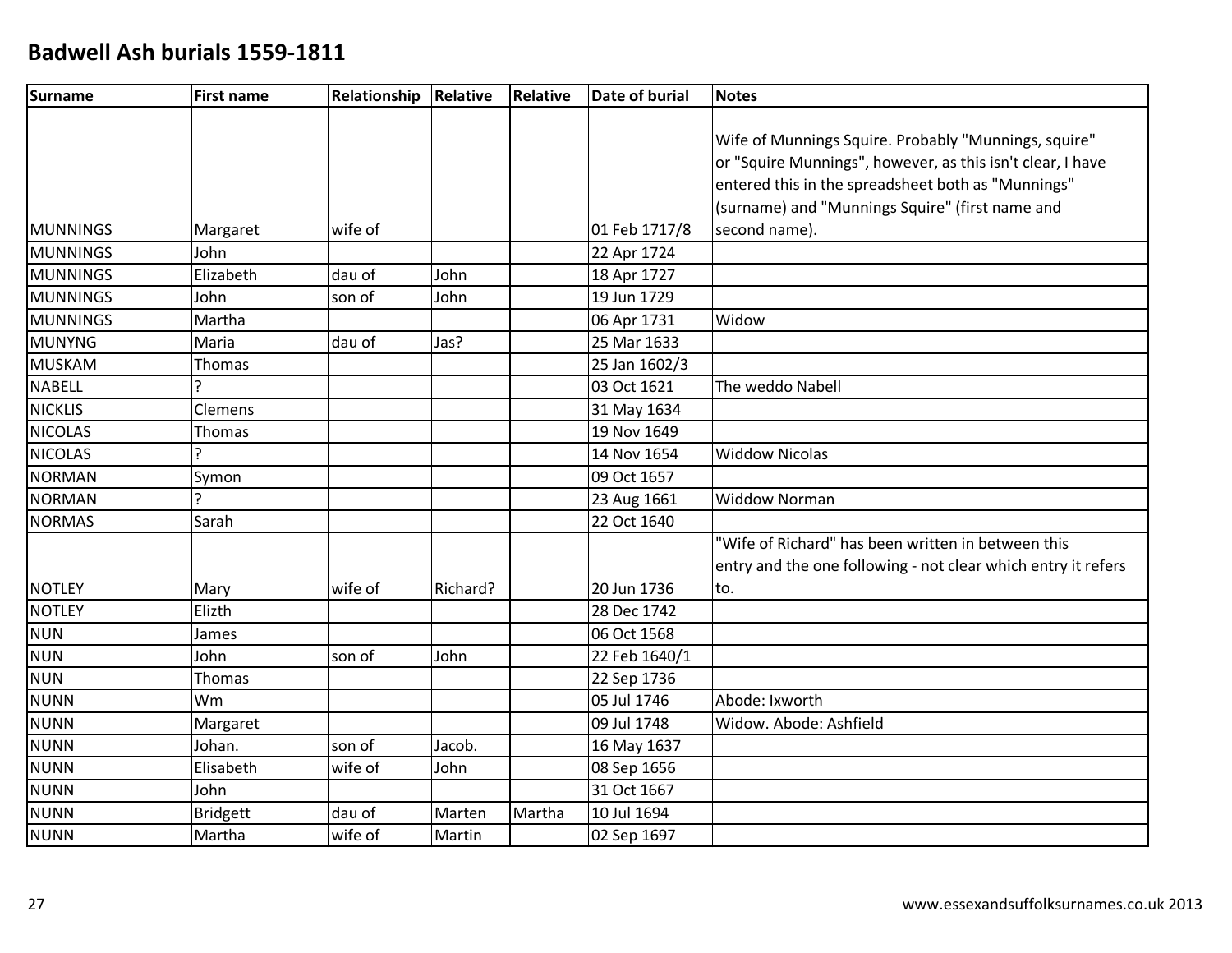# Badwell Ash burials 1559-1811

| Surname | First name | Relationship | Relative | Relative | Date of burial | Notes |
|---|---|---|---|---|---|---|
| MUNNINGS | Margaret | wife of | | | 01 Feb 1717/8 | Wife of Munnings Squire. Probably "Munnings, squire" or "Squire Munnings", however, as this isn't clear, I have entered this in the spreadsheet both as "Munnings" (surname) and "Munnings Squire" (first name and second name). |
| MUNNINGS | John | | | | 22 Apr 1724 | |
| MUNNINGS | Elizabeth | dau of | John | | 18 Apr 1727 | |
| MUNNINGS | John | son of | John | | 19 Jun 1729 | |
| MUNNINGS | Martha | | | | 06 Apr 1731 | Widow |
| MUNYNG | Maria | dau of | Jas? | | 25 Mar 1633 | |
| MUSKAM | Thomas | | | | 25 Jan 1602/3 | |
| NABELL | ? | | | | 03 Oct 1621 | The weddo Nabell |
| NICKLIS | Clemens | | | | 31 May 1634 | |
| NICOLAS | Thomas | | | | 19 Nov 1649 | |
| NICOLAS | ? | | | | 14 Nov 1654 | Widdow Nicolas |
| NORMAN | Symon | | | | 09 Oct 1657 | |
| NORMAN | ? | | | | 23 Aug 1661 | Widdow Norman |
| NORMAS | Sarah | | | | 22 Oct 1640 | |
| NOTLEY | Mary | wife of | Richard? | | 20 Jun 1736 | "Wife of Richard" has been written in between this entry and the one following - not clear which entry it refers to. |
| NOTLEY | Elizth | | | | 28 Dec 1742 | |
| NUN | James | | | | 06 Oct 1568 | |
| NUN | John | son of | John | | 22 Feb 1640/1 | |
| NUN | Thomas | | | | 22 Sep 1736 | |
| NUNN | Wm | | | | 05 Jul 1746 | Abode: Ixworth |
| NUNN | Margaret | | | | 09 Jul 1748 | Widow. Abode: Ashfield |
| NUNN | Johan. | son of | Jacob. | | 16 May 1637 | |
| NUNN | Elisabeth | wife of | John | | 08 Sep 1656 | |
| NUNN | John | | | | 31 Oct 1667 | |
| NUNN | Bridgett | dau of | Marten | Martha | 10 Jul 1694 | |
| NUNN | Martha | wife of | Martin | | 02 Sep 1697 | |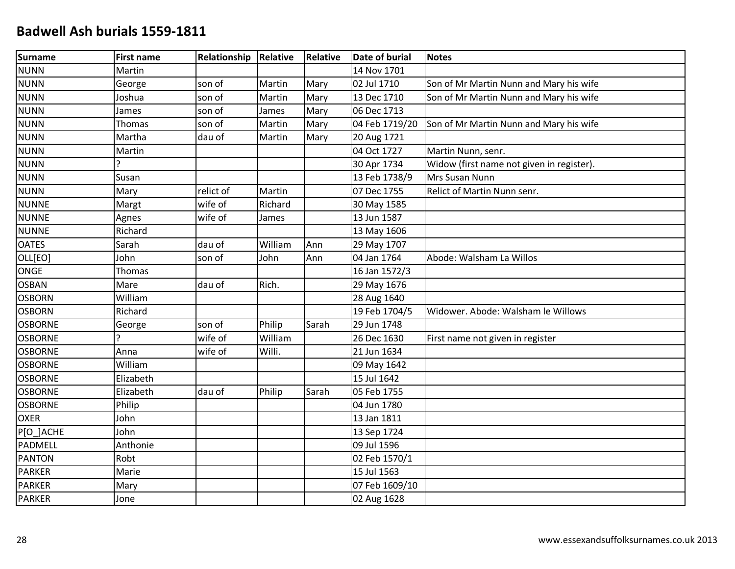# Badwell Ash burials 1559-1811

| Surname | First name | Relationship | Relative | Relative | Date of burial | Notes |
|---|---|---|---|---|---|---|
| NUNN | Martin | | | | 14 Nov 1701 | |
| NUNN | George | son of | Martin | Mary | 02 Jul 1710 | Son of Mr Martin Nunn and Mary his wife |
| NUNN | Joshua | son of | Martin | Mary | 13 Dec 1710 | Son of Mr Martin Nunn and Mary his wife |
| NUNN | James | son of | James | Mary | 06 Dec 1713 | |
| NUNN | Thomas | son of | Martin | Mary | 04 Feb 1719/20 | Son of Mr Martin Nunn and Mary his wife |
| NUNN | Martha | dau of | Martin | Mary | 20 Aug 1721 | |
| NUNN | Martin | | | | 04 Oct 1727 | Martin Nunn, senr. |
| NUNN | ? | | | | 30 Apr 1734 | Widow (first name not given in register). |
| NUNN | Susan | | | | 13 Feb 1738/9 | Mrs Susan Nunn |
| NUNN | Mary | relict of | Martin | | 07 Dec 1755 | Relict of Martin Nunn senr. |
| NUNNE | Margt | wife of | Richard | | 30 May 1585 | |
| NUNNE | Agnes | wife of | James | | 13 Jun 1587 | |
| NUNNE | Richard | | | | 13 May 1606 | |
| OATES | Sarah | dau of | William | Ann | 29 May 1707 | |
| OLL[EO] | John | son of | John | Ann | 04 Jan 1764 | Abode: Walsham La Willos |
| ONGE | Thomas | | | | 16 Jan 1572/3 | |
| OSBAN | Mare | dau of | Rich. | | 29 May 1676 | |
| OSBORN | William | | | | 28 Aug 1640 | |
| OSBORN | Richard | | | | 19 Feb 1704/5 | Widower. Abode: Walsham le Willows |
| OSBORNE | George | son of | Philip | Sarah | 29 Jun 1748 | |
| OSBORNE | ? | wife of | William | | 26 Dec 1630 | First name not given in register |
| OSBORNE | Anna | wife of | Willi. | | 21 Jun 1634 | |
| OSBORNE | William | | | | 09 May 1642 | |
| OSBORNE | Elizabeth | | | | 15 Jul 1642 | |
| OSBORNE | Elizabeth | dau of | Philip | Sarah | 05 Feb 1755 | |
| OSBORNE | Philip | | | | 04 Jun 1780 | |
| OXER | John | | | | 13 Jan 1811 | |
| P[O_]ACHE | John | | | | 13 Sep 1724 | |
| PADMELL | Anthonie | | | | 09 Jul 1596 | |
| PANTON | Robt | | | | 02 Feb 1570/1 | |
| PARKER | Marie | | | | 15 Jul 1563 | |
| PARKER | Mary | | | | 07 Feb 1609/10 | |
| PARKER | Jone | | | | 02 Aug 1628 | |

www.essexandsuffolksurnames.co.uk 2013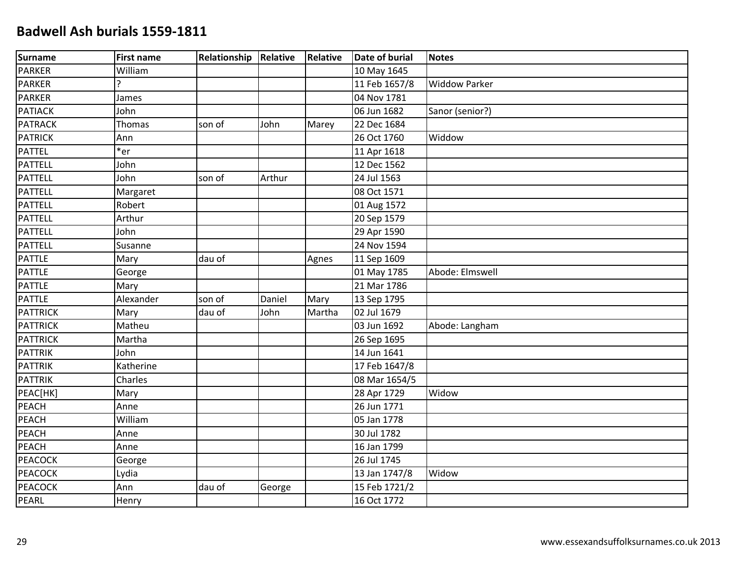# Badwell Ash burials 1559-1811

| Surname | First name | Relationship | Relative | Relative | Date of burial | Notes |
|---|---|---|---|---|---|---|
| PARKER | William | | | | 10 May 1645 | |
| PARKER | ? | | | | 11 Feb 1657/8 | Widdow Parker |
| PARKER | James | | | | 04 Nov 1781 | |
| PATIACK | John | | | | 06 Jun 1682 | Sanor (senior?) |
| PATRACK | Thomas | son of | John | Marey | 22 Dec 1684 | |
| PATRICK | Ann | | | | 26 Oct 1760 | Widdow |
| PATTEL | *er | | | | 11 Apr 1618 | |
| PATTELL | John | | | | 12 Dec 1562 | |
| PATTELL | John | son of | Arthur | | 24 Jul 1563 | |
| PATTELL | Margaret | | | | 08 Oct 1571 | |
| PATTELL | Robert | | | | 01 Aug 1572 | |
| PATTELL | Arthur | | | | 20 Sep 1579 | |
| PATTELL | John | | | | 29 Apr 1590 | |
| PATTELL | Susanne | | | | 24 Nov 1594 | |
| PATTLE | Mary | dau of | | Agnes | 11 Sep 1609 | |
| PATTLE | George | | | | 01 May 1785 | Abode: Elmswell |
| PATTLE | Mary | | | | 21 Mar 1786 | |
| PATTLE | Alexander | son of | Daniel | Mary | 13 Sep 1795 | |
| PATTRICK | Mary | dau of | John | Martha | 02 Jul 1679 | |
| PATTRICK | Matheu | | | | 03 Jun 1692 | Abode: Langham |
| PATTRICK | Martha | | | | 26 Sep 1695 | |
| PATTRIK | John | | | | 14 Jun 1641 | |
| PATTRIK | Katherine | | | | 17 Feb 1647/8 | |
| PATTRIK | Charles | | | | 08 Mar 1654/5 | |
| PEAC[HK] | Mary | | | | 28 Apr 1729 | Widow |
| PEACH | Anne | | | | 26 Jun 1771 | |
| PEACH | William | | | | 05 Jan 1778 | |
| PEACH | Anne | | | | 30 Jul 1782 | |
| PEACH | Anne | | | | 16 Jan 1799 | |
| PEACOCK | George | | | | 26 Jul 1745 | |
| PEACOCK | Lydia | | | | 13 Jan 1747/8 | Widow |
| PEACOCK | Ann | dau of | George | | 15 Feb 1721/2 | |
| PEARL | Henry | | | | 16 Oct 1772 | |

www.essexandsuffolksurnames.co.uk 2013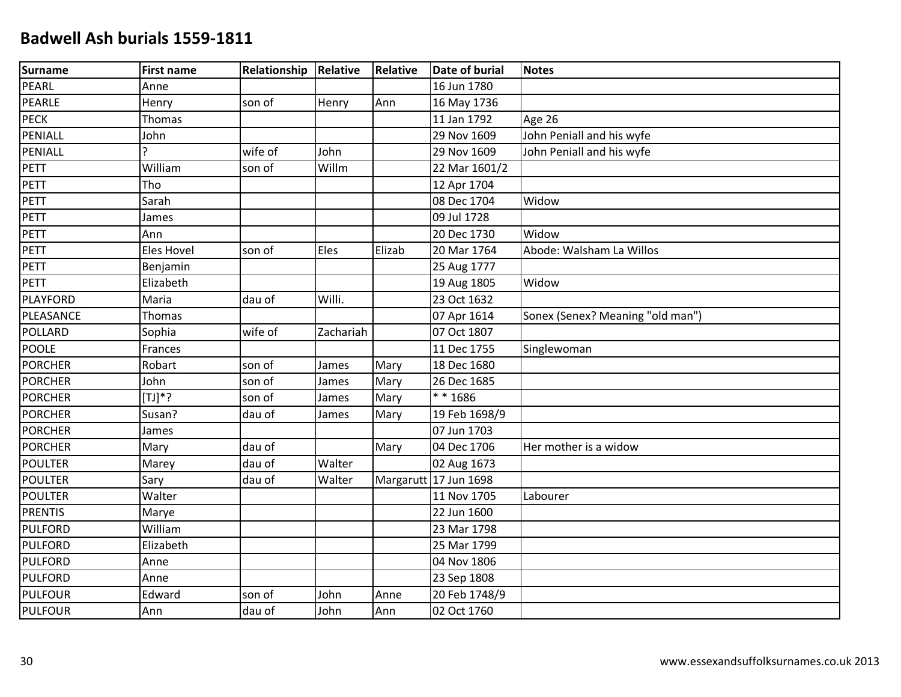# Badwell Ash burials 1559-1811

| Surname | First name | Relationship | Relative | Relative | Date of burial | Notes |
|---|---|---|---|---|---|---|
| PEARL | Anne | | | | 16 Jun 1780 | |
| PEARLE | Henry | son of | Henry | Ann | 16 May 1736 | |
| PECK | Thomas | | | | 11 Jan 1792 | Age 26 |
| PENIALL | John | | | | 29 Nov 1609 | John Peniall and his wyfe |
| PENIALL | ? | wife of | John | | 29 Nov 1609 | John Peniall and his wyfe |
| PETT | William | son of | Willm | | 22 Mar 1601/2 | |
| PETT | Tho | | | | 12 Apr 1704 | |
| PETT | Sarah | | | | 08 Dec 1704 | Widow |
| PETT | James | | | | 09 Jul 1728 | |
| PETT | Ann | | | | 20 Dec 1730 | Widow |
| PETT | Eles Hovel | son of | Eles | Elizab | 20 Mar 1764 | Abode: Walsham La Willos |
| PETT | Benjamin | | | | 25 Aug 1777 | |
| PETT | Elizabeth | | | | 19 Aug 1805 | Widow |
| PLAYFORD | Maria | dau of | Willi. | | 23 Oct 1632 | |
| PLEASANCE | Thomas | | | | 07 Apr 1614 | Sonex (Senex? Meaning "old man") |
| POLLARD | Sophia | wife of | Zachariah | | 07 Oct 1807 | |
| POOLE | Frances | | | | 11 Dec 1755 | Singlewoman |
| PORCHER | Robart | son of | James | Mary | 18 Dec 1680 | |
| PORCHER | John | son of | James | Mary | 26 Dec 1685 | |
| PORCHER | [TJ]*? | son of | James | Mary | * * 1686 | |
| PORCHER | Susan? | dau of | James | Mary | 19 Feb 1698/9 | |
| PORCHER | James | | | | 07 Jun 1703 | |
| PORCHER | Mary | dau of | | Mary | 04 Dec 1706 | Her mother is a widow |
| POULTER | Marey | dau of | Walter | | 02 Aug 1673 | |
| POULTER | Sary | dau of | Walter | Margarutt | 17 Jun 1698 | |
| POULTER | Walter | | | | 11 Nov 1705 | Labourer |
| PRENTIS | Marye | | | | 22 Jun 1600 | |
| PULFORD | William | | | | 23 Mar 1798 | |
| PULFORD | Elizabeth | | | | 25 Mar 1799 | |
| PULFORD | Anne | | | | 04 Nov 1806 | |
| PULFORD | Anne | | | | 23 Sep 1808 | |
| PULFOUR | Edward | son of | John | Anne | 20 Feb 1748/9 | |
| PULFOUR | Ann | dau of | John | Ann | 02 Oct 1760 | |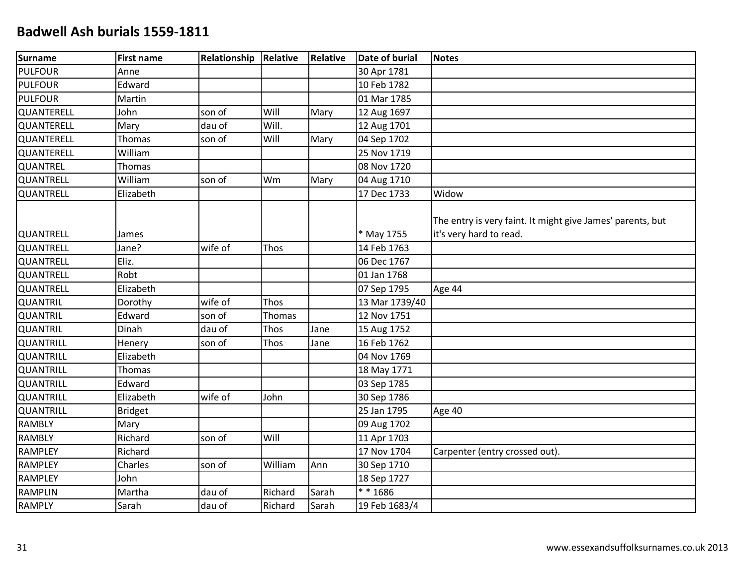# Badwell Ash burials 1559-1811

| Surname | First name | Relationship | Relative | Relative | Date of burial | Notes |
|---|---|---|---|---|---|---|
| PULFOUR | Anne | | | | 30 Apr 1781 | |
| PULFOUR | Edward | | | | 10 Feb 1782 | |
| PULFOUR | Martin | | | | 01 Mar 1785 | |
| QUANTERELL | John | son of | Will | Mary | 12 Aug 1697 | |
| QUANTERELL | Mary | dau of | Will. | | 12 Aug 1701 | |
| QUANTERELL | Thomas | son of | Will | Mary | 04 Sep 1702 | |
| QUANTERELL | William | | | | 25 Nov 1719 | |
| QUANTREL | Thomas | | | | 08 Nov 1720 | |
| QUANTRELL | William | son of | Wm | Mary | 04 Aug 1710 | |
| QUANTRELL | Elizabeth | | | | 17 Dec 1733 | Widow |
| QUANTRELL | James | | | | * May 1755 | The entry is very faint. It might give James' parents, but it's very hard to read. |
| QUANTRELL | Jane? | wife of | Thos | | 14 Feb 1763 | |
| QUANTRELL | Eliz. | | | | 06 Dec 1767 | |
| QUANTRELL | Robt | | | | 01 Jan 1768 | |
| QUANTRELL | Elizabeth | | | | 07 Sep 1795 | Age 44 |
| QUANTRIL | Dorothy | wife of | Thos | | 13 Mar 1739/40 | |
| QUANTRIL | Edward | son of | Thomas | | 12 Nov 1751 | |
| QUANTRIL | Dinah | dau of | Thos | Jane | 15 Aug 1752 | |
| QUANTRILL | Henery | son of | Thos | Jane | 16 Feb 1762 | |
| QUANTRILL | Elizabeth | | | | 04 Nov 1769 | |
| QUANTRILL | Thomas | | | | 18 May 1771 | |
| QUANTRILL | Edward | | | | 03 Sep 1785 | |
| QUANTRILL | Elizabeth | wife of | John | | 30 Sep 1786 | |
| QUANTRILL | Bridget | | | | 25 Jan 1795 | Age 40 |
| RAMBLY | Mary | | | | 09 Aug 1702 | |
| RAMBLY | Richard | son of | Will | | 11 Apr 1703 | |
| RAMPLEY | Richard | | | | 17 Nov 1704 | Carpenter (entry crossed out). |
| RAMPLEY | Charles | son of | William | Ann | 30 Sep 1710 | |
| RAMPLEY | John | | | | 18 Sep 1727 | |
| RAMPLIN | Martha | dau of | Richard | Sarah | * * 1686 | |
| RAMPLY | Sarah | dau of | Richard | Sarah | 19 Feb 1683/4 | |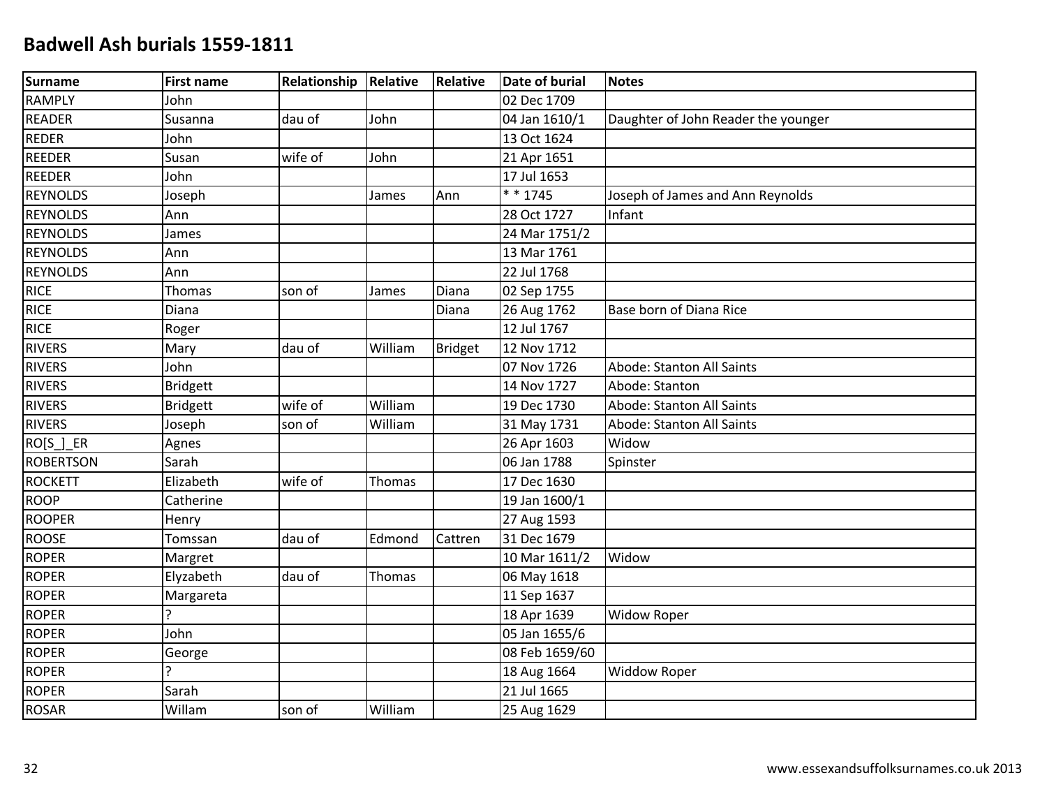# Badwell Ash burials 1559-1811

| Surname | First name | Relationship | Relative | Relative | Date of burial | Notes |
|---|---|---|---|---|---|---|
| RAMPLY | John | | | | 02 Dec 1709 | |
| READER | Susanna | dau of | John | | 04 Jan 1610/1 | Daughter of John Reader the younger |
| REDER | John | | | | 13 Oct 1624 | |
| REEDER | Susan | wife of | John | | 21 Apr 1651 | |
| REEDER | John | | | | 17 Jul 1653 | |
| REYNOLDS | Joseph | | James | Ann | * * 1745 | Joseph of James and Ann Reynolds |
| REYNOLDS | Ann | | | | 28 Oct 1727 | Infant |
| REYNOLDS | James | | | | 24 Mar 1751/2 | |
| REYNOLDS | Ann | | | | 13 Mar 1761 | |
| REYNOLDS | Ann | | | | 22 Jul 1768 | |
| RICE | Thomas | son of | James | Diana | 02 Sep 1755 | |
| RICE | Diana | | | Diana | 26 Aug 1762 | Base born of Diana Rice |
| RICE | Roger | | | | 12 Jul 1767 | |
| RIVERS | Mary | dau of | William | Bridget | 12 Nov 1712 | |
| RIVERS | John | | | | 07 Nov 1726 | Abode: Stanton All Saints |
| RIVERS | Bridgett | | | | 14 Nov 1727 | Abode: Stanton |
| RIVERS | Bridgett | wife of | William | | 19 Dec 1730 | Abode: Stanton All Saints |
| RIVERS | Joseph | son of | William | | 31 May 1731 | Abode: Stanton All Saints |
| RO[S_]_ER | Agnes | | | | 26 Apr 1603 | Widow |
| ROBERTSON | Sarah | | | | 06 Jan 1788 | Spinster |
| ROCKETT | Elizabeth | wife of | Thomas | | 17 Dec 1630 | |
| ROOP | Catherine | | | | 19 Jan 1600/1 | |
| ROOPER | Henry | | | | 27 Aug 1593 | |
| ROOSE | Tomssan | dau of | Edmond | Cattren | 31 Dec 1679 | |
| ROPER | Margret | | | | 10 Mar 1611/2 | Widow |
| ROPER | Elyzabeth | dau of | Thomas | | 06 May 1618 | |
| ROPER | Margareta | | | | 11 Sep 1637 | |
| ROPER | ? | | | | 18 Apr 1639 | Widow Roper |
| ROPER | John | | | | 05 Jan 1655/6 | |
| ROPER | George | | | | 08 Feb 1659/60 | |
| ROPER | ? | | | | 18 Aug 1664 | Widdow Roper |
| ROPER | Sarah | | | | 21 Jul 1665 | |
| ROSAR | Willam | son of | William | | 25 Aug 1629 | |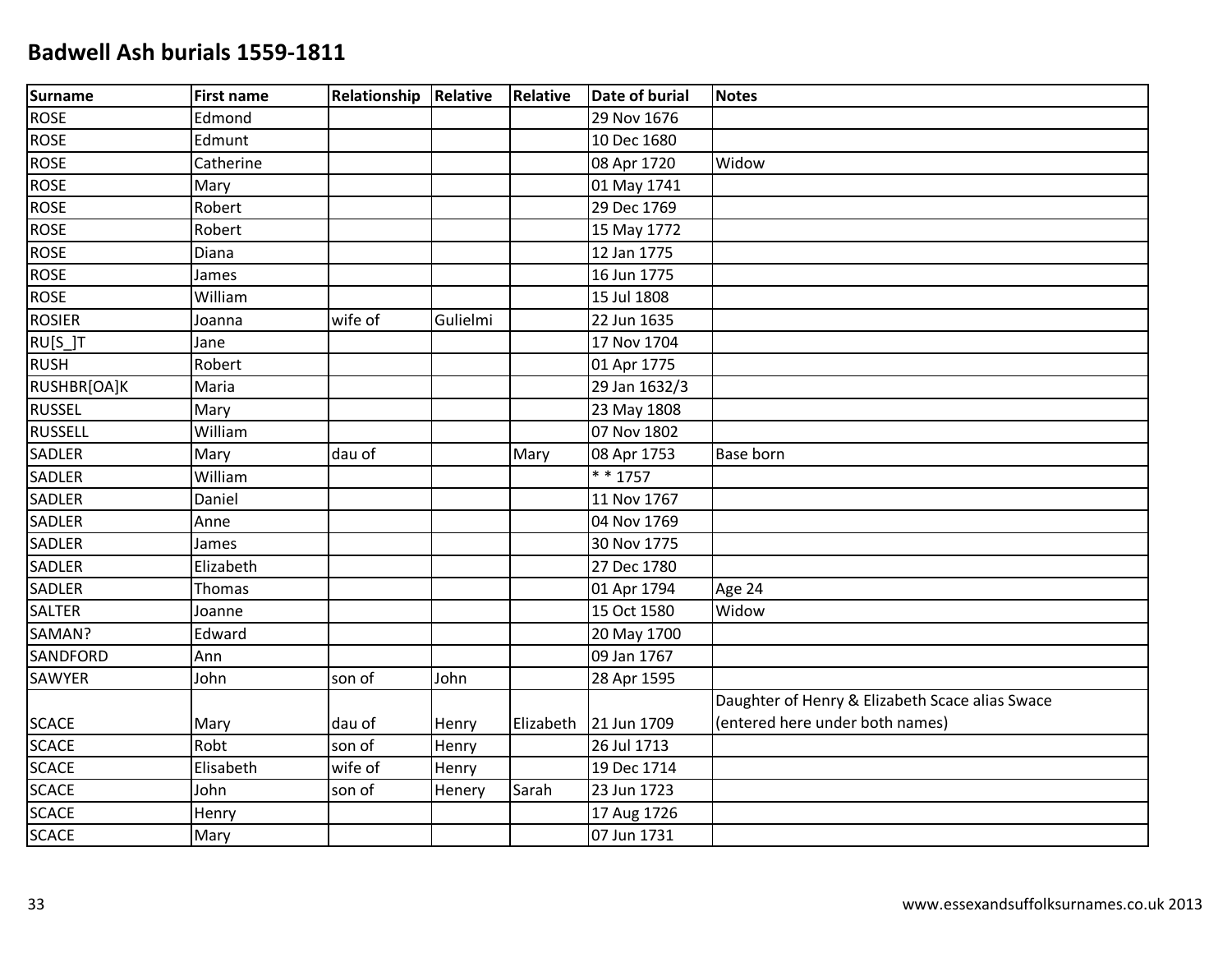# Badwell Ash burials 1559-1811

| Surname | First name | Relationship | Relative | Relative | Date of burial | Notes |
|---|---|---|---|---|---|---|
| ROSE | Edmond | | | | 29 Nov 1676 | |
| ROSE | Edmunt | | | | 10 Dec 1680 | |
| ROSE | Catherine | | | | 08 Apr 1720 | Widow |
| ROSE | Mary | | | | 01 May 1741 | |
| ROSE | Robert | | | | 29 Dec 1769 | |
| ROSE | Robert | | | | 15 May 1772 | |
| ROSE | Diana | | | | 12 Jan 1775 | |
| ROSE | James | | | | 16 Jun 1775 | |
| ROSE | William | | | | 15 Jul 1808 | |
| ROSIER | Joanna | wife of | Gulielmi | | 22 Jun 1635 | |
| RU[S_]T | Jane | | | | 17 Nov 1704 | |
| RUSH | Robert | | | | 01 Apr 1775 | |
| RUSHBR[OA]K | Maria | | | | 29 Jan 1632/3 | |
| RUSSEL | Mary | | | | 23 May 1808 | |
| RUSSELL | William | | | | 07 Nov 1802 | |
| SADLER | Mary | dau of | | Mary | 08 Apr 1753 | Base born |
| SADLER | William | | | | * * 1757 | |
| SADLER | Daniel | | | | 11 Nov 1767 | |
| SADLER | Anne | | | | 04 Nov 1769 | |
| SADLER | James | | | | 30 Nov 1775 | |
| SADLER | Elizabeth | | | | 27 Dec 1780 | |
| SADLER | Thomas | | | | 01 Apr 1794 | Age 24 |
| SALTER | Joanne | | | | 15 Oct 1580 | Widow |
| SAMAN? | Edward | | | | 20 May 1700 | |
| SANDFORD | Ann | | | | 09 Jan 1767 | |
| SAWYER | John | son of | John | | 28 Apr 1595 | |
| SCACE | Mary | dau of | Henry | Elizabeth | 21 Jun 1709 | Daughter of Henry & Elizabeth Scace alias Swace (entered here under both names) |
| SCACE | Robt | son of | Henry | | 26 Jul 1713 | |
| SCACE | Elisabeth | wife of | Henry | | 19 Dec 1714 | |
| SCACE | John | son of | Henery | Sarah | 23 Jun 1723 | |
| SCACE | Henry | | | | 17 Aug 1726 | |
| SCACE | Mary | | | | 07 Jun 1731 | |

www.essexandsuffolksurnames.co.uk 2013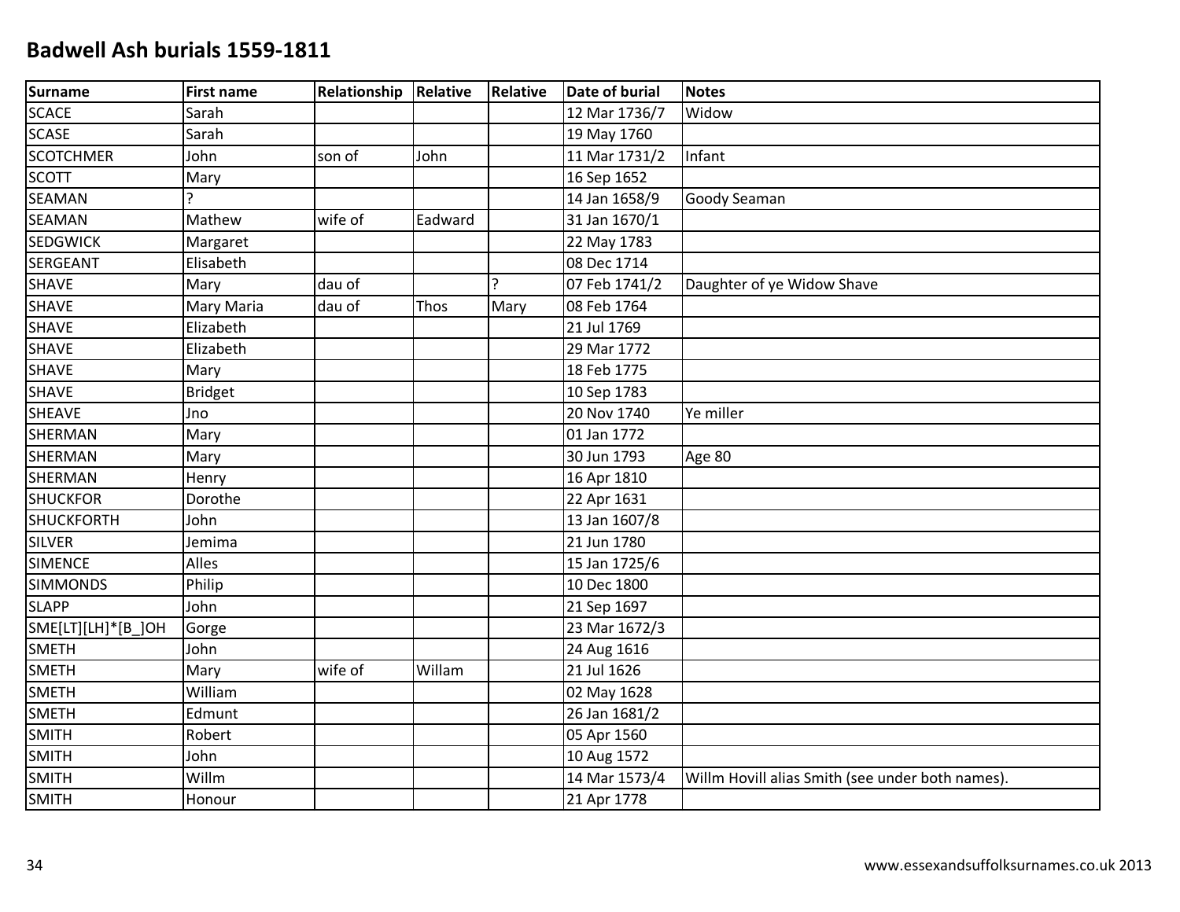# Badwell Ash burials 1559-1811

| Surname | First name | Relationship | Relative | Relative | Date of burial | Notes |
|---|---|---|---|---|---|---|
| SCACE | Sarah | | | | 12 Mar 1736/7 | Widow |
| SCASE | Sarah | | | | 19 May 1760 | |
| SCOTCHMER | John | son of | John | | 11 Mar 1731/2 | Infant |
| SCOTT | Mary | | | | 16 Sep 1652 | |
| SEAMAN | ? | | | | 14 Jan 1658/9 | Goody Seaman |
| SEAMAN | Mathew | wife of | Eadward | | 31 Jan 1670/1 | |
| SEDGWICK | Margaret | | | | 22 May 1783 | |
| SERGEANT | Elisabeth | | | | 08 Dec 1714 | |
| SHAVE | Mary | dau of | | ? | 07 Feb 1741/2 | Daughter of ye Widow Shave |
| SHAVE | Mary Maria | dau of | Thos | Mary | 08 Feb 1764 | |
| SHAVE | Elizabeth | | | | 21 Jul 1769 | |
| SHAVE | Elizabeth | | | | 29 Mar 1772 | |
| SHAVE | Mary | | | | 18 Feb 1775 | |
| SHAVE | Bridget | | | | 10 Sep 1783 | |
| SHEAVE | Jno | | | | 20 Nov 1740 | Ye miller |
| SHERMAN | Mary | | | | 01 Jan 1772 | |
| SHERMAN | Mary | | | | 30 Jun 1793 | Age 80 |
| SHERMAN | Henry | | | | 16 Apr 1810 | |
| SHUCKFOR | Dorothe | | | | 22 Apr 1631 | |
| SHUCKFORTH | John | | | | 13 Jan 1607/8 | |
| SILVER | Jemima | | | | 21 Jun 1780 | |
| SIMENCE | Alles | | | | 15 Jan 1725/6 | |
| SIMMONDS | Philip | | | | 10 Dec 1800 | |
| SLAPP | John | | | | 21 Sep 1697 | |
| SME[LT][LH]*[B_]OH | Gorge | | | | 23 Mar 1672/3 | |
| SMETH | John | | | | 24 Aug 1616 | |
| SMETH | Mary | wife of | Willam | | 21 Jul 1626 | |
| SMETH | William | | | | 02 May 1628 | |
| SMETH | Edmunt | | | | 26 Jan 1681/2 | |
| SMITH | Robert | | | | 05 Apr 1560 | |
| SMITH | John | | | | 10 Aug 1572 | |
| SMITH | Willm | | | | 14 Mar 1573/4 | Willm Hovill alias Smith (see under both names). |
| SMITH | Honour | | | | 21 Apr 1778 | |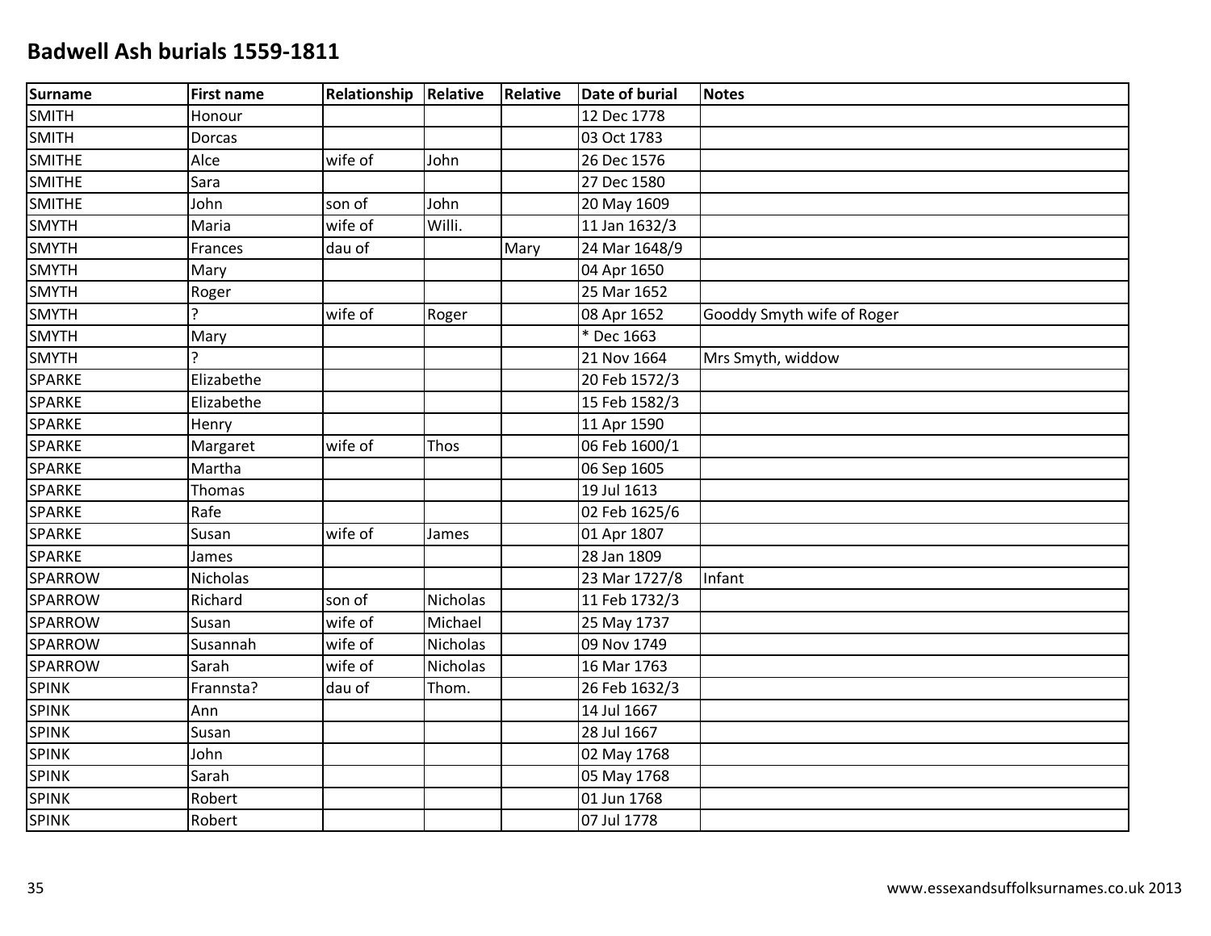# Badwell Ash burials 1559-1811

| Surname | First name | Relationship | Relative | Relative | Date of burial | Notes |
|---|---|---|---|---|---|---|
| SMITH | Honour | | | | 12 Dec 1778 | |
| SMITH | Dorcas | | | | 03 Oct 1783 | |
| SMITHE | Alce | wife of | John | | 26 Dec 1576 | |
| SMITHE | Sara | | | | 27 Dec 1580 | |
| SMITHE | John | son of | John | | 20 May 1609 | |
| SMYTH | Maria | wife of | Willi. | | 11 Jan 1632/3 | |
| SMYTH | Frances | dau of | | Mary | 24 Mar 1648/9 | |
| SMYTH | Mary | | | | 04 Apr 1650 | |
| SMYTH | Roger | | | | 25 Mar 1652 | |
| SMYTH | ? | wife of | Roger | | 08 Apr 1652 | Gooddy Smyth wife of Roger |
| SMYTH | Mary | | | | * Dec 1663 | |
| SMYTH | ? | | | | 21 Nov 1664 | Mrs Smyth, widdow |
| SPARKE | Elizabethe | | | | 20 Feb 1572/3 | |
| SPARKE | Elizabethe | | | | 15 Feb 1582/3 | |
| SPARKE | Henry | | | | 11 Apr 1590 | |
| SPARKE | Margaret | wife of | Thos | | 06 Feb 1600/1 | |
| SPARKE | Martha | | | | 06 Sep 1605 | |
| SPARKE | Thomas | | | | 19 Jul 1613 | |
| SPARKE | Rafe | | | | 02 Feb 1625/6 | |
| SPARKE | Susan | wife of | James | | 01 Apr 1807 | |
| SPARKE | James | | | | 28 Jan 1809 | |
| SPARROW | Nicholas | | | | 23 Mar 1727/8 | Infant |
| SPARROW | Richard | son of | Nicholas | | 11 Feb 1732/3 | |
| SPARROW | Susan | wife of | Michael | | 25 May 1737 | |
| SPARROW | Susannah | wife of | Nicholas | | 09 Nov 1749 | |
| SPARROW | Sarah | wife of | Nicholas | | 16 Mar 1763 | |
| SPINK | Frannsta? | dau of | Thom. | | 26 Feb 1632/3 | |
| SPINK | Ann | | | | 14 Jul 1667 | |
| SPINK | Susan | | | | 28 Jul 1667 | |
| SPINK | John | | | | 02 May 1768 | |
| SPINK | Sarah | | | | 05 May 1768 | |
| SPINK | Robert | | | | 01 Jun 1768 | |
| SPINK | Robert | | | | 07 Jul 1778 | |

www.essexandsuffolksurnames.co.uk 2013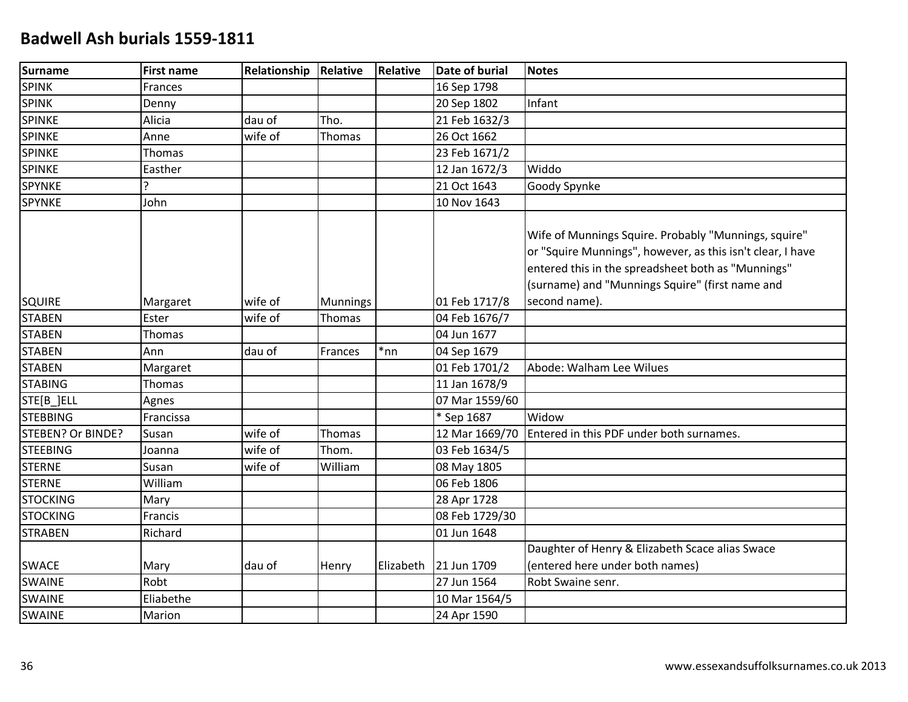# Badwell Ash burials 1559-1811

| Surname | First name | Relationship | Relative | Relative | Date of burial | Notes |
|---|---|---|---|---|---|---|
| SPINK | Frances | | | | 16 Sep 1798 | |
| SPINK | Denny | | | | 20 Sep 1802 | Infant |
| SPINKE | Alicia | dau of | Tho. | | 21 Feb 1632/3 | |
| SPINKE | Anne | wife of | Thomas | | 26 Oct 1662 | |
| SPINKE | Thomas | | | | 23 Feb 1671/2 | |
| SPINKE | Easther | | | | 12 Jan 1672/3 | Widdo |
| SPYNKE | ? | | | | 21 Oct 1643 | Goody Spynke |
| SPYNKE | John | | | | 10 Nov 1643 | |
| SQUIRE | Margaret | wife of | Munnings | | 01 Feb 1717/8 | Wife of Munnings Squire. Probably "Munnings, squire" or "Squire Munnings", however, as this isn't clear, I have entered this in the spreadsheet both as "Munnings" (surname) and "Munnings Squire" (first name and second name). |
| STABEN | Ester | wife of | Thomas | | 04 Feb 1676/7 | |
| STABEN | Thomas | | | | 04 Jun 1677 | |
| STABEN | Ann | dau of | Frances | *nn | 04 Sep 1679 | |
| STABEN | Margaret | | | | 01 Feb 1701/2 | Abode: Walham Lee Wilues |
| STABING | Thomas | | | | 11 Jan 1678/9 | |
| STE[B_]ELL | Agnes | | | | 07 Mar 1559/60 | |
| STEBBING | Francissa | | | | * Sep 1687 | Widow |
| STEBEN? Or BINDE? | Susan | wife of | Thomas | | 12 Mar 1669/70 | Entered in this PDF under both surnames. |
| STEEBING | Joanna | wife of | Thom. | | 03 Feb 1634/5 | |
| STERNE | Susan | wife of | William | | 08 May 1805 | |
| STERNE | William | | | | 06 Feb 1806 | |
| STOCKING | Mary | | | | 28 Apr 1728 | |
| STOCKING | Francis | | | | 08 Feb 1729/30 | |
| STRABEN | Richard | | | | 01 Jun 1648 | |
| SWACE | Mary | dau of | Henry | Elizabeth | 21 Jun 1709 | Daughter of Henry & Elizabeth Scace alias Swace (entered here under both names) |
| SWAINE | Robt | | | | 27 Jun 1564 | Robt Swaine senr. |
| SWAINE | Eliabethe | | | | 10 Mar 1564/5 | |
| SWAINE | Marion | | | | 24 Apr 1590 | |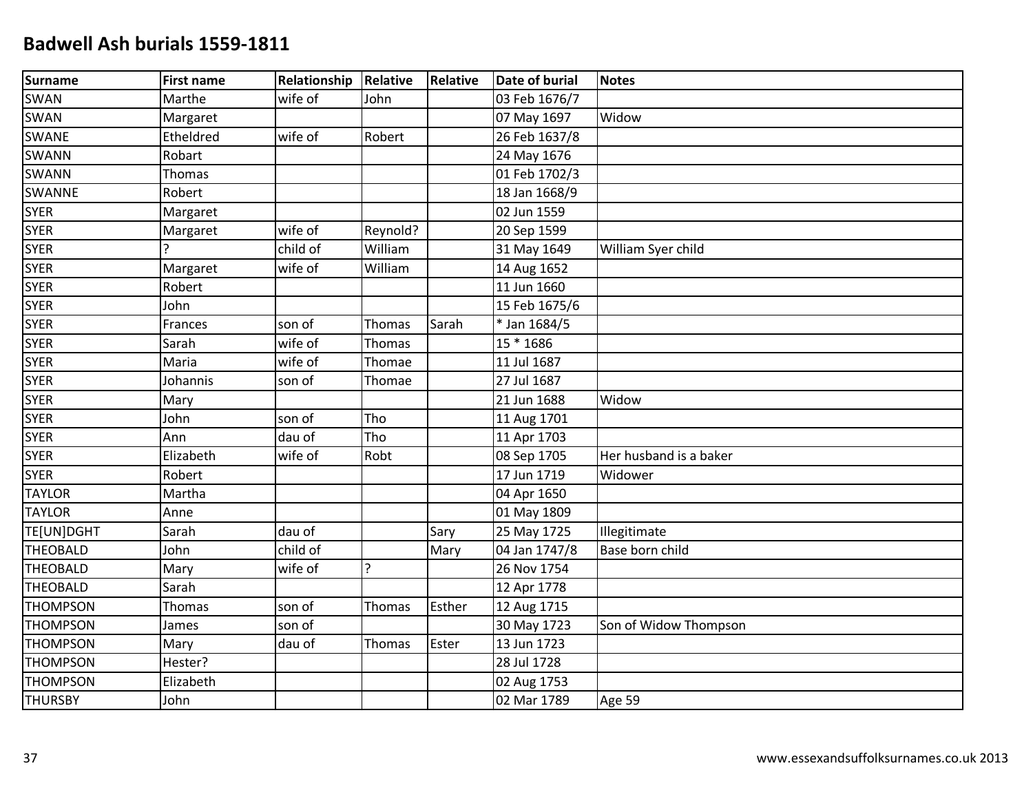# Badwell Ash burials 1559-1811

| Surname | First name | Relationship | Relative | Relative | Date of burial | Notes |
|---|---|---|---|---|---|---|
| SWAN | Marthe | wife of | John | | 03 Feb 1676/7 | |
| SWAN | Margaret | | | | 07 May 1697 | Widow |
| SWANE | Etheldred | wife of | Robert | | 26 Feb 1637/8 | |
| SWANN | Robart | | | | 24 May 1676 | |
| SWANN | Thomas | | | | 01 Feb 1702/3 | |
| SWANNE | Robert | | | | 18 Jan 1668/9 | |
| SYER | Margaret | | | | 02 Jun 1559 | |
| SYER | Margaret | wife of | Reynold? | | 20 Sep 1599 | |
| SYER | ? | child of | William | | 31 May 1649 | William Syer child |
| SYER | Margaret | wife of | William | | 14 Aug 1652 | |
| SYER | Robert | | | | 11 Jun 1660 | |
| SYER | John | | | | 15 Feb 1675/6 | |
| SYER | Frances | son of | Thomas | Sarah | * Jan 1684/5 | |
| SYER | Sarah | wife of | Thomas | | 15 * 1686 | |
| SYER | Maria | wife of | Thomae | | 11 Jul 1687 | |
| SYER | Johannis | son of | Thomae | | 27 Jul 1687 | |
| SYER | Mary | | | | 21 Jun 1688 | Widow |
| SYER | John | son of | Tho | | 11 Aug 1701 | |
| SYER | Ann | dau of | Tho | | 11 Apr 1703 | |
| SYER | Elizabeth | wife of | Robt | | 08 Sep 1705 | Her husband is a baker |
| SYER | Robert | | | | 17 Jun 1719 | Widower |
| TAYLOR | Martha | | | | 04 Apr 1650 | |
| TAYLOR | Anne | | | | 01 May 1809 | |
| TE[UN]DGHT | Sarah | dau of | | Sary | 25 May 1725 | Illegitimate |
| THEOBALD | John | child of | | Mary | 04 Jan 1747/8 | Base born child |
| THEOBALD | Mary | wife of | ? | | 26 Nov 1754 | |
| THEOBALD | Sarah | | | | 12 Apr 1778 | |
| THOMPSON | Thomas | son of | Thomas | Esther | 12 Aug 1715 | |
| THOMPSON | James | son of | | | 30 May 1723 | Son of Widow Thompson |
| THOMPSON | Mary | dau of | Thomas | Ester | 13 Jun 1723 | |
| THOMPSON | Hester? | | | | 28 Jul 1728 | |
| THOMPSON | Elizabeth | | | | 02 Aug 1753 | |
| THURSBY | John | | | | 02 Mar 1789 | Age 59 |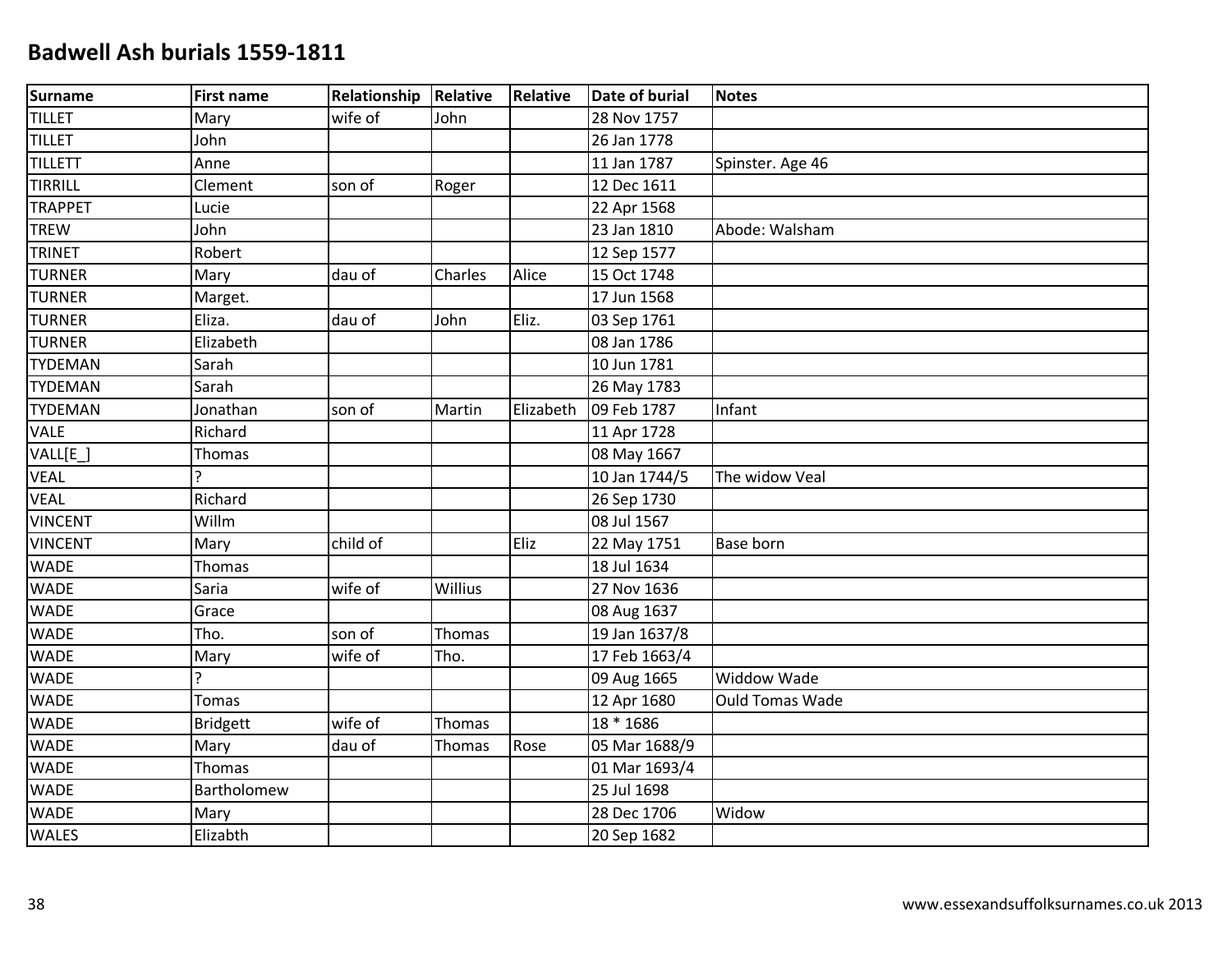# Badwell Ash burials 1559-1811

| Surname | First name | Relationship | Relative | Relative | Date of burial | Notes |
|---|---|---|---|---|---|---|
| TILLET | Mary | wife of | John | | 28 Nov 1757 | |
| TILLET | John | | | | 26 Jan 1778 | |
| TILLETT | Anne | | | | 11 Jan 1787 | Spinster. Age 46 |
| TIRRILL | Clement | son of | Roger | | 12 Dec 1611 | |
| TRAPPET | Lucie | | | | 22 Apr 1568 | |
| TREW | John | | | | 23 Jan 1810 | Abode: Walsham |
| TRINET | Robert | | | | 12 Sep 1577 | |
| TURNER | Mary | dau of | Charles | Alice | 15 Oct 1748 | |
| TURNER | Marget. | | | | 17 Jun 1568 | |
| TURNER | Eliza. | dau of | John | Eliz. | 03 Sep 1761 | |
| TURNER | Elizabeth | | | | 08 Jan 1786 | |
| TYDEMAN | Sarah | | | | 10 Jun 1781 | |
| TYDEMAN | Sarah | | | | 26 May 1783 | |
| TYDEMAN | Jonathan | son of | Martin | Elizabeth | 09 Feb 1787 | Infant |
| VALE | Richard | | | | 11 Apr 1728 | |
| VALL[E_] | Thomas | | | | 08 May 1667 | |
| VEAL | ? | | | | 10 Jan 1744/5 | The widow Veal |
| VEAL | Richard | | | | 26 Sep 1730 | |
| VINCENT | Willm | | | | 08 Jul 1567 | |
| VINCENT | Mary | child of | | Eliz | 22 May 1751 | Base born |
| WADE | Thomas | | | | 18 Jul 1634 | |
| WADE | Saria | wife of | Willius | | 27 Nov 1636 | |
| WADE | Grace | | | | 08 Aug 1637 | |
| WADE | Tho. | son of | Thomas | | 19 Jan 1637/8 | |
| WADE | Mary | wife of | Tho. | | 17 Feb 1663/4 | |
| WADE | ? | | | | 09 Aug 1665 | Widdow Wade |
| WADE | Tomas | | | | 12 Apr 1680 | Ould Tomas Wade |
| WADE | Bridgett | wife of | Thomas | | 18 * 1686 | |
| WADE | Mary | dau of | Thomas | Rose | 05 Mar 1688/9 | |
| WADE | Thomas | | | | 01 Mar 1693/4 | |
| WADE | Bartholomew | | | | 25 Jul 1698 | |
| WADE | Mary | | | | 28 Dec 1706 | Widow |
| WALES | Elizabth | | | | 20 Sep 1682 | |

www.essexandsuffolksurnames.co.uk 2013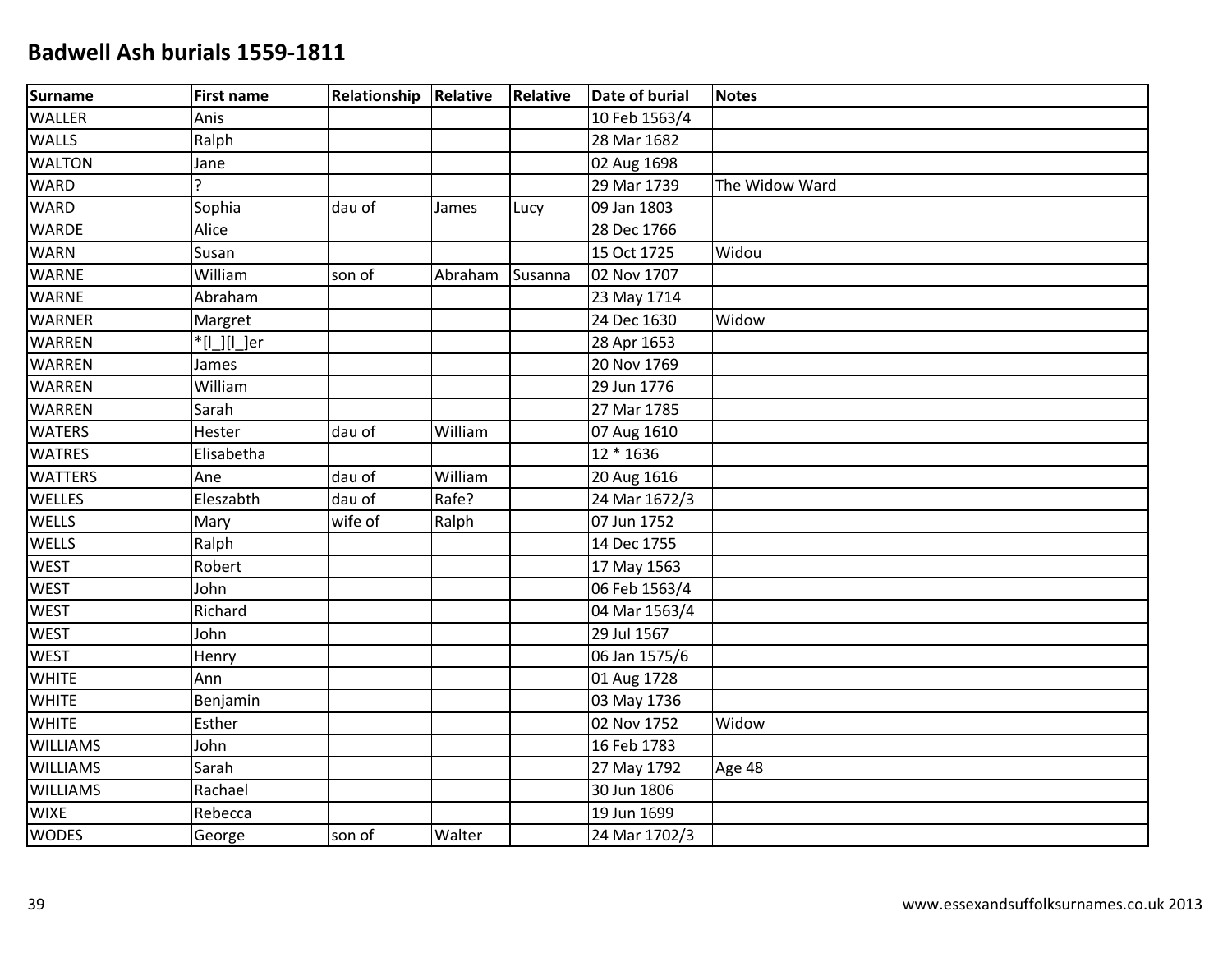# Badwell Ash burials 1559-1811

| Surname | First name | Relationship | Relative | Relative | Date of burial | Notes |
|---|---|---|---|---|---|---|
| WALLER | Anis | | | | 10 Feb 1563/4 | |
| WALLS | Ralph | | | | 28 Mar 1682 | |
| WALTON | Jane | | | | 02 Aug 1698 | |
| WARD | ? | | | | 29 Mar 1739 | The Widow Ward |
| WARD | Sophia | dau of | James | Lucy | 09 Jan 1803 | |
| WARDE | Alice | | | | 28 Dec 1766 | |
| WARN | Susan | | | | 15 Oct 1725 | Widou |
| WARNE | William | son of | Abraham | Susanna | 02 Nov 1707 | |
| WARNE | Abraham | | | | 23 May 1714 | |
| WARNER | Margret | | | | 24 Dec 1630 | Widow |
| WARREN | *[l_][l_]er | | | | 28 Apr 1653 | |
| WARREN | James | | | | 20 Nov 1769 | |
| WARREN | William | | | | 29 Jun 1776 | |
| WARREN | Sarah | | | | 27 Mar 1785 | |
| WATERS | Hester | dau of | William | | 07 Aug 1610 | |
| WATRES | Elisabetha | | | | 12 * 1636 | |
| WATTERS | Ane | dau of | William | | 20 Aug 1616 | |
| WELLES | Eleszabth | dau of | Rafe? | | 24 Mar 1672/3 | |
| WELLS | Mary | wife of | Ralph | | 07 Jun 1752 | |
| WELLS | Ralph | | | | 14 Dec 1755 | |
| WEST | Robert | | | | 17 May 1563 | |
| WEST | John | | | | 06 Feb 1563/4 | |
| WEST | Richard | | | | 04 Mar 1563/4 | |
| WEST | John | | | | 29 Jul 1567 | |
| WEST | Henry | | | | 06 Jan 1575/6 | |
| WHITE | Ann | | | | 01 Aug 1728 | |
| WHITE | Benjamin | | | | 03 May 1736 | |
| WHITE | Esther | | | | 02 Nov 1752 | Widow |
| WILLIAMS | John | | | | 16 Feb 1783 | |
| WILLIAMS | Sarah | | | | 27 May 1792 | Age 48 |
| WILLIAMS | Rachael | | | | 30 Jun 1806 | |
| WIXE | Rebecca | | | | 19 Jun 1699 | |
| WODES | George | son of | Walter | | 24 Mar 1702/3 | |

www.essexandsuffolksurnames.co.uk 2013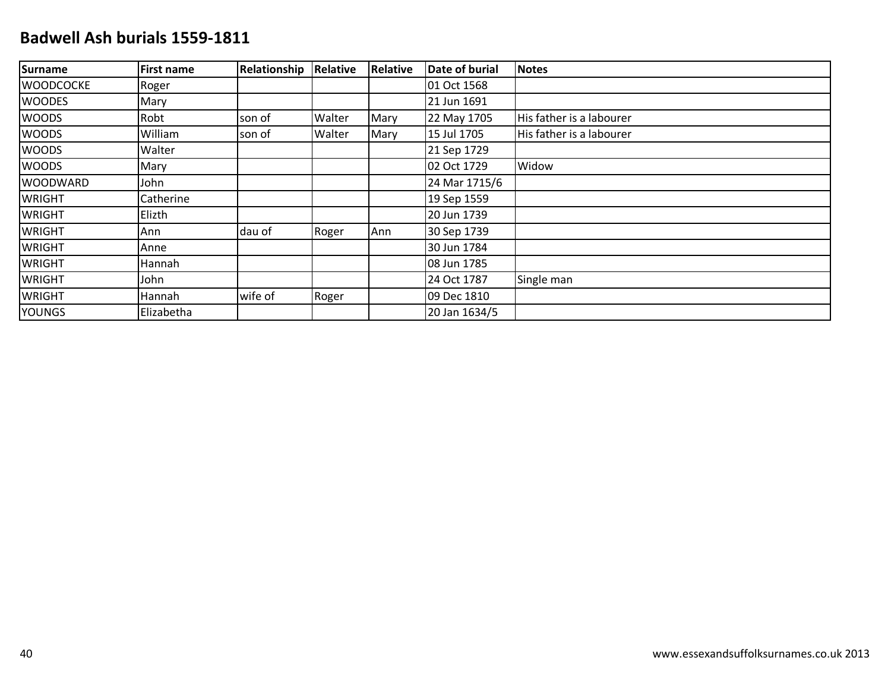# Badwell Ash burials 1559-1811

| Surname | First name | Relationship | Relative | Relative | Date of burial | Notes |
|---|---|---|---|---|---|---|
| WOODCOCKE | Roger | | | | 01 Oct 1568 | |
| WOODES | Mary | | | | 21 Jun 1691 | |
| WOODS | Robt | son of | Walter | Mary | 22 May 1705 | His father is a labourer |
| WOODS | William | son of | Walter | Mary | 15 Jul 1705 | His father is a labourer |
| WOODS | Walter | | | | 21 Sep 1729 | |
| WOODS | Mary | | | | 02 Oct 1729 | Widow |
| WOODWARD | John | | | | 24 Mar 1715/6 | |
| WRIGHT | Catherine | | | | 19 Sep 1559 | |
| WRIGHT | Elizth | | | | 20 Jun 1739 | |
| WRIGHT | Ann | dau of | Roger | Ann | 30 Sep 1739 | |
| WRIGHT | Anne | | | | 30 Jun 1784 | |
| WRIGHT | Hannah | | | | 08 Jun 1785 | |
| WRIGHT | John | | | | 24 Oct 1787 | Single man |
| WRIGHT | Hannah | wife of | Roger | | 09 Dec 1810 | |
| YOUNGS | Elizabetha | | | | 20 Jan 1634/5 | |

www.essexandsuffolksurnames.co.uk 2013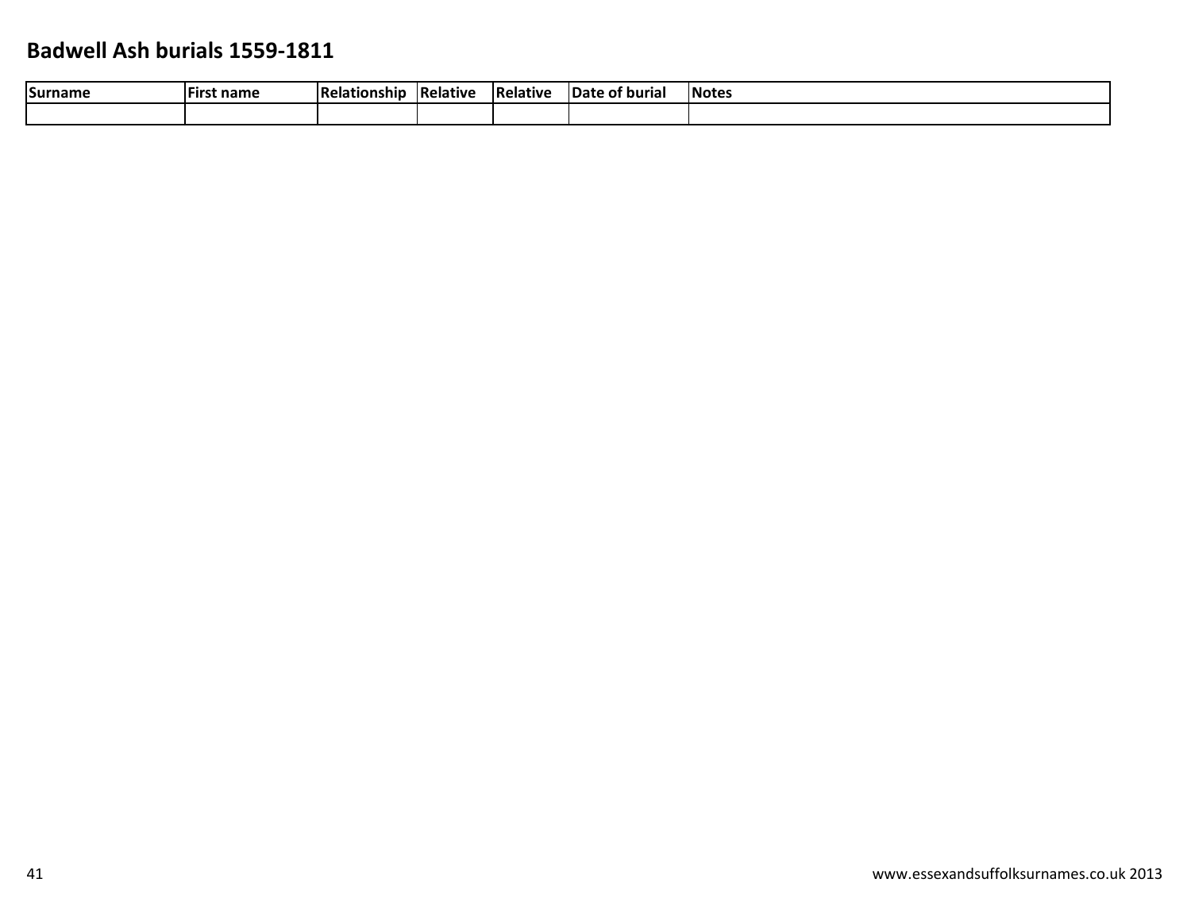# Badwell Ash burials 1559-1811

| Surname | First name | Relationship | Relative | Relative | Date of burial | Notes |
|---|---|---|---|---|---|---|
| | | | | | | |